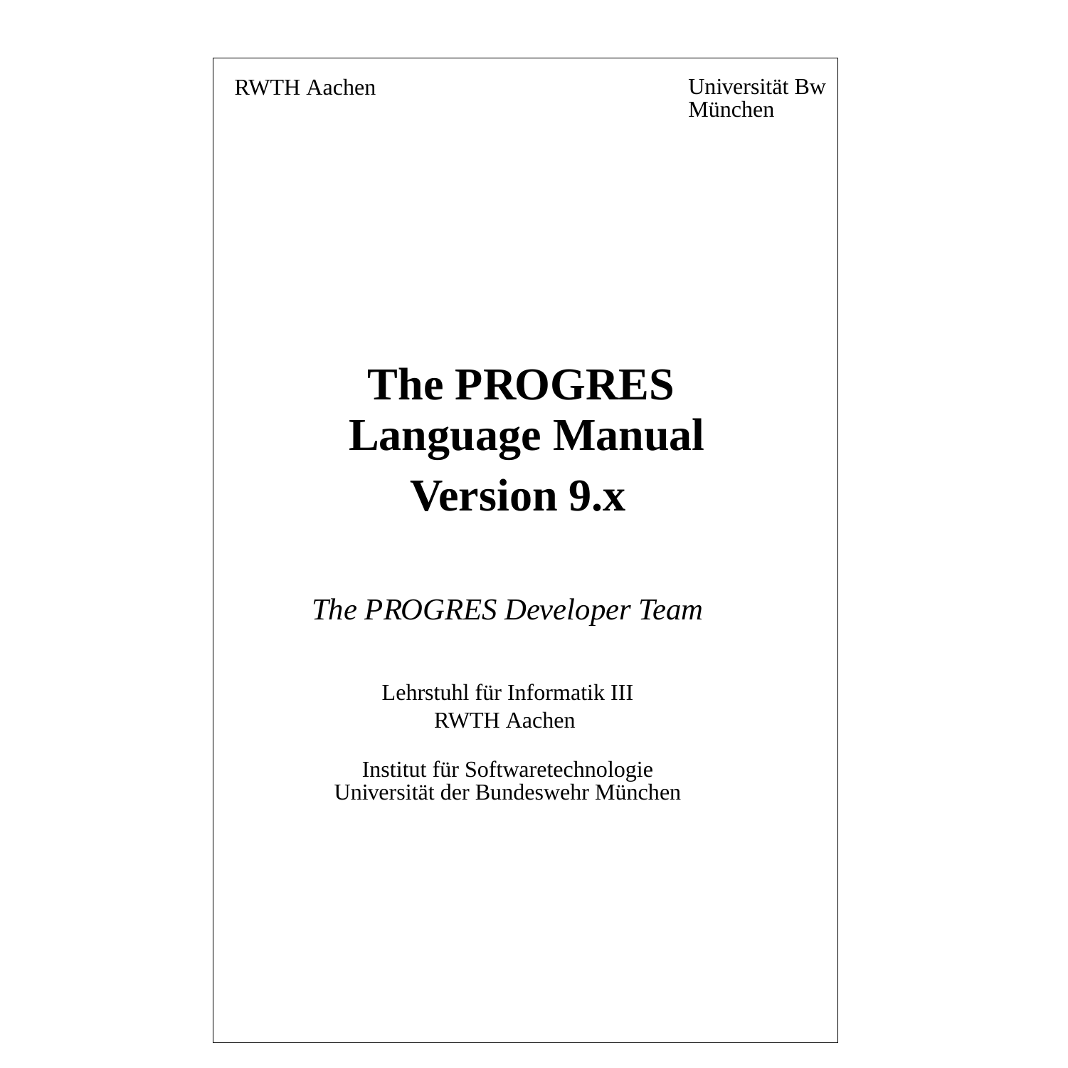RWTH Aachen

Universität Bw München

# The PROGRES Language Manual

## Version 9.x

*The PROGRES Developer Team*

Lehrstuhl für Informatik III
RWTH Aachen

Institut für Softwaretechnologie
Universität der Bundeswehr München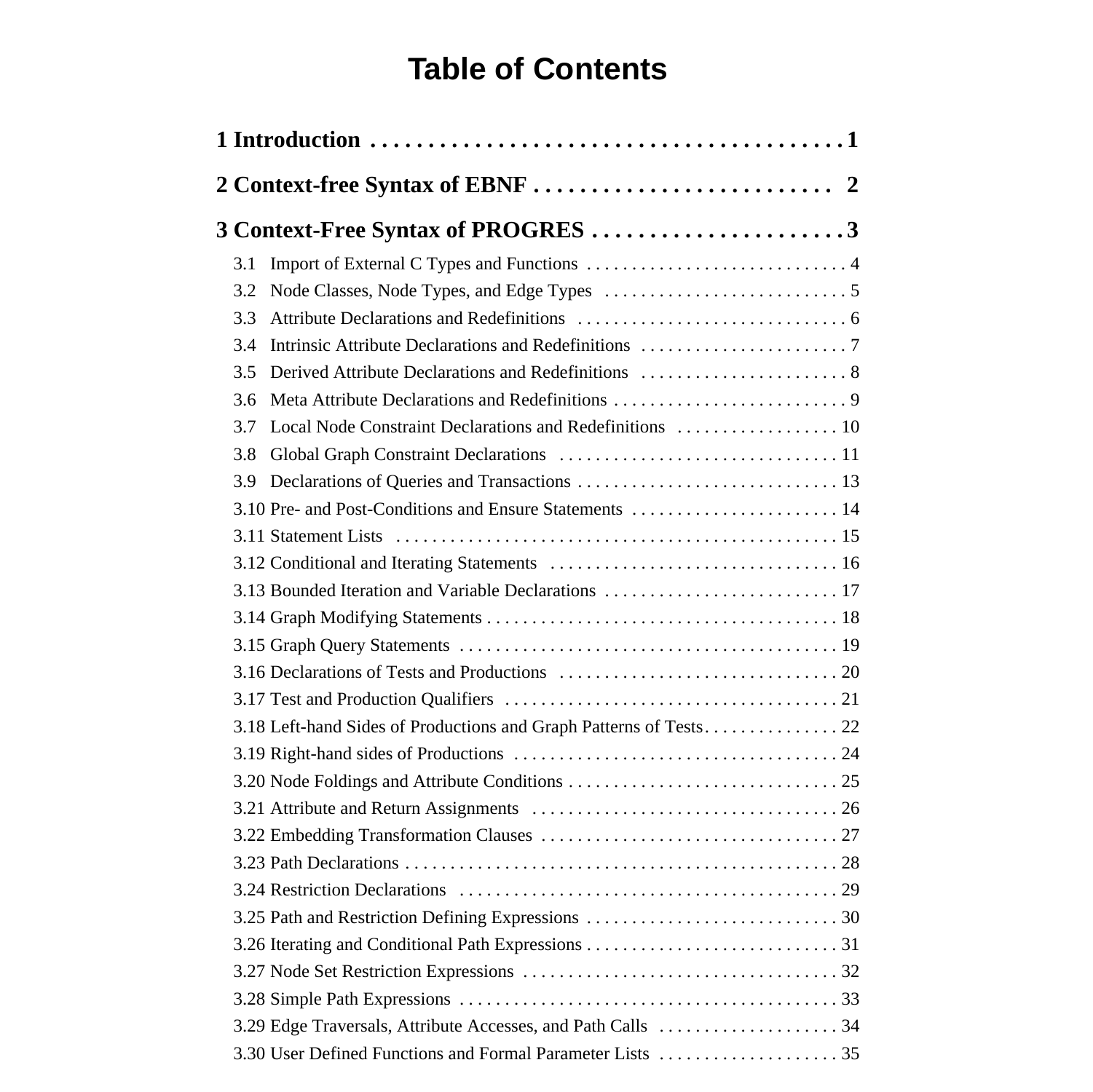# Table of Contents

**1 Introduction . . . . . . . . . . . . . . . . . . . . . . . . . . . . . . . . . . . . . . . . . 1**

**2 Context-free Syntax of EBNF . . . . . . . . . . . . . . . . . . . . . . . . . . 2**

**3 Context-Free Syntax of PROGRES . . . . . . . . . . . . . . . . . . . . . . 3**

- 3.1 Import of External C Types and Functions . . . . . . . . . . . . . . . . . . . . . . . . . . . . . 4
- 3.2 Node Classes, Node Types, and Edge Types . . . . . . . . . . . . . . . . . . . . . . . . . . . 5
- 3.3 Attribute Declarations and Redefinitions . . . . . . . . . . . . . . . . . . . . . . . . . . . . . . 6
- 3.4 Intrinsic Attribute Declarations and Redefinitions . . . . . . . . . . . . . . . . . . . . . . . 7
- 3.5 Derived Attribute Declarations and Redefinitions . . . . . . . . . . . . . . . . . . . . . . . 8
- 3.6 Meta Attribute Declarations and Redefinitions . . . . . . . . . . . . . . . . . . . . . . . . . . 9
- 3.7 Local Node Constraint Declarations and Redefinitions . . . . . . . . . . . . . . . . . . 10
- 3.8 Global Graph Constraint Declarations . . . . . . . . . . . . . . . . . . . . . . . . . . . . . . . 11
- 3.9 Declarations of Queries and Transactions . . . . . . . . . . . . . . . . . . . . . . . . . . . . . 13
- 3.10 Pre- and Post-Conditions and Ensure Statements . . . . . . . . . . . . . . . . . . . . . . . 14
- 3.11 Statement Lists . . . . . . . . . . . . . . . . . . . . . . . . . . . . . . . . . . . . . . . . . . . . . . . . 15
- 3.12 Conditional and Iterating Statements . . . . . . . . . . . . . . . . . . . . . . . . . . . . . . . . 16
- 3.13 Bounded Iteration and Variable Declarations . . . . . . . . . . . . . . . . . . . . . . . . . . 17
- 3.14 Graph Modifying Statements . . . . . . . . . . . . . . . . . . . . . . . . . . . . . . . . . . . . . . . 18
- 3.15 Graph Query Statements . . . . . . . . . . . . . . . . . . . . . . . . . . . . . . . . . . . . . . . . . 19
- 3.16 Declarations of Tests and Productions . . . . . . . . . . . . . . . . . . . . . . . . . . . . . . . 20
- 3.17 Test and Production Qualifiers . . . . . . . . . . . . . . . . . . . . . . . . . . . . . . . . . . . . . 21
- 3.18 Left-hand Sides of Productions and Graph Patterns of Tests . . . . . . . . . . . . . . . 22
- 3.19 Right-hand sides of Productions . . . . . . . . . . . . . . . . . . . . . . . . . . . . . . . . . . . . 24
- 3.20 Node Foldings and Attribute Conditions . . . . . . . . . . . . . . . . . . . . . . . . . . . . . . 25
- 3.21 Attribute and Return Assignments . . . . . . . . . . . . . . . . . . . . . . . . . . . . . . . . . . 26
- 3.22 Embedding Transformation Clauses . . . . . . . . . . . . . . . . . . . . . . . . . . . . . . . . . 27
- 3.23 Path Declarations . . . . . . . . . . . . . . . . . . . . . . . . . . . . . . . . . . . . . . . . . . . . . . . 28
- 3.24 Restriction Declarations . . . . . . . . . . . . . . . . . . . . . . . . . . . . . . . . . . . . . . . . . 29
- 3.25 Path and Restriction Defining Expressions . . . . . . . . . . . . . . . . . . . . . . . . . . . . 30
- 3.26 Iterating and Conditional Path Expressions . . . . . . . . . . . . . . . . . . . . . . . . . . . . 31
- 3.27 Node Set Restriction Expressions . . . . . . . . . . . . . . . . . . . . . . . . . . . . . . . . . . . 32
- 3.28 Simple Path Expressions . . . . . . . . . . . . . . . . . . . . . . . . . . . . . . . . . . . . . . . . . 33
- 3.29 Edge Traversals, Attribute Accesses, and Path Calls . . . . . . . . . . . . . . . . . . . . 34
- 3.30 User Defined Functions and Formal Parameter Lists . . . . . . . . . . . . . . . . . . . . 35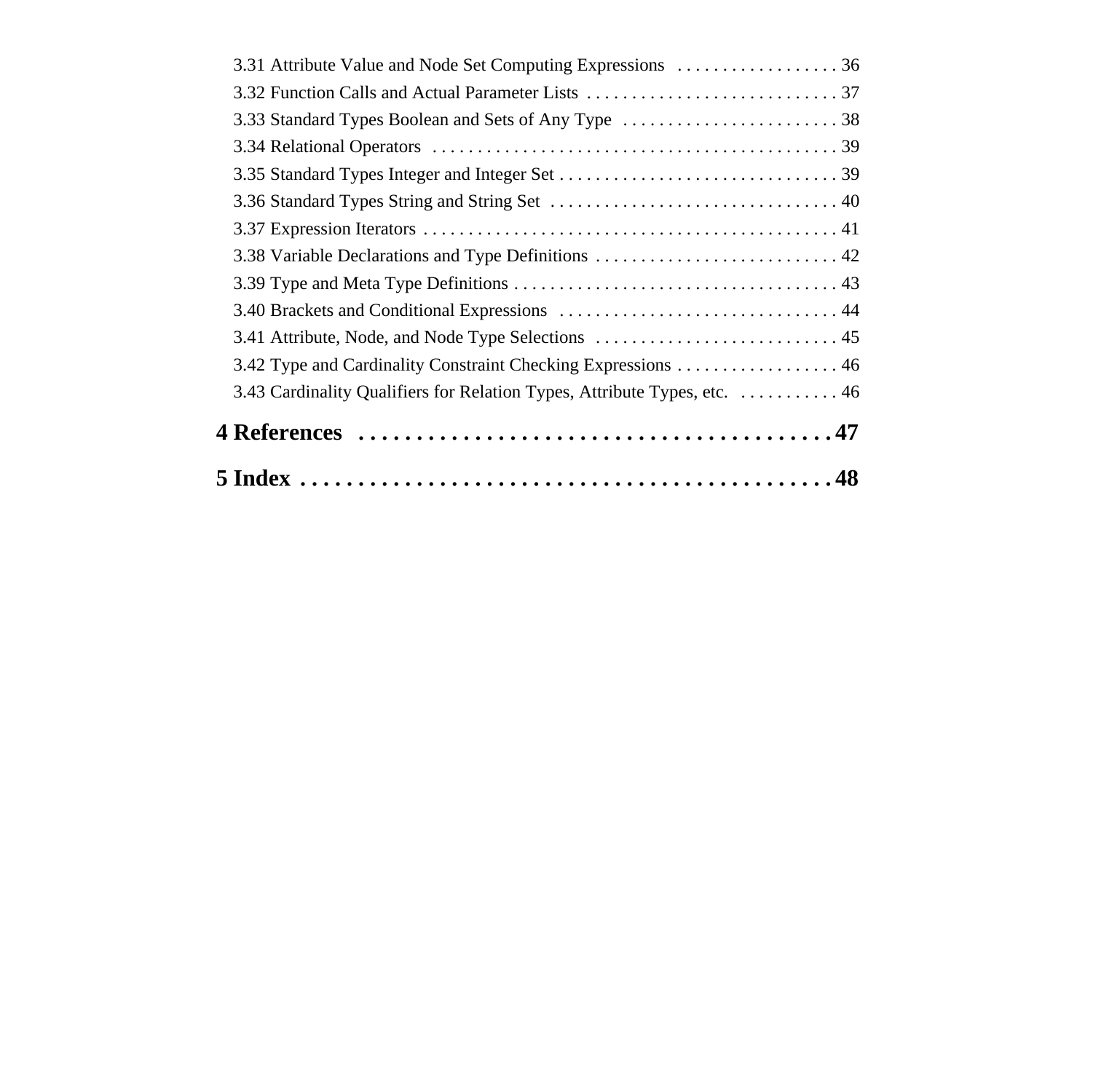3.31 Attribute Value and Node Set Computing Expressions . . . . . . . . . . . . . . . . . . 36
3.32 Function Calls and Actual Parameter Lists . . . . . . . . . . . . . . . . . . . . . . . . . . . . 37
3.33 Standard Types Boolean and Sets of Any Type . . . . . . . . . . . . . . . . . . . . . . . . . 38
3.34 Relational Operators . . . . . . . . . . . . . . . . . . . . . . . . . . . . . . . . . . . . . . . . . . . . . 39
3.35 Standard Types Integer and Integer Set . . . . . . . . . . . . . . . . . . . . . . . . . . . . . . . 39
3.36 Standard Types String and String Set . . . . . . . . . . . . . . . . . . . . . . . . . . . . . . . . 40
3.37 Expression Iterators . . . . . . . . . . . . . . . . . . . . . . . . . . . . . . . . . . . . . . . . . . . . . 41
3.38 Variable Declarations and Type Definitions . . . . . . . . . . . . . . . . . . . . . . . . . . . 42
3.39 Type and Meta Type Definitions . . . . . . . . . . . . . . . . . . . . . . . . . . . . . . . . . . . . 43
3.40 Brackets and Conditional Expressions . . . . . . . . . . . . . . . . . . . . . . . . . . . . . . . 44
3.41 Attribute, Node, and Node Type Selections . . . . . . . . . . . . . . . . . . . . . . . . . . . 45
3.42 Type and Cardinality Constraint Checking Expressions . . . . . . . . . . . . . . . . . . 46
3.43 Cardinality Qualifiers for Relation Types, Attribute Types, etc. . . . . . . . . . . . 46

**4 References . . . . . . . . . . . . . . . . . . . . . . . . . . . . . . . . . . . . . . . . 47**

**5 Index . . . . . . . . . . . . . . . . . . . . . . . . . . . . . . . . . . . . . . . . . . . . . 48**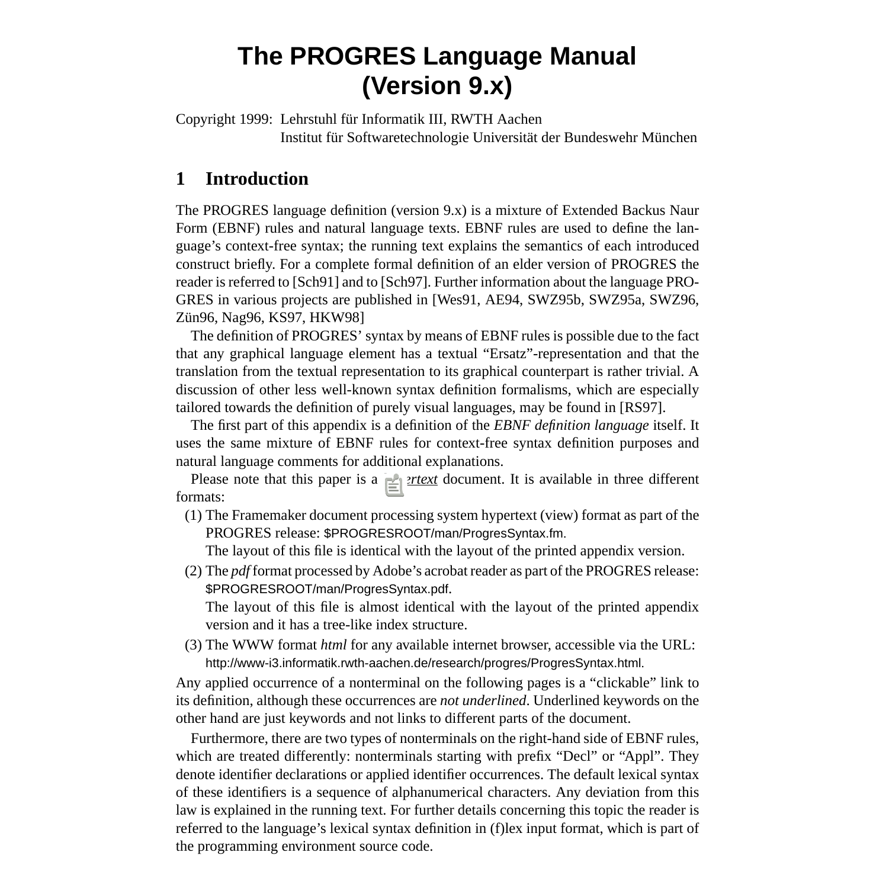# The PROGRES Language Manual (Version 9.x)

Copyright 1999: Lehrstuhl für Informatik III, RWTH Aachen
Institut für Softwaretechnologie Universität der Bundeswehr München

## 1 Introduction

The PROGRES language definition (version 9.x) is a mixture of Extended Backus Naur Form (EBNF) rules and natural language texts. EBNF rules are used to define the language's context-free syntax; the running text explains the semantics of each introduced construct briefly. For a complete formal definition of an elder version of PROGRES the reader is referred to [Sch91] and to [Sch97]. Further information about the language PROGRES in various projects are published in [Wes91, AE94, SWZ95b, SWZ95a, SWZ96, Zün96, Nag96, KS97, HKW98]

The definition of PROGRES' syntax by means of EBNF rules is possible due to the fact that any graphical language element has a textual "Ersatz"-representation and that the translation from the textual representation to its graphical counterpart is rather trivial. A discussion of other less well-known syntax definition formalisms, which are especially tailored towards the definition of purely visual languages, may be found in [RS97].

The first part of this appendix is a definition of the *EBNF definition language* itself. It uses the same mixture of EBNF rules for context-free syntax definition purposes and natural language comments for additional explanations.

Please note that this paper is a *hypertext* document. It is available in three different formats:

(1) The Framemaker document processing system hypertext (view) format as part of the PROGRES release: $PROGRESROOT/man/ProgresSyntax.fm.
The layout of this file is identical with the layout of the printed appendix version.

(2) The *pdf* format processed by Adobe's acrobat reader as part of the PROGRES release: $PROGRESROOT/man/ProgresSyntax.pdf.
The layout of this file is almost identical with the layout of the printed appendix version and it has a tree-like index structure.

(3) The WWW format *html* for any available internet browser, accessible via the URL: http://www-i3.informatik.rwth-aachen.de/research/progres/ProgresSyntax.html.

Any applied occurrence of a nonterminal on the following pages is a "clickable" link to its definition, although these occurrences are *not underlined*. Underlined keywords on the other hand are just keywords and not links to different parts of the document.

Furthermore, there are two types of nonterminals on the right-hand side of EBNF rules, which are treated differently: nonterminals starting with prefix "Decl" or "Appl". They denote identifier declarations or applied identifier occurrences. The default lexical syntax of these identifiers is a sequence of alphanumerical characters. Any deviation from this law is explained in the running text. For further details concerning this topic the reader is referred to the language's lexical syntax definition in (f)lex input format, which is part of the programming environment source code.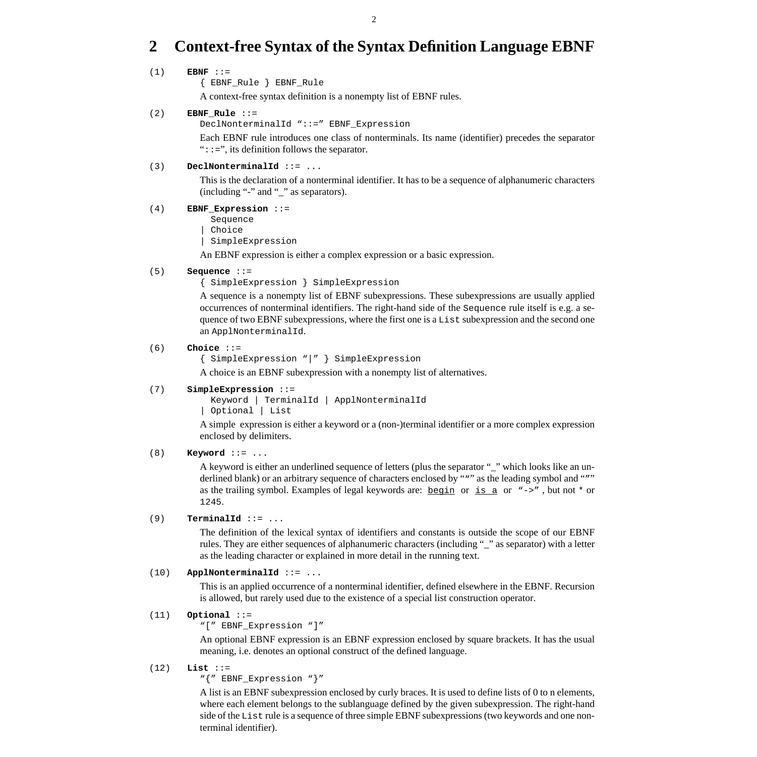## 2 Context-free Syntax of the Syntax Definition Language EBNF

(1) **EBNF** ::=

```
{ EBNF_Rule } EBNF_Rule
```

A context-free syntax definition is a nonempty list of EBNF rules.

(2) **EBNF_Rule** ::=

```
DeclNonterminalId "::=" EBNF_Expression
```

Each EBNF rule introduces one class of nonterminals. Its name (identifier) precedes the separator "::=", its definition follows the separator.

(3) **DeclNonterminalId** ::= ...

This is the declaration of a nonterminal identifier. It has to be a sequence of alphanumeric characters (including "-" and "_" as separators).

(4) **EBNF_Expression** ::=

```
  Sequence
| Choice
| SimpleExpression
```

An EBNF expression is either a complex expression or a basic expression.

(5) **Sequence** ::=

```
{ SimpleExpression } SimpleExpression
```

A sequence is a nonempty list of EBNF subexpressions. These subexpressions are usually applied occurrences of nonterminal identifiers. The right-hand side of the `Sequence` rule itself is e.g. a sequence of two EBNF subexpressions, where the first one is a `List` subexpression and the second one an `ApplNonterminalId`.

(6) **Choice** ::=

```
{ SimpleExpression "|" } SimpleExpression
```

A choice is an EBNF subexpression with a nonempty list of alternatives.

(7) **SimpleExpression** ::=

```
  Keyword | TerminalId | ApplNonterminalId
| Optional | List
```

A simple expression is either a keyword or a (non-)terminal identifier or a more complex expression enclosed by delimiters.

(8) **Keyword** ::= ...

A keyword is either an underlined sequence of letters (plus the separator "_" which looks like an underlined blank) or an arbitrary sequence of characters enclosed by "“" as the leading symbol and "”" as the trailing symbol. Examples of legal keywords are: <u>begin</u> or <u>is a</u> or "->" , but not * or 1245.

(9) **TerminalId** ::= ...

The definition of the lexical syntax of identifiers and constants is outside the scope of our EBNF rules. They are either sequences of alphanumeric characters (including "_" as separator) with a letter as the leading character or explained in more detail in the running text.

(10) **ApplNonterminalId** ::= ...

This is an applied occurrence of a nonterminal identifier, defined elsewhere in the EBNF. Recursion is allowed, but rarely used due to the existence of a special list construction operator.

(11) **Optional** ::=

```
"[" EBNF_Expression "]"
```

An optional EBNF expression is an EBNF expression enclosed by square brackets. It has the usual meaning, i.e. denotes an optional construct of the defined language.

(12) **List** ::=

```
"{" EBNF_Expression "}"
```

A list is an EBNF subexpression enclosed by curly braces. It is used to define lists of 0 to n elements, where each element belongs to the sublanguage defined by the given subexpression. The right-hand side of the `List` rule is a sequence of three simple EBNF subexpressions (two keywords and one nonterminal identifier).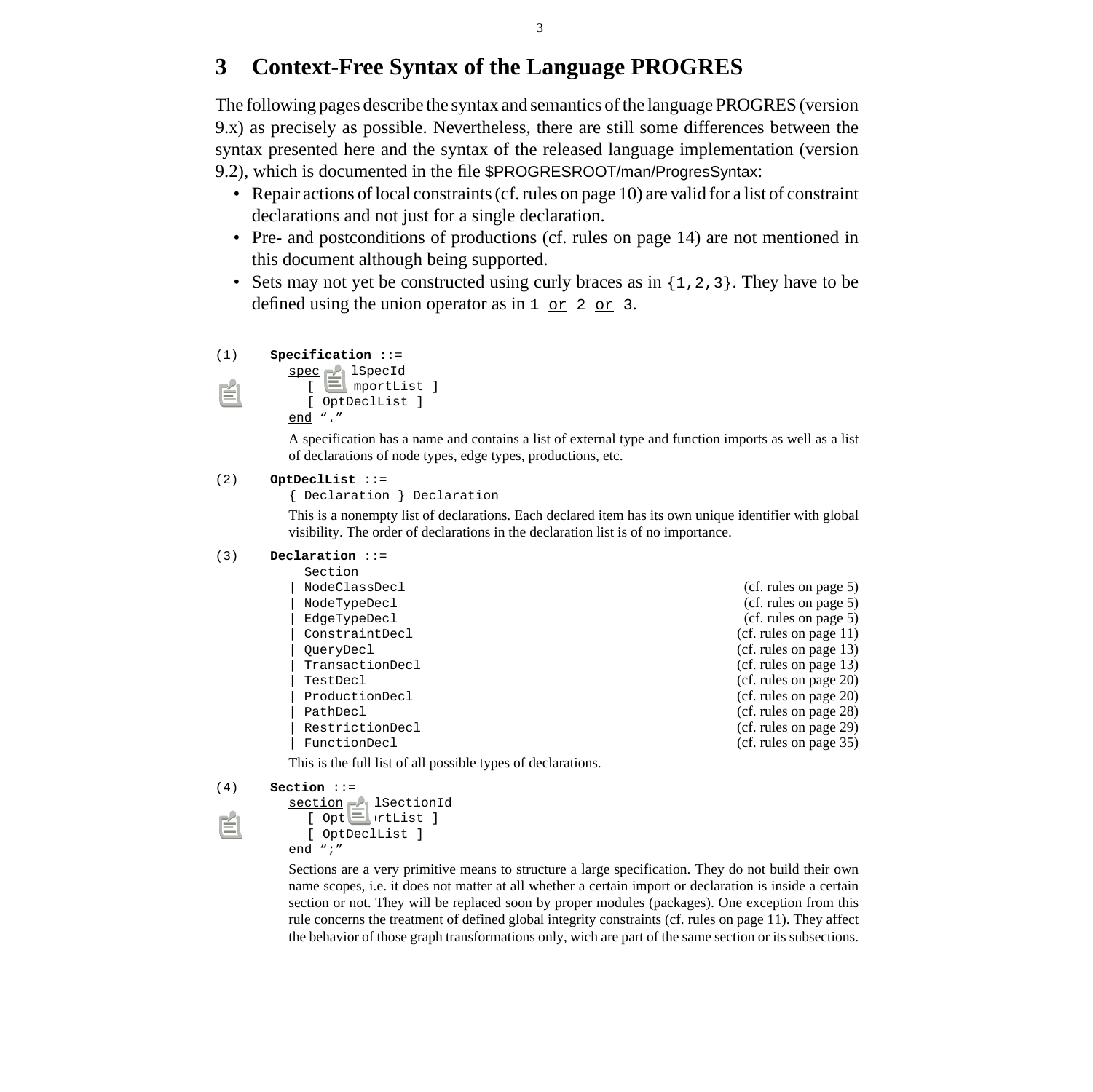# 3 Context-Free Syntax of the Language PROGRES

The following pages describe the syntax and semantics of the language PROGRES (version 9.x) as precisely as possible. Nevertheless, there are still some differences between the syntax presented here and the syntax of the released language implementation (version 9.2), which is documented in the file $PROGRESROOT/man/ProgresSyntax:

- Repair actions of local constraints (cf. rules on page 10) are valid for a list of constraint declarations and not just for a single declaration.
- Pre- and postconditions of productions (cf. rules on page 14) are not mentioned in this document although being supported.
- Sets may not yet be constructed using curly braces as in `{1,2,3}`. They have to be defined using the union operator as in `1 or 2 or 3`.

(1) **Specification** ::=

```
spec GlobalSpecId
   [ OptImportList ]
   [ OptDeclList ]
end "."
```

A specification has a name and contains a list of external type and function imports as well as a list of declarations of node types, edge types, productions, etc.

(2) **OptDeclList** ::=

```
{ Declaration } Declaration
```

This is a nonempty list of declarations. Each declared item has its own unique identifier with global visibility. The order of declarations in the declaration list is of no importance.

(3) **Declaration** ::=

```
  Section
| NodeClassDecl                              (cf. rules on page 5)
| NodeTypeDecl                               (cf. rules on page 5)
| EdgeTypeDecl                               (cf. rules on page 5)
| ConstraintDecl                             (cf. rules on page 11)
| QueryDecl                                  (cf. rules on page 13)
| TransactionDecl                            (cf. rules on page 13)
| TestDecl                                   (cf. rules on page 20)
| ProductionDecl                             (cf. rules on page 20)
| PathDecl                                   (cf. rules on page 28)
| RestrictionDecl                            (cf. rules on page 29)
| FunctionDecl                               (cf. rules on page 35)
```

This is the full list of all possible types of declarations.

(4) **Section** ::=

```
section GlobalSectionId
   [ OptImportList ]
   [ OptDeclList ]
end ";"
```

Sections are a very primitive means to structure a large specification. They do not build their own name scopes, i.e. it does not matter at all whether a certain import or declaration is inside a certain section or not. They will be replaced soon by proper modules (packages). One exception from this rule concerns the treatment of defined global integrity constraints (cf. rules on page 11). They affect the behavior of those graph transformations only, wich are part of the same section or its subsections.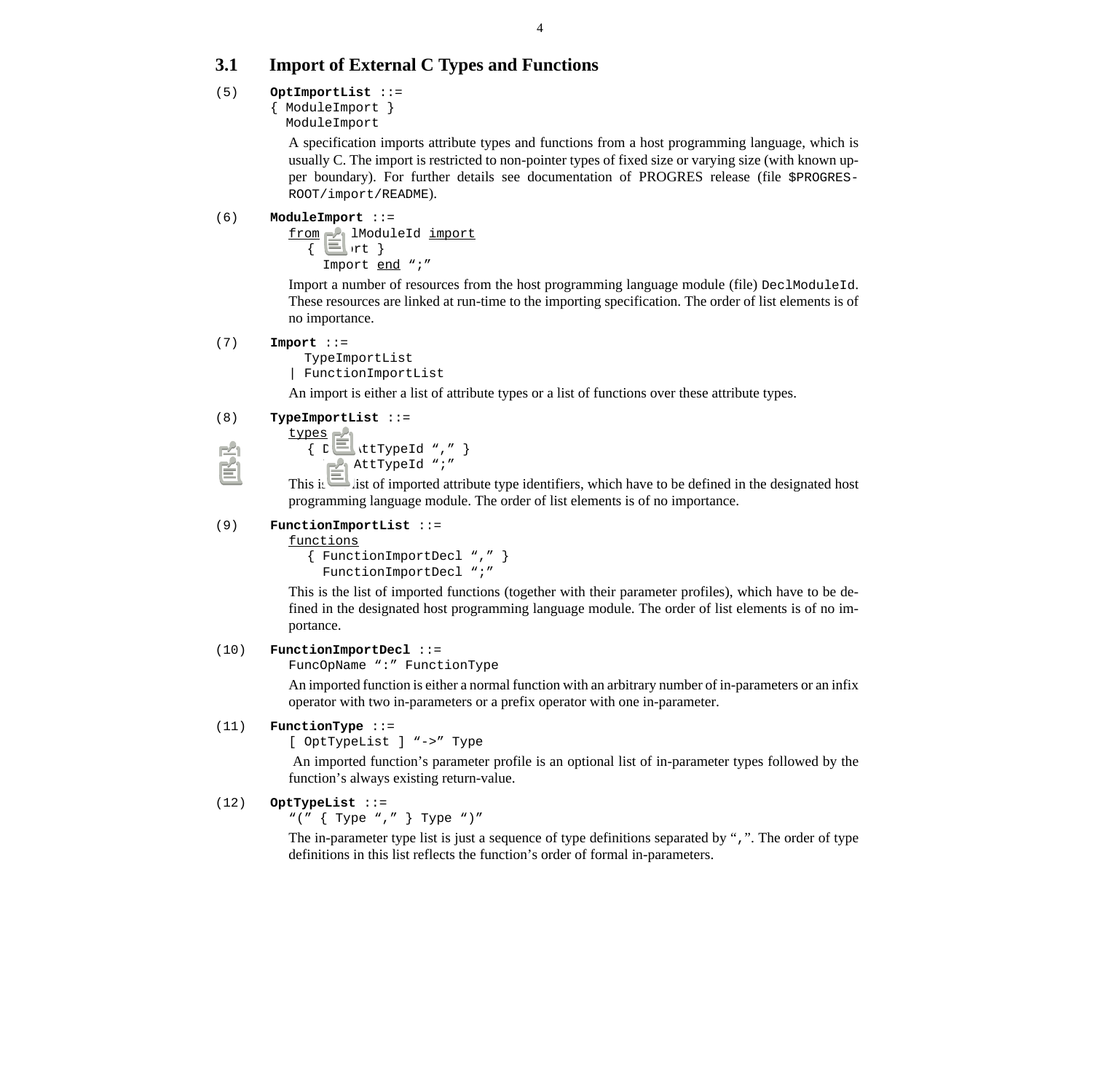## 3.1 Import of External C Types and Functions

(5) **OptImportList** ::=

```
{ ModuleImport }
  ModuleImport
```

A specification imports attribute types and functions from a host programming language, which is usually C. The import is restricted to non-pointer types of fixed size or varying size (with known upper boundary). For further details see documentation of PROGRES release (file $PROGRES-ROOT/import/README).

(6) **ModuleImport** ::=

```
from DeclModuleId import
  { Import }
    Import end ";"
```

Import a number of resources from the host programming language module (file) DeclModuleId. These resources are linked at run-time to the importing specification. The order of list elements is of no importance.

(7) **Import** ::=

```
  TypeImportList
| FunctionImportList
```

An import is either a list of attribute types or a list of functions over these attribute types.

(8) **TypeImportList** ::=

```
types
  { DeclAttTypeId "," }
    DeclAttTypeId ";"
```

This is the list of imported attribute type identifiers, which have to be defined in the designated host programming language module. The order of list elements is of no importance.

(9) **FunctionImportList** ::=

```
functions
  { FunctionImportDecl "," }
    FunctionImportDecl ";"
```

This is the list of imported functions (together with their parameter profiles), which have to be defined in the designated host programming language module. The order of list elements is of no importance.

(10) **FunctionImportDecl** ::=

```
FuncOpName ":" FunctionType
```

An imported function is either a normal function with an arbitrary number of in-parameters or an infix operator with two in-parameters or a prefix operator with one in-parameter.

(11) **FunctionType** ::=

```
[ OptTypeList ] "->" Type
```

An imported function's parameter profile is an optional list of in-parameter types followed by the function's always existing return-value.

(12) **OptTypeList** ::=

```
"(" { Type "," } Type ")"
```

The in-parameter type list is just a sequence of type definitions separated by ",". The order of type definitions in this list reflects the function's order of formal in-parameters.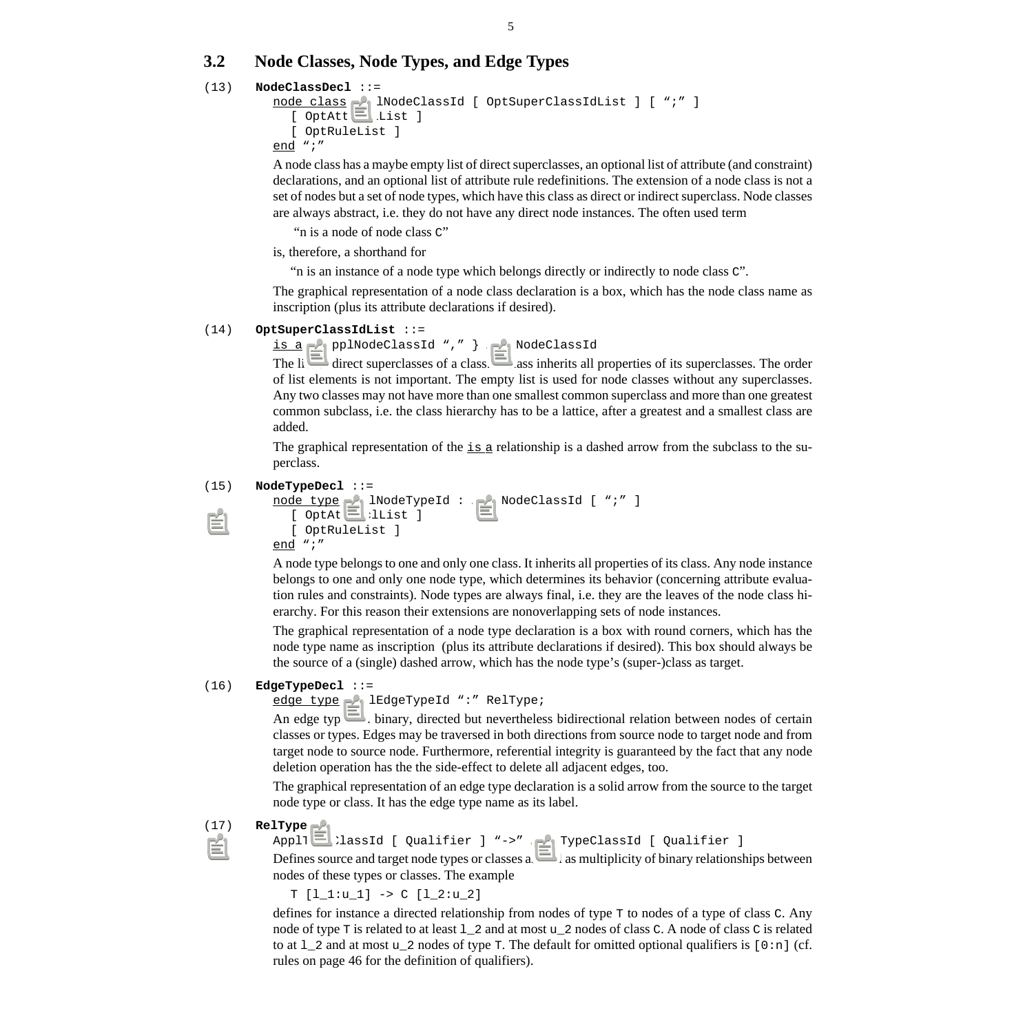## 3.2 Node Classes, Node Types, and Edge Types

(13) **NodeClassDecl** ::=

```
node class  lNodeClassId [ OptSuperClassIdList ] [ ";" ]
   [ OptAtt  List ]
   [ OptRuleList ]
end ";"
```

A node class has a maybe empty list of direct superclasses, an optional list of attribute (and constraint) declarations, and an optional list of attribute rule redefinitions. The extension of a node class is not a set of nodes but a set of node types, which have this class as direct or indirect superclass. Node classes are always abstract, i.e. they do not have any direct node instances. The often used term

"n is a node of node class C"

is, therefore, a shorthand for

"n is an instance of a node type which belongs directly or indirectly to node class C".

The graphical representation of a node class declaration is a box, which has the node class name as inscription (plus its attribute declarations if desired).

(14) **OptSuperClassIdList** ::=

```
is a  pplNodeClassId "," }  NodeClassId
```

The li direct superclasses of a class. ass inherits all properties of its superclasses. The order of list elements is not important. The empty list is used for node classes without any superclasses. Any two classes may not have more than one smallest common superclass and more than one greatest common subclass, i.e. the class hierarchy has to be a lattice, after a greatest and a smallest class are added.

The graphical representation of the is a relationship is a dashed arrow from the subclass to the superclass.

(15) **NodeTypeDecl** ::=

```
node type  lNodeTypeId :  NodeClassId [ ";" ]
   [ OptAt  lList ]
   [ OptRuleList ]
end ";"
```

A node type belongs to one and only one class. It inherits all properties of its class. Any node instance belongs to one and only one node type, which determines its behavior (concerning attribute evaluation rules and constraints). Node types are always final, i.e. they are the leaves of the node class hierarchy. For this reason their extensions are nonoverlapping sets of node instances.

The graphical representation of a node type declaration is a box with round corners, which has the node type name as inscription (plus its attribute declarations if desired). This box should always be the source of a (single) dashed arrow, which has the node type's (super-)class as target.

(16) **EdgeTypeDecl** ::=

```
edge type  lEdgeTypeId ":" RelType;
```

An edge typ binary, directed but nevertheless bidirectional relation between nodes of certain classes or types. Edges may be traversed in both directions from source node to target node and from target node to source node. Furthermore, referential integrity is guaranteed by the fact that any node deletion operation has the the side-effect to delete all adjacent edges, too.

The graphical representation of an edge type declaration is a solid arrow from the source to the target node type or class. It has the edge type name as its label.

(17) **RelType**

```
ApplT  lassId [ Qualifier ] "->"  TypeClassId [ Qualifier ]
```

Defines source and target node types or classes a as multiplicity of binary relationships between nodes of these types or classes. The example

```
T [l_1:u_1] -> C [l_2:u_2]
```

defines for instance a directed relationship from nodes of type T to nodes of a type of class C. Any node of type T is related to at least l_2 and at most u_2 nodes of class C. A node of class C is related to at l_2 and at most u_2 nodes of type T. The default for omitted optional qualifiers is [0:n] (cf. rules on page 46 for the definition of qualifiers).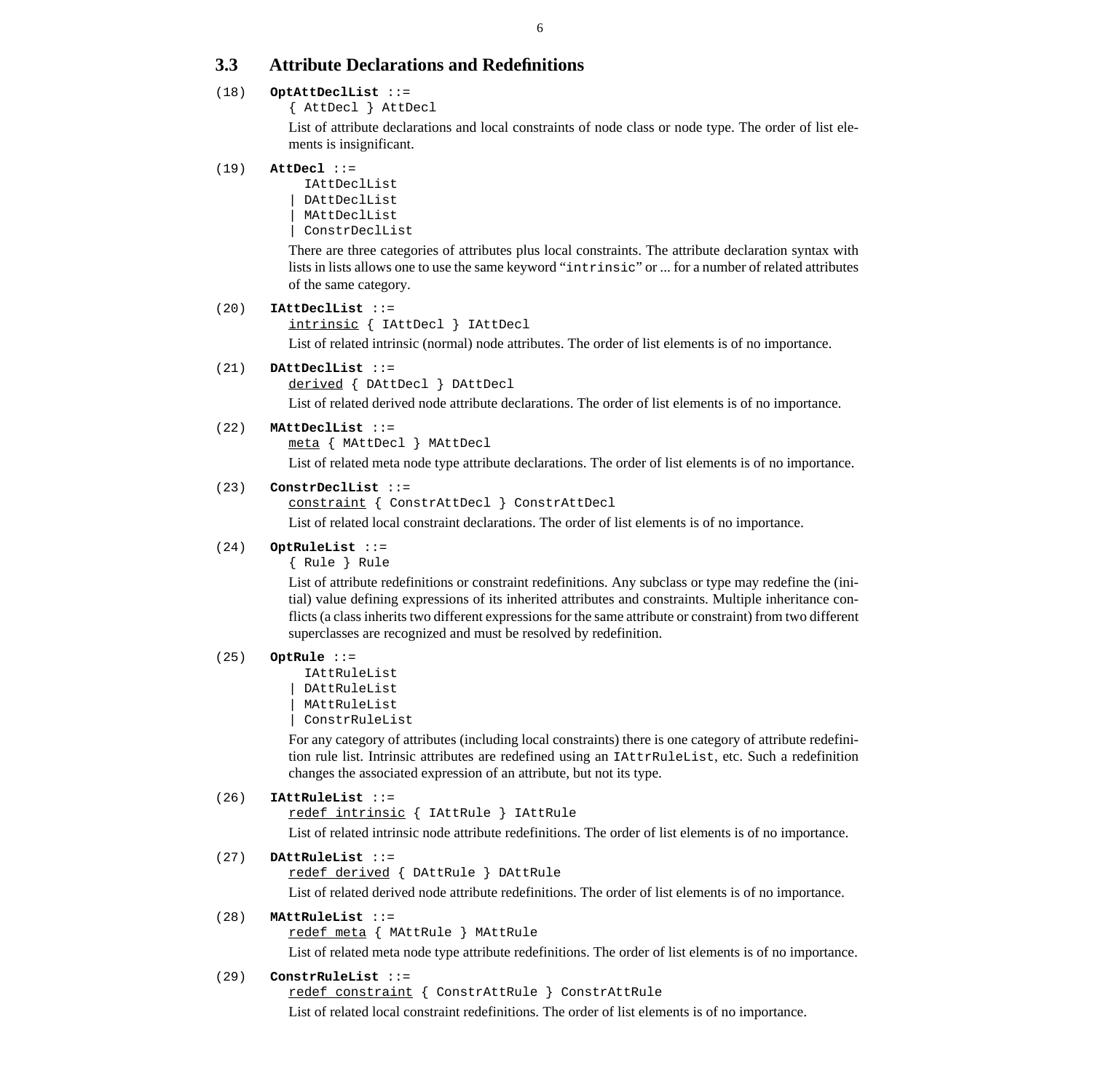## 3.3 Attribute Declarations and Redefinitions

(18) **OptAttDeclList** ::=
`{ AttDecl } AttDecl`

List of attribute declarations and local constraints of node class or node type. The order of list elements is insignificant.

(19) **AttDecl** ::=
```
  IAttDeclList
| DAttDeclList
| MAttDeclList
| ConstrDeclList
```

There are three categories of attributes plus local constraints. The attribute declaration syntax with lists in lists allows one to use the same keyword "`intrinsic`" or ... for a number of related attributes of the same category.

(20) **IAttDeclList** ::=
<u>`intrinsic`</u> `{ IAttDecl } IAttDecl`

List of related intrinsic (normal) node attributes. The order of list elements is of no importance.

(21) **DAttDeclList** ::=
<u>`derived`</u> `{ DAttDecl } DAttDecl`

List of related derived node attribute declarations. The order of list elements is of no importance.

(22) **MAttDeclList** ::=
<u>`meta`</u> `{ MAttDecl } MAttDecl`

List of related meta node type attribute declarations. The order of list elements is of no importance.

(23) **ConstrDeclList** ::=
<u>`constraint`</u> `{ ConstrAttDecl } ConstrAttDecl`

List of related local constraint declarations. The order of list elements is of no importance.

(24) **OptRuleList** ::=
`{ Rule } Rule`

List of attribute redefinitions or constraint redefinitions. Any subclass or type may redefine the (initial) value defining expressions of its inherited attributes and constraints. Multiple inheritance conflicts (a class inherits two different expressions for the same attribute or constraint) from two different superclasses are recognized and must be resolved by redefinition.

(25) **OptRule** ::=
```
  IAttRuleList
| DAttRuleList
| MAttRuleList
| ConstrRuleList
```

For any category of attributes (including local constraints) there is one category of attribute redefinition rule list. Intrinsic attributes are redefined using an `IAttrRuleList`, etc. Such a redefinition changes the associated expression of an attribute, but not its type.

(26) **IAttRuleList** ::=
<u>`redef intrinsic`</u> `{ IAttRule } IAttRule`

List of related intrinsic node attribute redefinitions. The order of list elements is of no importance.

(27) **DAttRuleList** ::=
<u>`redef derived`</u> `{ DAttRule } DAttRule`

List of related derived node attribute redefinitions. The order of list elements is of no importance.

(28) **MAttRuleList** ::=
<u>`redef meta`</u> `{ MAttRule } MAttRule`

List of related meta node type attribute redefinitions. The order of list elements is of no importance.

(29) **ConstrRuleList** ::=
<u>`redef constraint`</u> `{ ConstrAttRule } ConstrAttRule`

List of related local constraint redefinitions. The order of list elements is of no importance.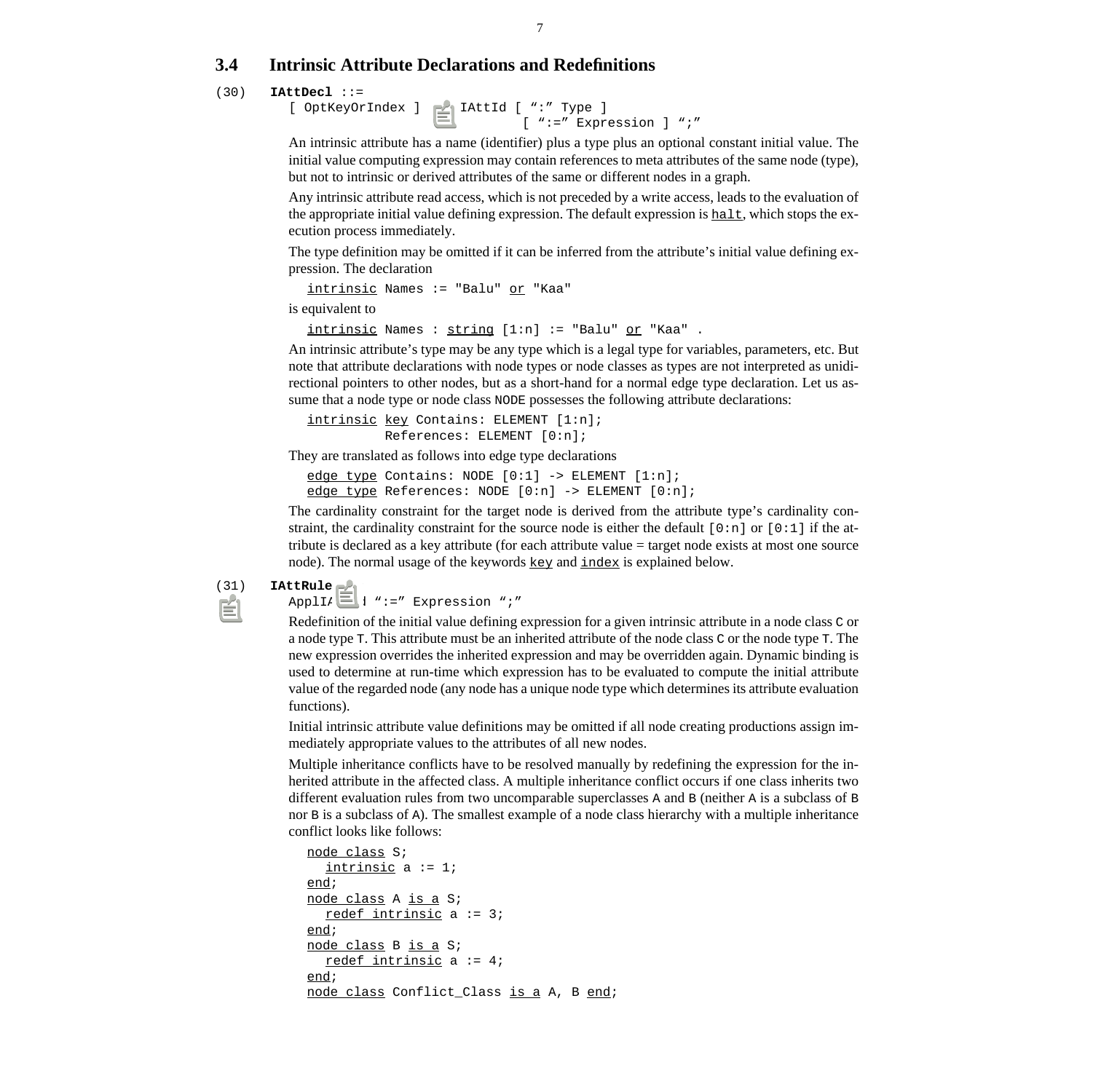### 3.4 Intrinsic Attribute Declarations and Redefinitions

(30) **IAttDecl** ::=

```
[ OptKeyOrIndex ] IAttId [ ":" Type ]
                         [ ":=" Expression ] ";"
```

An intrinsic attribute has a name (identifier) plus a type plus an optional constant initial value. The initial value computing expression may contain references to meta attributes of the same node (type), but not to intrinsic or derived attributes of the same or different nodes in a graph.

Any intrinsic attribute read access, which is not preceded by a write access, leads to the evaluation of the appropriate initial value defining expression. The default expression is halt, which stops the execution process immediately.

The type definition may be omitted if it can be inferred from the attribute's initial value defining expression. The declaration

```
intrinsic Names := "Balu" or "Kaa"
```

is equivalent to

```
intrinsic Names : string [1:n] := "Balu" or "Kaa" .
```

An intrinsic attribute's type may be any type which is a legal type for variables, parameters, etc. But note that attribute declarations with node types or node classes as types are not interpreted as unidirectional pointers to other nodes, but as a short-hand for a normal edge type declaration. Let us assume that a node type or node class `NODE` possesses the following attribute declarations:

```
intrinsic key Contains: ELEMENT [1:n];
          References: ELEMENT [0:n];
```

They are translated as follows into edge type declarations

```
edge type Contains: NODE [0:1] -> ELEMENT [1:n];
edge type References: NODE [0:n] -> ELEMENT [0:n];
```

The cardinality constraint for the target node is derived from the attribute type's cardinality constraint, the cardinality constraint for the source node is either the default `[0:n]` or `[0:1]` if the attribute is declared as a key attribute (for each attribute value = target node exists at most one source node). The normal usage of the keywords key and index is explained below.

(31) **IAttRule**

```
ApplIAttId ":=" Expression ";"
```

Redefinition of the initial value defining expression for a given intrinsic attribute in a node class `C` or a node type `T`. This attribute must be an inherited attribute of the node class `C` or the node type `T`. The new expression overrides the inherited expression and may be overridden again. Dynamic binding is used to determine at run-time which expression has to be evaluated to compute the initial attribute value of the regarded node (any node has a unique node type which determines its attribute evaluation functions).

Initial intrinsic attribute value definitions may be omitted if all node creating productions assign immediately appropriate values to the attributes of all new nodes.

Multiple inheritance conflicts have to be resolved manually by redefining the expression for the inherited attribute in the affected class. A multiple inheritance conflict occurs if one class inherits two different evaluation rules from two uncomparable superclasses `A` and `B` (neither `A` is a subclass of `B` nor `B` is a subclass of `A`). The smallest example of a node class hierarchy with a multiple inheritance conflict looks like follows:

```
node class S;
  intrinsic a := 1;
end;
node class A is a S;
  redef intrinsic a := 3;
end;
node class B is a S;
  redef intrinsic a := 4;
end;
node class Conflict_Class is a A, B end;
```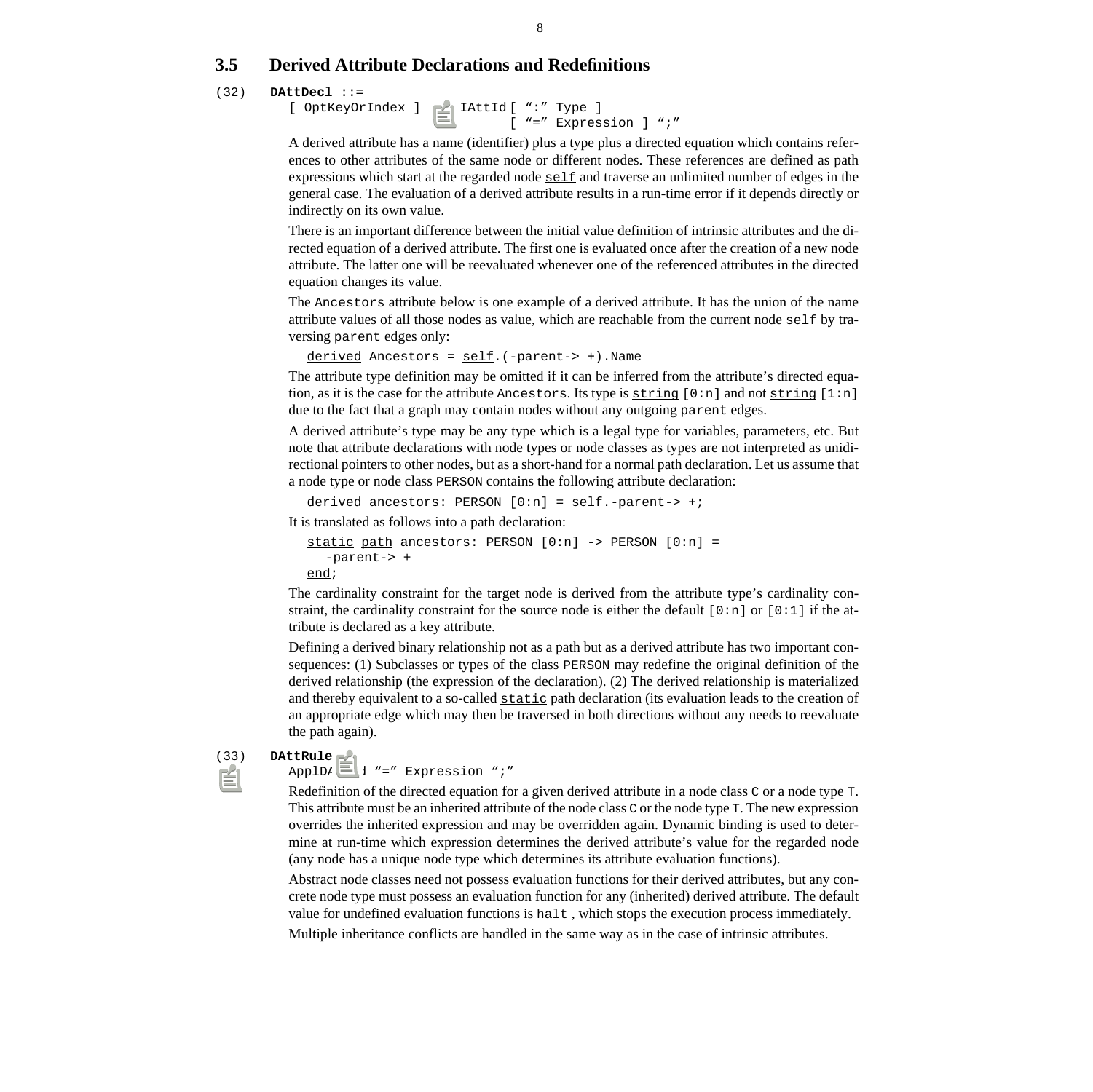## 3.5 Derived Attribute Declarations and Redefinitions

(32) **DAttDecl** ::=

```
[ OptKeyOrIndex ]   IAttId [ ":" Type ]
                      [ "=" Expression ] ";"
```

A derived attribute has a name (identifier) plus a type plus a directed equation which contains references to other attributes of the same node or different nodes. These references are defined as path expressions which start at the regarded node self and traverse an unlimited number of edges in the general case. The evaluation of a derived attribute results in a run-time error if it depends directly or indirectly on its own value.

There is an important difference between the initial value definition of intrinsic attributes and the directed equation of a derived attribute. The first one is evaluated once after the creation of a new node attribute. The latter one will be reevaluated whenever one of the referenced attributes in the directed equation changes its value.

The `Ancestors` attribute below is one example of a derived attribute. It has the union of the name attribute values of all those nodes as value, which are reachable from the current node self by traversing `parent` edges only:

```
derived Ancestors = self.(-parent-> +).Name
```

The attribute type definition may be omitted if it can be inferred from the attribute's directed equation, as it is the case for the attribute `Ancestors`. Its type is `string [0:n]` and not `string [1:n]` due to the fact that a graph may contain nodes without any outgoing `parent` edges.

A derived attribute's type may be any type which is a legal type for variables, parameters, etc. But note that attribute declarations with node types or node classes as types are not interpreted as unidirectional pointers to other nodes, but as a short-hand for a normal path declaration. Let us assume that a node type or node class `PERSON` contains the following attribute declaration:

```
derived ancestors: PERSON [0:n] = self.-parent-> +;
```

It is translated as follows into a path declaration:

```
static path ancestors: PERSON [0:n] -> PERSON [0:n] =
  -parent-> +
end;
```

The cardinality constraint for the target node is derived from the attribute type's cardinality constraint, the cardinality constraint for the source node is either the default `[0:n]` or `[0:1]` if the attribute is declared as a key attribute.

Defining a derived binary relationship not as a path but as a derived attribute has two important consequences: (1) Subclasses or types of the class `PERSON` may redefine the original definition of the derived relationship (the expression of the declaration). (2) The derived relationship is materialized and thereby equivalent to a so-called static path declaration (its evaluation leads to the creation of an appropriate edge which may then be traversed in both directions without any needs to reevaluate the path again).

(33) **DAttRule**

```
ApplDAttId "=" Expression ";"
```

Redefinition of the directed equation for a given derived attribute in a node class `C` or a node type `T`. This attribute must be an inherited attribute of the node class `C` or the node type `T`. The new expression overrides the inherited expression and may be overridden again. Dynamic binding is used to determine at run-time which expression determines the derived attribute's value for the regarded node (any node has a unique node type which determines its attribute evaluation functions).

Abstract node classes need not possess evaluation functions for their derived attributes, but any concrete node type must possess an evaluation function for any (inherited) derived attribute. The default value for undefined evaluation functions is halt , which stops the execution process immediately.

Multiple inheritance conflicts are handled in the same way as in the case of intrinsic attributes.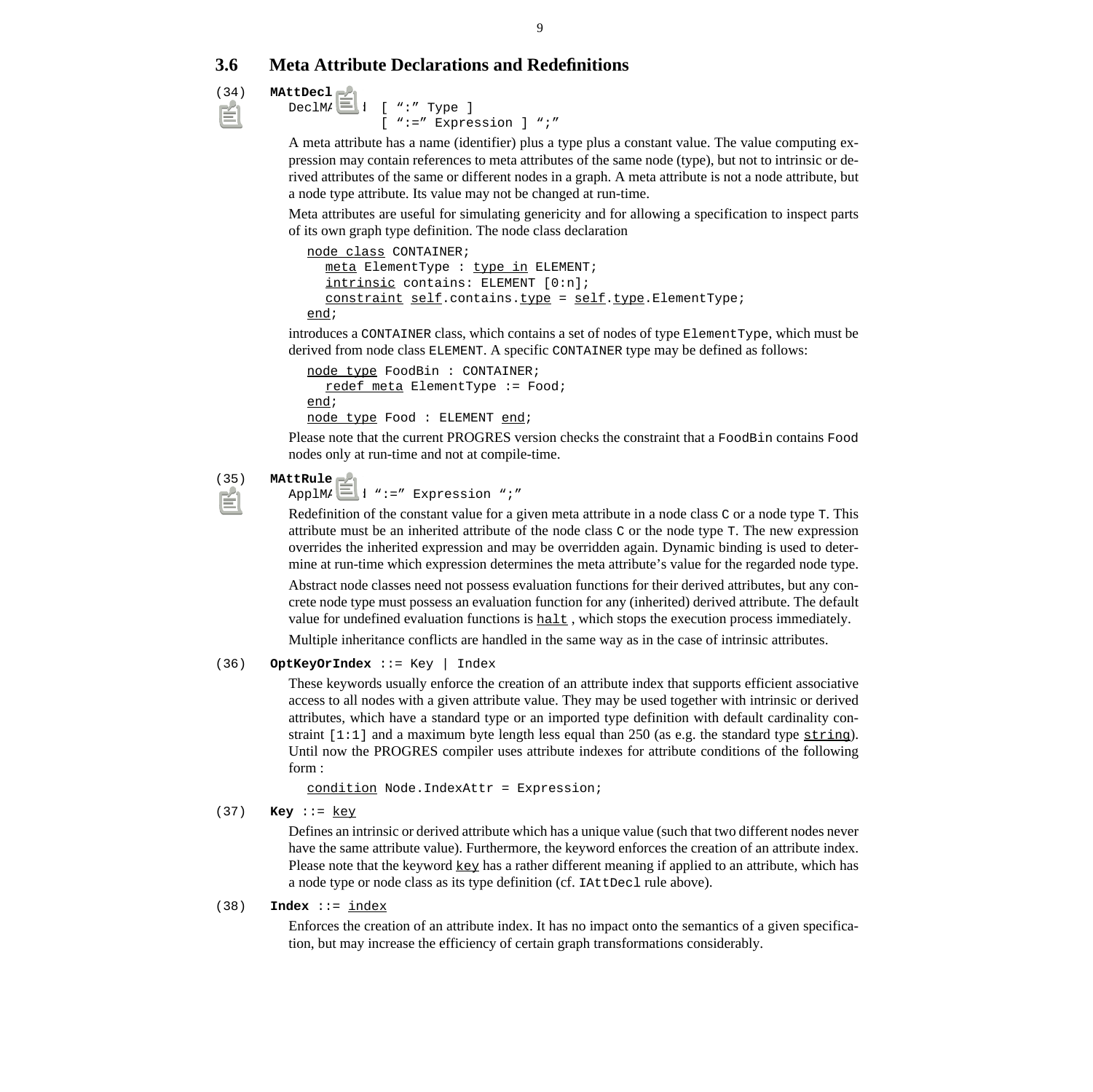## 3.6 Meta Attribute Declarations and Redefinitions

(34) **MAttDecl**

```
DeclMA  [ ":" Type ]
        [ ":=" Expression ] ";"
```

A meta attribute has a name (identifier) plus a type plus a constant value. The value computing expression may contain references to meta attributes of the same node (type), but not to intrinsic or derived attributes of the same or different nodes in a graph. A meta attribute is not a node attribute, but a node type attribute. Its value may not be changed at run-time.

Meta attributes are useful for simulating genericity and for allowing a specification to inspect parts of its own graph type definition. The node class declaration

```
node class CONTAINER;
  meta ElementType : type in ELEMENT;
  intrinsic contains: ELEMENT [0:n];
  constraint self.contains.type = self.type.ElementType;
end;
```

introduces a `CONTAINER` class, which contains a set of nodes of type `ElementType`, which must be derived from node class `ELEMENT`. A specific `CONTAINER` type may be defined as follows:

```
node type FoodBin : CONTAINER;
  redef meta ElementType := Food;
end;
node type Food : ELEMENT end;
```

Please note that the current PROGRES version checks the constraint that a `FoodBin` contains `Food` nodes only at run-time and not at compile-time.

(35) **MAttRule**

```
ApplMA  ":=" Expression ";"
```

Redefinition of the constant value for a given meta attribute in a node class `C` or a node type `T`. This attribute must be an inherited attribute of the node class `C` or the node type `T`. The new expression overrides the inherited expression and may be overridden again. Dynamic binding is used to determine at run-time which expression determines the meta attribute's value for the regarded node type.

Abstract node classes need not possess evaluation functions for their derived attributes, but any concrete node type must possess an evaluation function for any (inherited) derived attribute. The default value for undefined evaluation functions is `halt` , which stops the execution process immediately.

Multiple inheritance conflicts are handled in the same way as in the case of intrinsic attributes.

(36) **OptKeyOrIndex** ::= Key | Index

These keywords usually enforce the creation of an attribute index that supports efficient associative access to all nodes with a given attribute value. They may be used together with intrinsic or derived attributes, which have a standard type or an imported type definition with default cardinality constraint `[1:1]` and a maximum byte length less equal than 250 (as e.g. the standard type `string`). Until now the PROGRES compiler uses attribute indexes for attribute conditions of the following form :

```
condition Node.IndexAttr = Expression;
```

(37) **Key** ::= `key`

Defines an intrinsic or derived attribute which has a unique value (such that two different nodes never have the same attribute value). Furthermore, the keyword enforces the creation of an attribute index. Please note that the keyword `key` has a rather different meaning if applied to an attribute, which has a node type or node class as its type definition (cf. `IAttDecl` rule above).

(38) **Index** ::= `index`

Enforces the creation of an attribute index. It has no impact onto the semantics of a given specification, but may increase the efficiency of certain graph transformations considerably.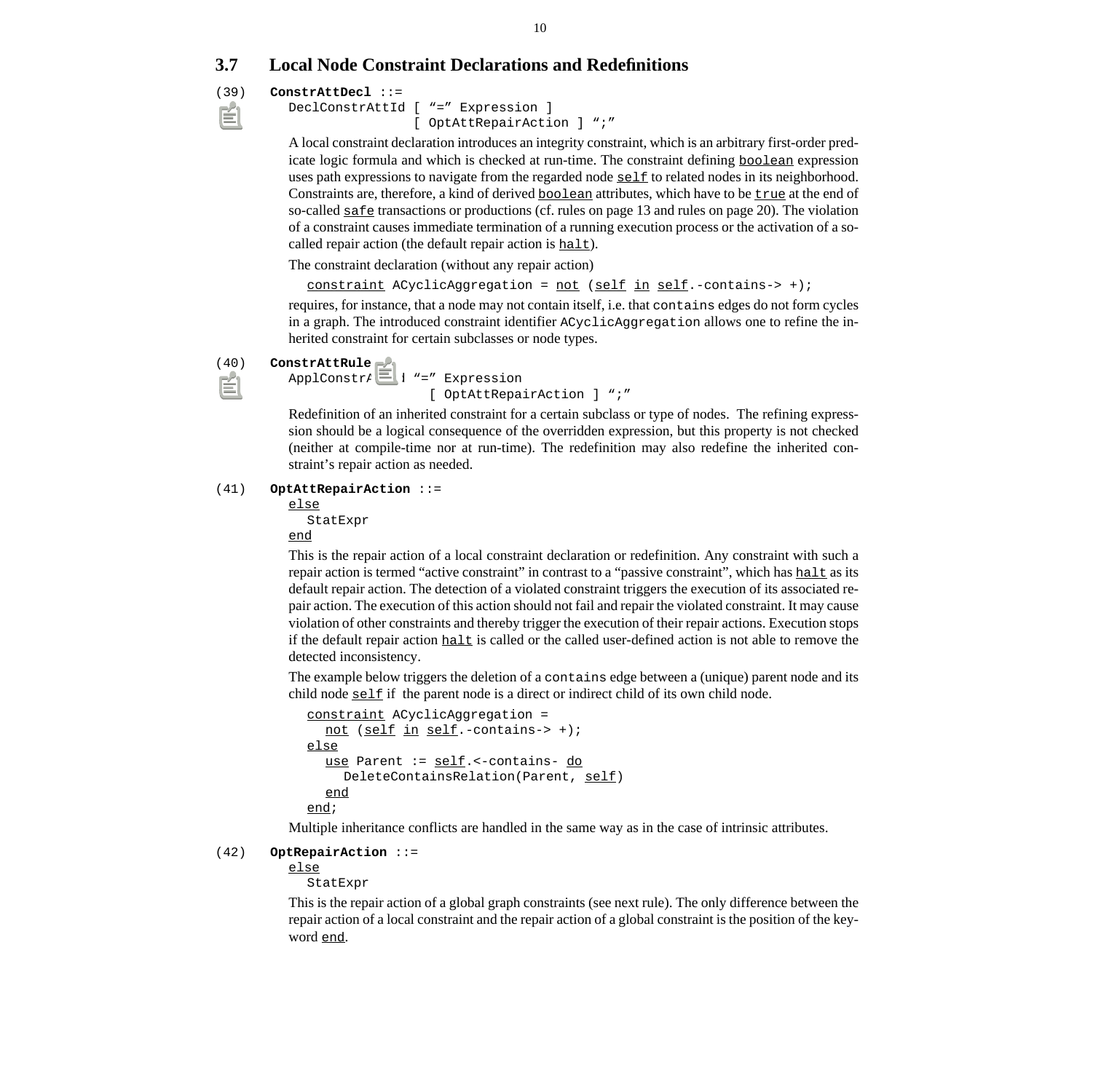## 3.7 Local Node Constraint Declarations and Redefinitions

(39) **ConstrAttDecl** ::=

```
DeclConstrAttId [ "=" Expression ]
                [ OptAttRepairAction ] ";"
```

A local constraint declaration introduces an integrity constraint, which is an arbitrary first-order predicate logic formula and which is checked at run-time. The constraint defining boolean expression uses path expressions to navigate from the regarded node self to related nodes in its neighborhood. Constraints are, therefore, a kind of derived boolean attributes, which have to be true at the end of so-called safe transactions or productions (cf. rules on page 13 and rules on page 20). The violation of a constraint causes immediate termination of a running execution process or the activation of a so-called repair action (the default repair action is halt).

The constraint declaration (without any repair action)

```
constraint ACyclicAggregation = not (self in self.-contains-> +);
```

requires, for instance, that a node may not contain itself, i.e. that contains edges do not form cycles in a graph. The introduced constraint identifier ACyclicAggregation allows one to refine the inherited constraint for certain subclasses or node types.

(40) **ConstrAttRule** ::=

```
ApplConstrAttId "=" Expression
                [ OptAttRepairAction ] ";"
```

Redefinition of an inherited constraint for a certain subclass or type of nodes. The refining expression should be a logical consequence of the overridden expression, but this property is not checked (neither at compile-time nor at run-time). The redefinition may also redefine the inherited constraint's repair action as needed.

(41) **OptAttRepairAction** ::=

```
else
  StatExpr
end
```

This is the repair action of a local constraint declaration or redefinition. Any constraint with such a repair action is termed "active constraint" in contrast to a "passive constraint", which has halt as its default repair action. The detection of a violated constraint triggers the execution of its associated repair action. The execution of this action should not fail and repair the violated constraint. It may cause violation of other constraints and thereby trigger the execution of their repair actions. Execution stops if the default repair action halt is called or the called user-defined action is not able to remove the detected inconsistency.

The example below triggers the deletion of a contains edge between a (unique) parent node and its child node self if the parent node is a direct or indirect child of its own child node.

```
constraint ACyclicAggregation =
  not (self in self.-contains-> +);
else
  use Parent := self.<-contains- do
    DeleteContainsRelation(Parent, self)
  end
end;
```

Multiple inheritance conflicts are handled in the same way as in the case of intrinsic attributes.

(42) **OptRepairAction** ::=

```
else
  StatExpr
```

This is the repair action of a global graph constraints (see next rule). The only difference between the repair action of a local constraint and the repair action of a global constraint is the position of the keyword end.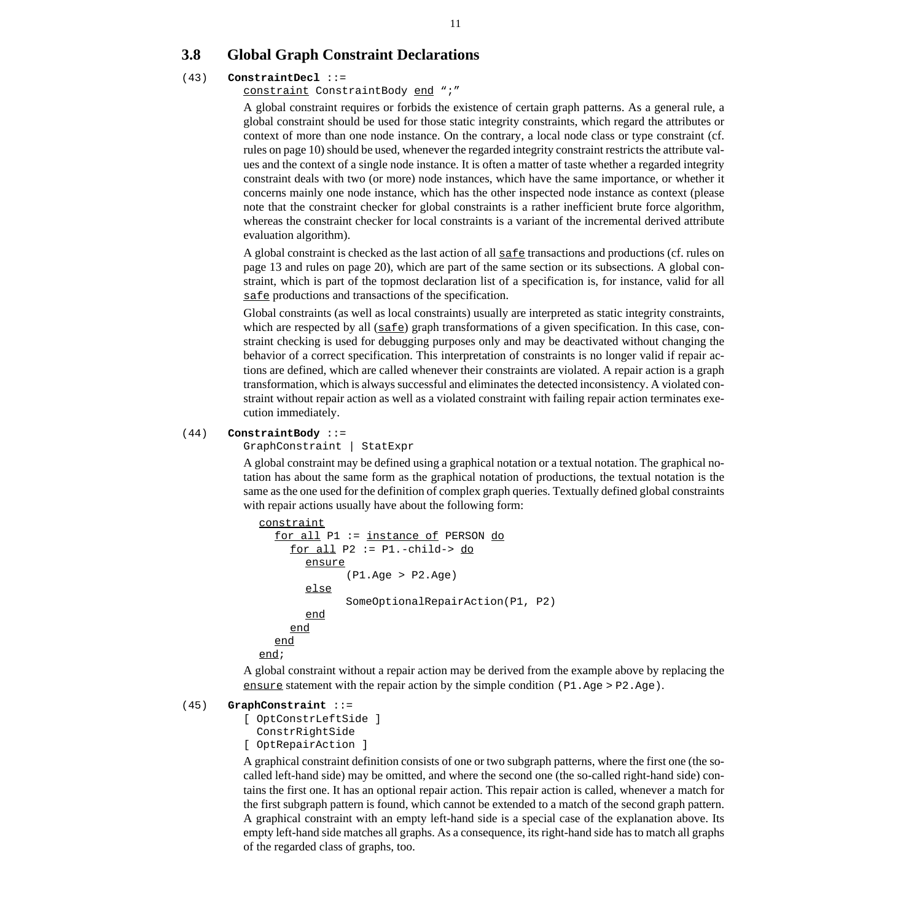## 3.8 Global Graph Constraint Declarations

(43) **ConstraintDecl** ::=

`constraint ConstraintBody end ";"`

A global constraint requires or forbids the existence of certain graph patterns. As a general rule, a global constraint should be used for those static integrity constraints, which regard the attributes or context of more than one node instance. On the contrary, a local node class or type constraint (cf. rules on page 10) should be used, whenever the regarded integrity constraint restricts the attribute values and the context of a single node instance. It is often a matter of taste whether a regarded integrity constraint deals with two (or more) node instances, which have the same importance, or whether it concerns mainly one node instance, which has the other inspected node instance as context (please note that the constraint checker for global constraints is a rather inefficient brute force algorithm, whereas the constraint checker for local constraints is a variant of the incremental derived attribute evaluation algorithm).

A global constraint is checked as the last action of all `safe` transactions and productions (cf. rules on page 13 and rules on page 20), which are part of the same section or its subsections. A global constraint, which is part of the topmost declaration list of a specification is, for instance, valid for all `safe` productions and transactions of the specification.

Global constraints (as well as local constraints) usually are interpreted as static integrity constraints, which are respected by all (`safe`) graph transformations of a given specification. In this case, constraint checking is used for debugging purposes only and may be deactivated without changing the behavior of a correct specification. This interpretation of constraints is no longer valid if repair actions are defined, which are called whenever their constraints are violated. A repair action is a graph transformation, which is always successful and eliminates the detected inconsistency. A violated constraint without repair action as well as a violated constraint with failing repair action terminates execution immediately.

(44) **ConstraintBody** ::=

`GraphConstraint | StatExpr`

A global constraint may be defined using a graphical notation or a textual notation. The graphical notation has about the same form as the graphical notation of productions, the textual notation is the same as the one used for the definition of complex graph queries. Textually defined global constraints with repair actions usually have about the following form:

```
constraint
  for all P1 := instance of PERSON do
    for all P2 := P1.-child-> do
      ensure
            (P1.Age > P2.Age)
      else
            SomeOptionalRepairAction(P1, P2)
      end
    end
  end
end;
```

A global constraint without a repair action may be derived from the example above by replacing the `ensure` statement with the repair action by the simple condition `(P1.Age > P2.Age)`.

(45) **GraphConstraint** ::=

```
[ OptConstrLeftSide ]
  ConstrRightSide
[ OptRepairAction ]
```

A graphical constraint definition consists of one or two subgraph patterns, where the first one (the so-called left-hand side) may be omitted, and where the second one (the so-called right-hand side) contains the first one. It has an optional repair action. This repair action is called, whenever a match for the first subgraph pattern is found, which cannot be extended to a match of the second graph pattern. A graphical constraint with an empty left-hand side is a special case of the explanation above. Its empty left-hand side matches all graphs. As a consequence, its right-hand side has to match all graphs of the regarded class of graphs, too.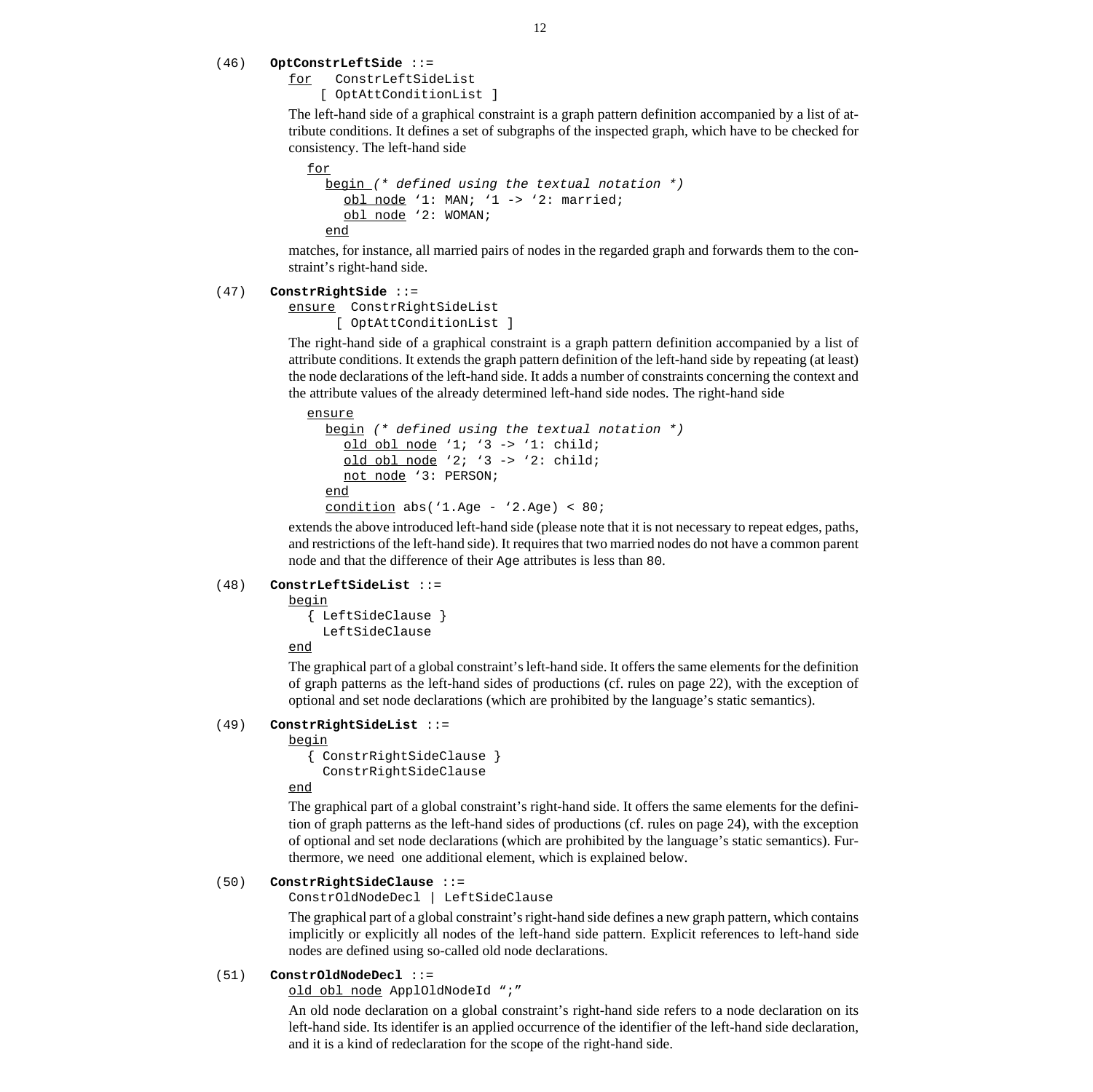(46) **OptConstrLeftSide** ::=

```
for   ConstrLeftSideList
    [ OptAttConditionList ]
```

The left-hand side of a graphical constraint is a graph pattern definition accompanied by a list of attribute conditions. It defines a set of subgraphs of the inspected graph, which have to be checked for consistency. The left-hand side

```
for
  begin (* defined using the textual notation *)
    obl node '1: MAN; '1 -> '2: married;
    obl node '2: WOMAN;
  end
```

matches, for instance, all married pairs of nodes in the regarded graph and forwards them to the constraint's right-hand side.

(47) **ConstrRightSide** ::=

```
ensure  ConstrRightSideList
      [ OptAttConditionList ]
```

The right-hand side of a graphical constraint is a graph pattern definition accompanied by a list of attribute conditions. It extends the graph pattern definition of the left-hand side by repeating (at least) the node declarations of the left-hand side. It adds a number of constraints concerning the context and the attribute values of the already determined left-hand side nodes. The right-hand side

```
ensure
  begin (* defined using the textual notation *)
    old obl node '1; '3 -> '1: child;
    old obl node '2; '3 -> '2: child;
    not node '3: PERSON;
  end
  condition abs('1.Age - '2.Age) < 80;
```

extends the above introduced left-hand side (please note that it is not necessary to repeat edges, paths, and restrictions of the left-hand side). It requires that two married nodes do not have a common parent node and that the difference of their `Age` attributes is less than `80`.

(48) **ConstrLeftSideList** ::=

```
begin
  { LeftSideClause }
    LeftSideClause
end
```

The graphical part of a global constraint's left-hand side. It offers the same elements for the definition of graph patterns as the left-hand sides of productions (cf. rules on page 22), with the exception of optional and set node declarations (which are prohibited by the language's static semantics).

(49) **ConstrRightSideList** ::=

```
begin
  { ConstrRightSideClause }
    ConstrRightSideClause
end
```

The graphical part of a global constraint's right-hand side. It offers the same elements for the definition of graph patterns as the left-hand sides of productions (cf. rules on page 24), with the exception of optional and set node declarations (which are prohibited by the language's static semantics). Furthermore, we need one additional element, which is explained below.

(50) **ConstrRightSideClause** ::=

```
ConstrOldNodeDecl | LeftSideClause
```

The graphical part of a global constraint's right-hand side defines a new graph pattern, which contains implicitly or explicitly all nodes of the left-hand side pattern. Explicit references to left-hand side nodes are defined using so-called old node declarations.

(51) **ConstrOldNodeDecl** ::=

```
old obl node ApplOldNodeId ";"
```

An old node declaration on a global constraint's right-hand side refers to a node declaration on its left-hand side. Its identifer is an applied occurrence of the identifier of the left-hand side declaration, and it is a kind of redeclaration for the scope of the right-hand side.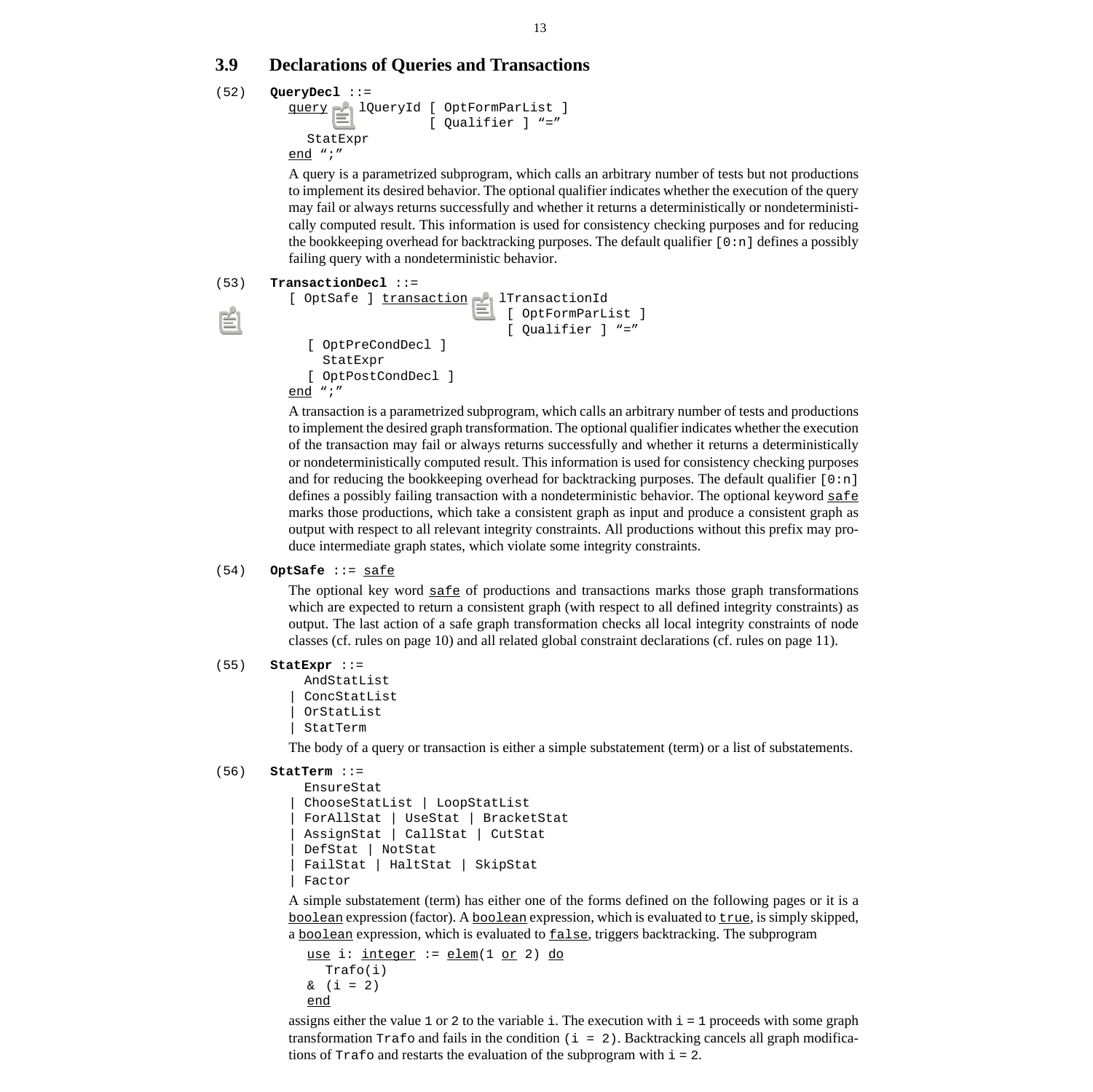## 3.9 Declarations of Queries and Transactions

(52) **QueryDecl** ::=

```
query lQueryId [ OptFormParList ]
               [ Qualifier ] "="
  StatExpr
end ";"
```

A query is a parametrized subprogram, which calls an arbitrary number of tests but not productions to implement its desired behavior. The optional qualifier indicates whether the execution of the query may fail or always returns successfully and whether it returns a deterministically or nondeterministically computed result. This information is used for consistency checking purposes and for reducing the bookkeeping overhead for backtracking purposes. The default qualifier `[0:n]` defines a possibly failing query with a nondeterministic behavior.

(53) **TransactionDecl** ::=

```
[ OptSafe ] transaction lTransactionId
                         [ OptFormParList ]
                         [ Qualifier ] "="
  [ OptPreCondDecl ]
    StatExpr
  [ OptPostCondDecl ]
end ";"
```

A transaction is a parametrized subprogram, which calls an arbitrary number of tests and productions to implement the desired graph transformation. The optional qualifier indicates whether the execution of the transaction may fail or always returns successfully and whether it returns a deterministically or nondeterministically computed result. This information is used for consistency checking purposes and for reducing the bookkeeping overhead for backtracking purposes. The default qualifier `[0:n]` defines a possibly failing transaction with a nondeterministic behavior. The optional keyword safe marks those productions, which take a consistent graph as input and produce a consistent graph as output with respect to all relevant integrity constraints. All productions without this prefix may produce intermediate graph states, which violate some integrity constraints.

(54) **OptSafe** ::= safe

The optional key word safe of productions and transactions marks those graph transformations which are expected to return a consistent graph (with respect to all defined integrity constraints) as output. The last action of a safe graph transformation checks all local integrity constraints of node classes (cf. rules on page 10) and all related global constraint declarations (cf. rules on page 11).

(55) **StatExpr** ::=

```
  AndStatList
| ConcStatList
| OrStatList
| StatTerm
```

The body of a query or transaction is either a simple substatement (term) or a list of substatements.

(56) **StatTerm** ::=

```
  EnsureStat
| ChooseStatList | LoopStatList
| ForAllStat | UseStat | BracketStat
| AssignStat | CallStat | CutStat
| DefStat | NotStat
| FailStat | HaltStat | SkipStat
| Factor
```

A simple substatement (term) has either one of the forms defined on the following pages or it is a boolean expression (factor). A boolean expression, which is evaluated to true, is simply skipped, a boolean expression, which is evaluated to false, triggers backtracking. The subprogram

```
use i: integer := elem(1 or 2) do
  Trafo(i)
& (i = 2)
end
```

assigns either the value `1` or `2` to the variable `i`. The execution with `i = 1` proceeds with some graph transformation `Trafo` and fails in the condition `(i = 2)`. Backtracking cancels all graph modifications of `Trafo` and restarts the evaluation of the subprogram with `i = 2`.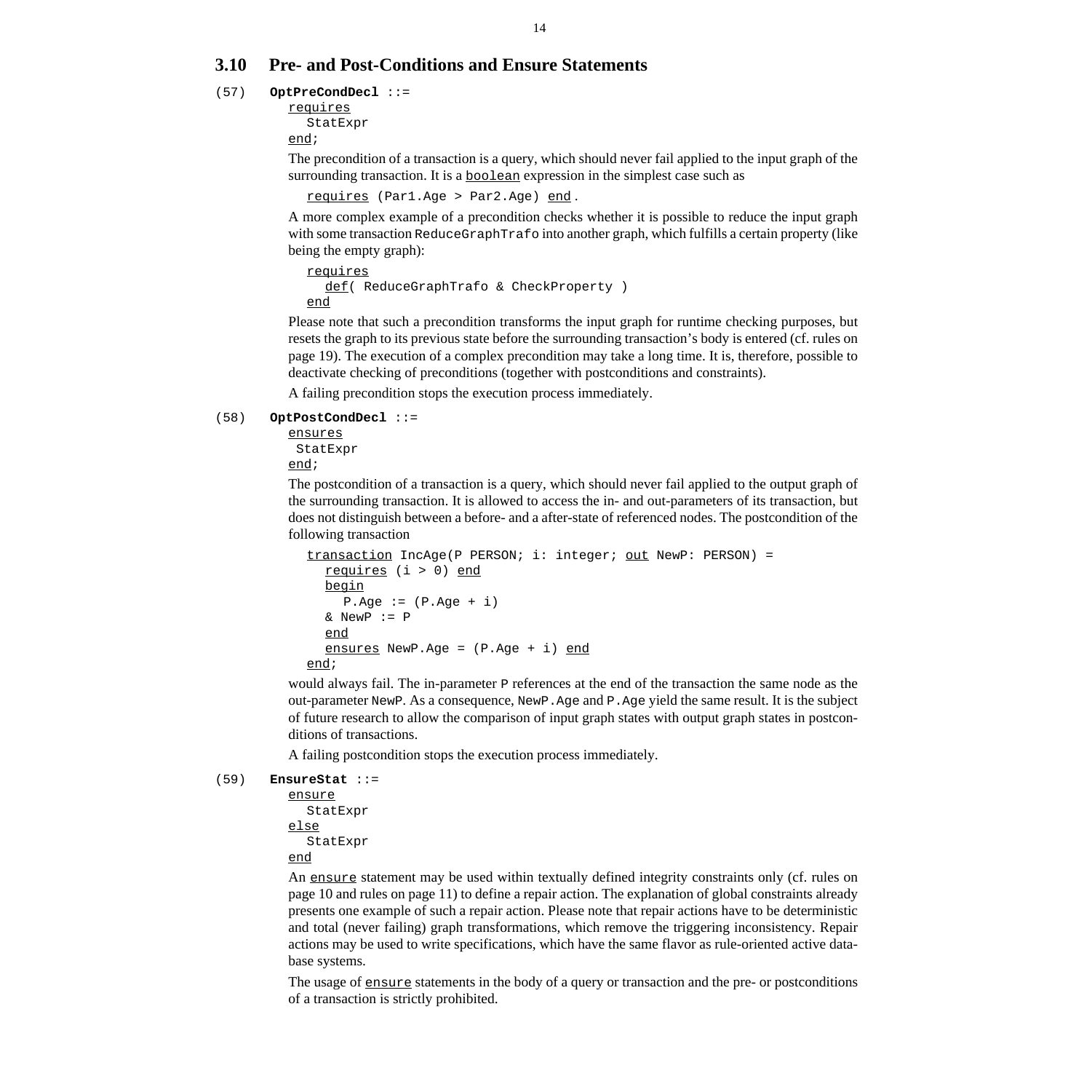## 3.10 Pre- and Post-Conditions and Ensure Statements

(57) **OptPreCondDecl** ::=

```
requires
  StatExpr
end;
```

The precondition of a transaction is a query, which should never fail applied to the input graph of the surrounding transaction. It is a boolean expression in the simplest case such as

```
requires (Par1.Age > Par2.Age) end.
```

A more complex example of a precondition checks whether it is possible to reduce the input graph with some transaction `ReduceGraphTrafo` into another graph, which fulfills a certain property (like being the empty graph):

```
requires
  def( ReduceGraphTrafo & CheckProperty )
end
```

Please note that such a precondition transforms the input graph for runtime checking purposes, but resets the graph to its previous state before the surrounding transaction's body is entered (cf. rules on page 19). The execution of a complex precondition may take a long time. It is, therefore, possible to deactivate checking of preconditions (together with postconditions and constraints).

A failing precondition stops the execution process immediately.

(58) **OptPostCondDecl** ::=

```
ensures
 StatExpr
end;
```

The postcondition of a transaction is a query, which should never fail applied to the output graph of the surrounding transaction. It is allowed to access the in- and out-parameters of its transaction, but does not distinguish between a before- and a after-state of referenced nodes. The postcondition of the following transaction

```
transaction IncAge(P PERSON; i: integer; out NewP: PERSON) =
  requires (i > 0) end
  begin
    P.Age := (P.Age + i)
  & NewP := P
  end
  ensures NewP.Age = (P.Age + i) end
end;
```

would always fail. The in-parameter `P` references at the end of the transaction the same node as the out-parameter `NewP`. As a consequence, `NewP.Age` and `P.Age` yield the same result. It is the subject of future research to allow the comparison of input graph states with output graph states in postconditions of transactions.

A failing postcondition stops the execution process immediately.

(59) **EnsureStat** ::=

```
ensure
  StatExpr
else
  StatExpr
end
```

An ensure statement may be used within textually defined integrity constraints only (cf. rules on page 10 and rules on page 11) to define a repair action. The explanation of global constraints already presents one example of such a repair action. Please note that repair actions have to be deterministic and total (never failing) graph transformations, which remove the triggering inconsistency. Repair actions may be used to write specifications, which have the same flavor as rule-oriented active database systems.

The usage of ensure statements in the body of a query or transaction and the pre- or postconditions of a transaction is strictly prohibited.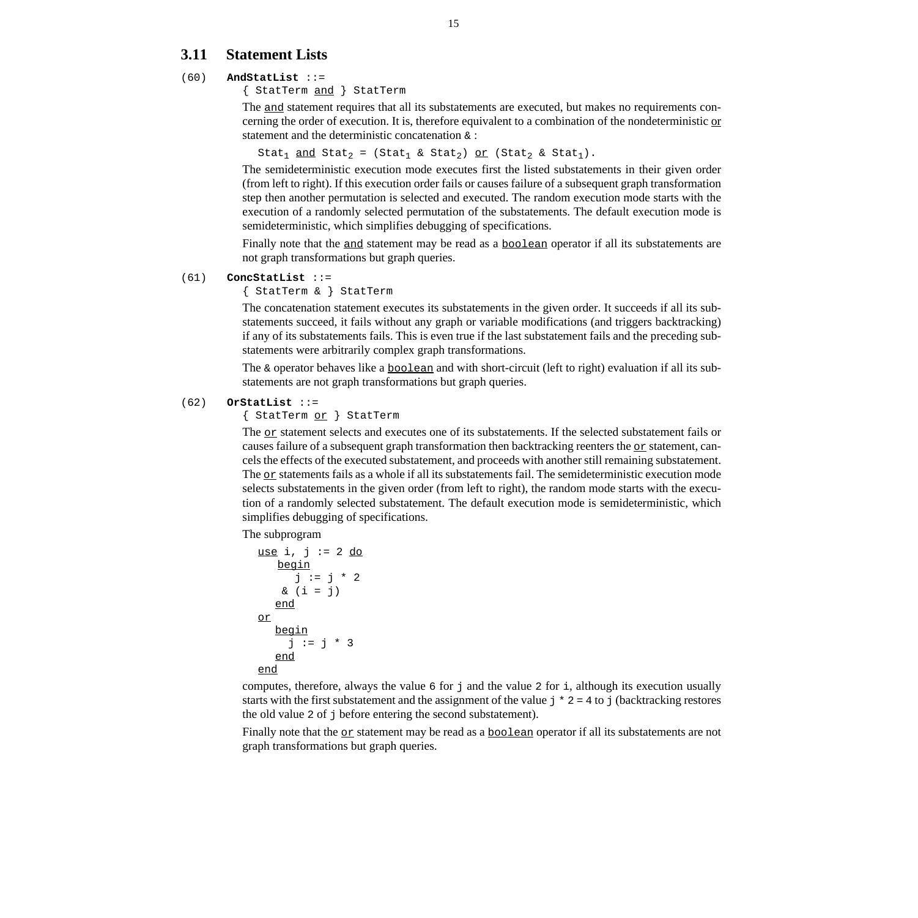### 3.11 Statement Lists

(60) **AndStatList** ::=

`{ StatTerm and } StatTerm`

The and statement requires that all its substatements are executed, but makes no requirements concerning the order of execution. It is, therefore equivalent to a combination of the nondeterministic or statement and the deterministic concatenation & :

$\text{Stat}_1$ and $\text{Stat}_2$ = ($\text{Stat}_1$ & $\text{Stat}_2$) or ($\text{Stat}_2$ & $\text{Stat}_1$).

The semideterministic execution mode executes first the listed substatements in their given order (from left to right). If this execution order fails or causes failure of a subsequent graph transformation step then another permutation is selected and executed. The random execution mode starts with the execution of a randomly selected permutation of the substatements. The default execution mode is semideterministic, which simplifies debugging of specifications.

Finally note that the and statement may be read as a boolean operator if all its substatements are not graph transformations but graph queries.

(61) **ConcStatList** ::=

`{ StatTerm & } StatTerm`

The concatenation statement executes its substatements in the given order. It succeeds if all its substatements succeed, it fails without any graph or variable modifications (and triggers backtracking) if any of its substatements fails. This is even true if the last substatement fails and the preceding substatements were arbitrarily complex graph transformations.

The & operator behaves like a boolean and with short-circuit (left to right) evaluation if all its substatements are not graph transformations but graph queries.

(62) **OrStatList** ::=

`{ StatTerm or } StatTerm`

The or statement selects and executes one of its substatements. If the selected substatement fails or causes failure of a subsequent graph transformation then backtracking reenters the or statement, cancels the effects of the executed substatement, and proceeds with another still remaining substatement. The or statements fails as a whole if all its substatements fail. The semideterministic execution mode selects substatements in the given order (from left to right), the random mode starts with the execution of a randomly selected substatement. The default execution mode is semideterministic, which simplifies debugging of specifications.

The subprogram

```
use i, j := 2 do
   begin
      j := j * 2
    & (i = j)
   end
or
   begin
     j := j * 3
   end
end
```

computes, therefore, always the value 6 for j and the value 2 for i, although its execution usually starts with the first substatement and the assignment of the value j * 2 = 4 to j (backtracking restores the old value 2 of j before entering the second substatement).

Finally note that the or statement may be read as a boolean operator if all its substatements are not graph transformations but graph queries.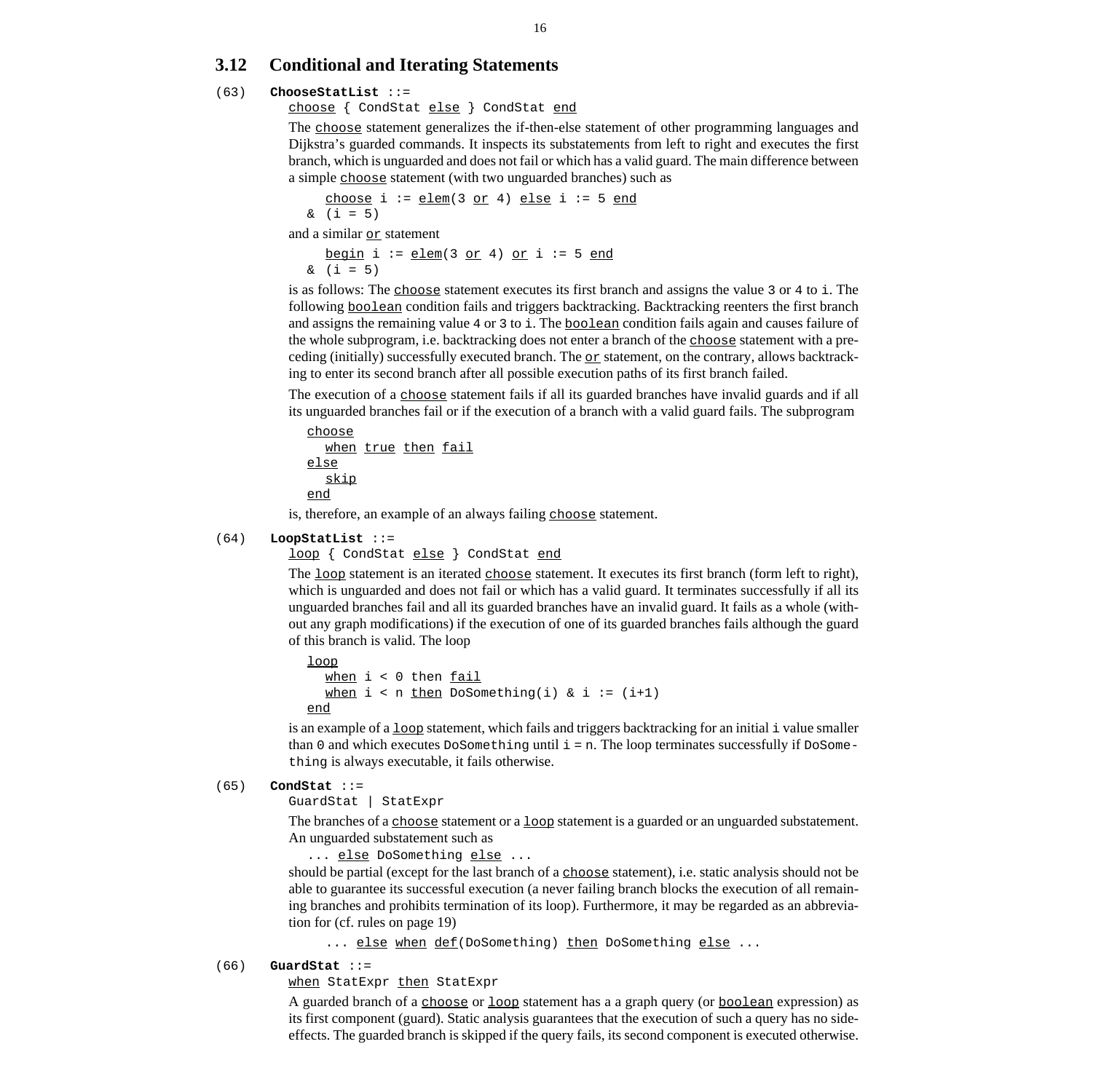## 3.12 Conditional and Iterating Statements

(63) **ChooseStatList** ::=

choose { CondStat else } CondStat end

The choose statement generalizes the if-then-else statement of other programming languages and Dijkstra's guarded commands. It inspects its substatements from left to right and executes the first branch, which is unguarded and does not fail or which has a valid guard. The main difference between a simple choose statement (with two unguarded branches) such as

```
    choose i := elem(3 or 4) else i := 5 end
  & (i = 5)
```

and a similar or statement

```
    begin i := elem(3 or 4) or i := 5 end
  & (i = 5)
```

is as follows: The choose statement executes its first branch and assigns the value 3 or 4 to i. The following boolean condition fails and triggers backtracking. Backtracking reenters the first branch and assigns the remaining value 4 or 3 to i. The boolean condition fails again and causes failure of the whole subprogram, i.e. backtracking does not enter a branch of the choose statement with a preceding (initially) successfully executed branch. The or statement, on the contrary, allows backtracking to enter its second branch after all possible execution paths of its first branch failed.

The execution of a choose statement fails if all its guarded branches have invalid guards and if all its unguarded branches fail or if the execution of a branch with a valid guard fails. The subprogram

```
choose
  when true then fail
else
  skip
end
```

is, therefore, an example of an always failing choose statement.

(64) **LoopStatList** ::=

loop { CondStat else } CondStat end

The loop statement is an iterated choose statement. It executes its first branch (form left to right), which is unguarded and does not fail or which has a valid guard. It terminates successfully if all its unguarded branches fail and all its guarded branches have an invalid guard. It fails as a whole (without any graph modifications) if the execution of one of its guarded branches fails although the guard of this branch is valid. The loop

```
loop
  when i < 0 then fail
  when i < n then DoSomething(i) & i := (i+1)
end
```

is an example of a loop statement, which fails and triggers backtracking for an initial i value smaller than 0 and which executes DoSomething until i = n. The loop terminates successfully if DoSomething is always executable, it fails otherwise.

(65) **CondStat** ::=

GuardStat | StatExpr

The branches of a choose statement or a loop statement is a guarded or an unguarded substatement. An unguarded substatement such as

```
... else DoSomething else ...
```

should be partial (except for the last branch of a choose statement), i.e. static analysis should not be able to guarantee its successful execution (a never failing branch blocks the execution of all remaining branches and prohibits termination of its loop). Furthermore, it may be regarded as an abbreviation for (cf. rules on page 19)

```
... else when def(DoSomething) then DoSomething else ...
```

(66) **GuardStat** ::=

when StatExpr then StatExpr

A guarded branch of a choose or loop statement has a a graph query (or boolean expression) as its first component (guard). Static analysis guarantees that the execution of such a query has no side-effects. The guarded branch is skipped if the query fails, its second component is executed otherwise.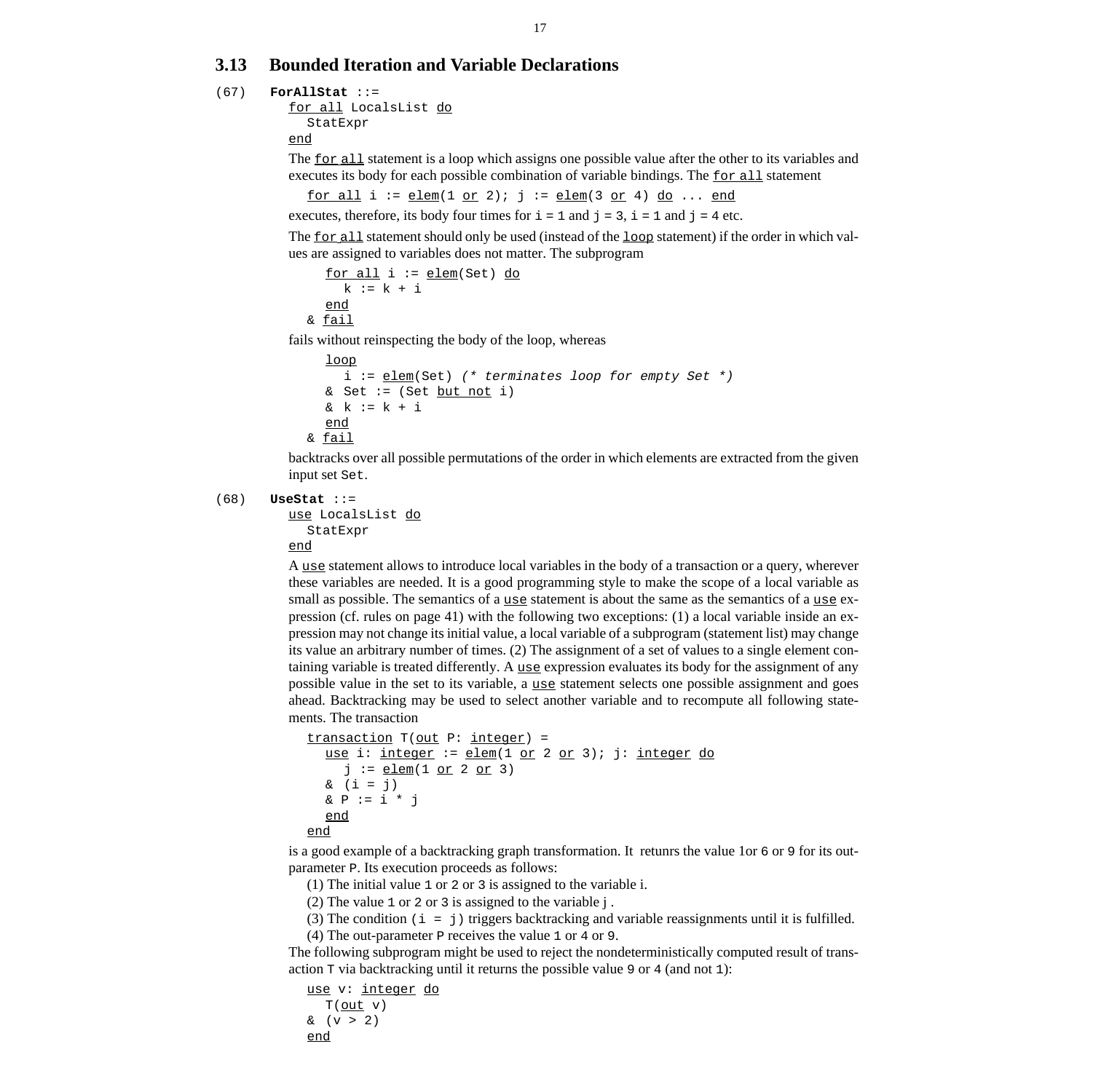## 3.13 Bounded Iteration and Variable Declarations

(67) **ForAllStat** ::=

```
for all LocalsList do
  StatExpr
end
```

The for all statement is a loop which assigns one possible value after the other to its variables and executes its body for each possible combination of variable bindings. The for all statement

```
for all i := elem(1 or 2); j := elem(3 or 4) do ... end
```

executes, therefore, its body four times for `i = 1` and `j = 3`, `i = 1` and `j = 4` etc.

The for all statement should only be used (instead of the loop statement) if the order in which values are assigned to variables does not matter. The subprogram

```
  for all i := elem(Set) do
    k := k + i
  end
& fail
```

fails without reinspecting the body of the loop, whereas

```
  loop
    i := elem(Set) (* terminates loop for empty Set *)
  & Set := (Set but not i)
  & k := k + i
  end
& fail
```

backtracks over all possible permutations of the order in which elements are extracted from the given input set `Set`.

(68) **UseStat** ::=

```
use LocalsList do
  StatExpr
end
```

A use statement allows to introduce local variables in the body of a transaction or a query, wherever these variables are needed. It is a good programming style to make the scope of a local variable as small as possible. The semantics of a use statement is about the same as the semantics of a use expression (cf. rules on page 41) with the following two exceptions: (1) a local variable inside an expression may not change its initial value, a local variable of a subprogram (statement list) may change its value an arbitrary number of times. (2) The assignment of a set of values to a single element containing variable is treated differently. A use expression evaluates its body for the assignment of any possible value in the set to its variable, a use statement selects one possible assignment and goes ahead. Backtracking may be used to select another variable and to recompute all following statements. The transaction

```
transaction T(out P: integer) =
  use i: integer := elem(1 or 2 or 3); j: integer do
    j := elem(1 or 2 or 3)
  & (i = j)
  & P := i * j
  end
end
```

is a good example of a backtracking graph transformation. It retunrs the value 1or `6` or `9` for its out-parameter `P`. Its execution proceeds as follows:

(1) The initial value `1` or `2` or `3` is assigned to the variable i.

(2) The value `1` or `2` or `3` is assigned to the variable `j` .

(3) The condition `(i = j)` triggers backtracking and variable reassignments until it is fulfilled.

(4) The out-parameter `P` receives the value `1` or `4` or `9`.

The following subprogram might be used to reject the nondeterministically computed result of transaction `T` via backtracking until it returns the possible value `9` or `4` (and not `1`):

```
use v: integer do
  T(out v)
& (v > 2)
end
```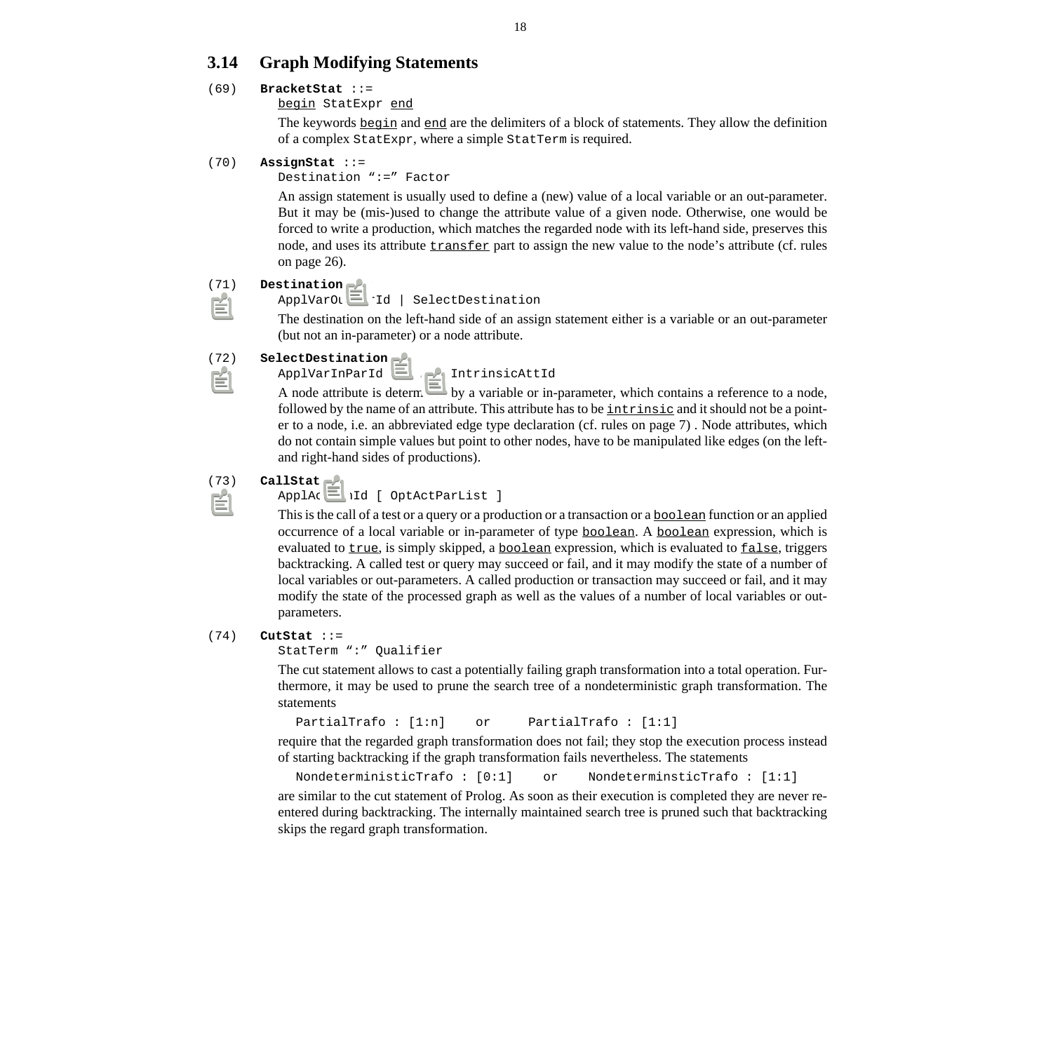## 3.14 Graph Modifying Statements

(69) **BracketStat** ::=

`begin StatExpr end`

The keywords begin and end are the delimiters of a block of statements. They allow the definition of a complex `StatExpr`, where a simple `StatTerm` is required.

(70) **AssignStat** ::=

`Destination ":=" Factor`

An assign statement is usually used to define a (new) value of a local variable or an out-parameter. But it may be (mis-)used to change the attribute value of a given node. Otherwise, one would be forced to write a production, which matches the regarded node with its left-hand side, preserves this node, and uses its attribute transfer part to assign the new value to the node's attribute (cf. rules on page 26).

(71) **Destination**

`ApplVarOu Id | SelectDestination`

The destination on the left-hand side of an assign statement either is a variable or an out-parameter (but not an in-parameter) or a node attribute.

(72) **SelectDestination**

`ApplVarInParId IntrinsicAttId`

A node attribute is determ by a variable or in-parameter, which contains a reference to a node, followed by the name of an attribute. This attribute has to be intrinsic and it should not be a pointer to a node, i.e. an abbreviated edge type declaration (cf. rules on page 7) . Node attributes, which do not contain simple values but point to other nodes, have to be manipulated like edges (on the left- and right-hand sides of productions).

(73) **CallStat**

`ApplAc Id [ OptActParList ]`

This is the call of a test or a query or a production or a transaction or a boolean function or an applied occurrence of a local variable or in-parameter of type boolean. A boolean expression, which is evaluated to true, is simply skipped, a boolean expression, which is evaluated to false, triggers backtracking. A called test or query may succeed or fail, and it may modify the state of a number of local variables or out-parameters. A called production or transaction may succeed or fail, and it may modify the state of the processed graph as well as the values of a number of local variables or out-parameters.

(74) **CutStat** ::=

`StatTerm ":" Qualifier`

The cut statement allows to cast a potentially failing graph transformation into a total operation. Furthermore, it may be used to prune the search tree of a nondeterministic graph transformation. The statements

```
PartialTrafo : [1:n]    or     PartialTrafo : [1:1]
```

require that the regarded graph transformation does not fail; they stop the execution process instead of starting backtracking if the graph transformation fails nevertheless. The statements

```
NondeterministicTrafo : [0:1]    or    NondeterminsticTrafo : [1:1]
```

are similar to the cut statement of Prolog. As soon as their execution is completed they are never re-entered during backtracking. The internally maintained search tree is pruned such that backtracking skips the regard graph transformation.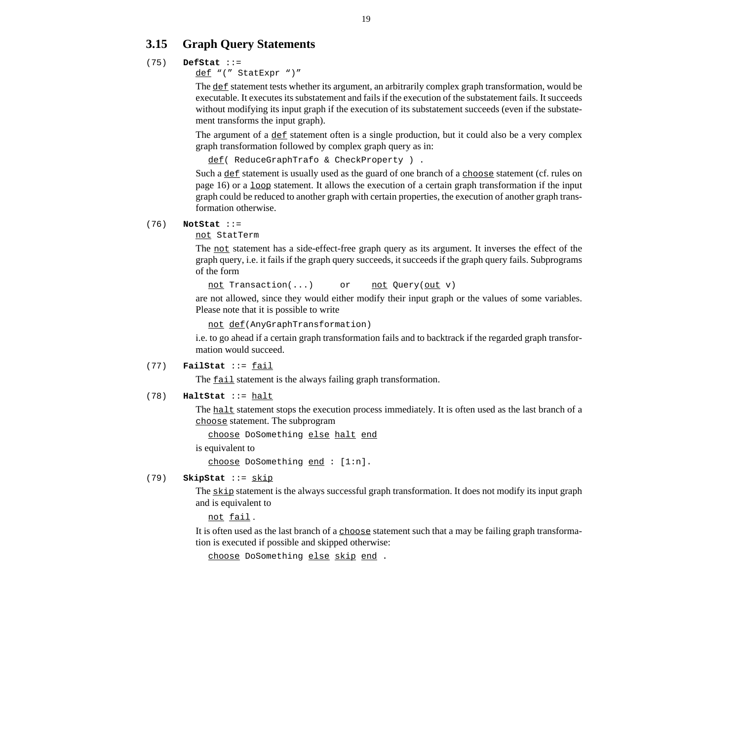## 3.15 Graph Query Statements

(75) **DefStat** ::=

`def` "(" StatExpr ")"

The `def` statement tests whether its argument, an arbitrarily complex graph transformation, would be executable. It executes its substatement and fails if the execution of the substatement fails. It succeeds without modifying its input graph if the execution of its substatement succeeds (even if the substatement transforms the input graph).

The argument of a `def` statement often is a single production, but it could also be a very complex graph transformation followed by complex graph query as in:

```
def( ReduceGraphTrafo & CheckProperty ) .
```

Such a `def` statement is usually used as the guard of one branch of a `choose` statement (cf. rules on page 16) or a `loop` statement. It allows the execution of a certain graph transformation if the input graph could be reduced to another graph with certain properties, the execution of another graph transformation otherwise.

(76) **NotStat** ::=

`not` StatTerm

The `not` statement has a side-effect-free graph query as its argument. It inverses the effect of the graph query, i.e. it fails if the graph query succeeds, it succeeds if the graph query fails. Subprograms of the form

```
not Transaction(...)     or     not Query(out v)
```

are not allowed, since they would either modify their input graph or the values of some variables. Please note that it is possible to write

```
not def(AnyGraphTransformation)
```

i.e. to go ahead if a certain graph transformation fails and to backtrack if the regarded graph transformation would succeed.

(77) **FailStat** ::= `fail`

The `fail` statement is the always failing graph transformation.

(78) **HaltStat** ::= `halt`

The `halt` statement stops the execution process immediately. It is often used as the last branch of a `choose` statement. The subprogram

```
choose DoSomething else halt end
```

is equivalent to

```
choose DoSomething end : [1:n].
```

(79) **SkipStat** ::= `skip`

The `skip` statement is the always successful graph transformation. It does not modify its input graph and is equivalent to

```
not fail .
```

It is often used as the last branch of a `choose` statement such that a may be failing graph transformation is executed if possible and skipped otherwise:

```
choose DoSomething else skip end .
```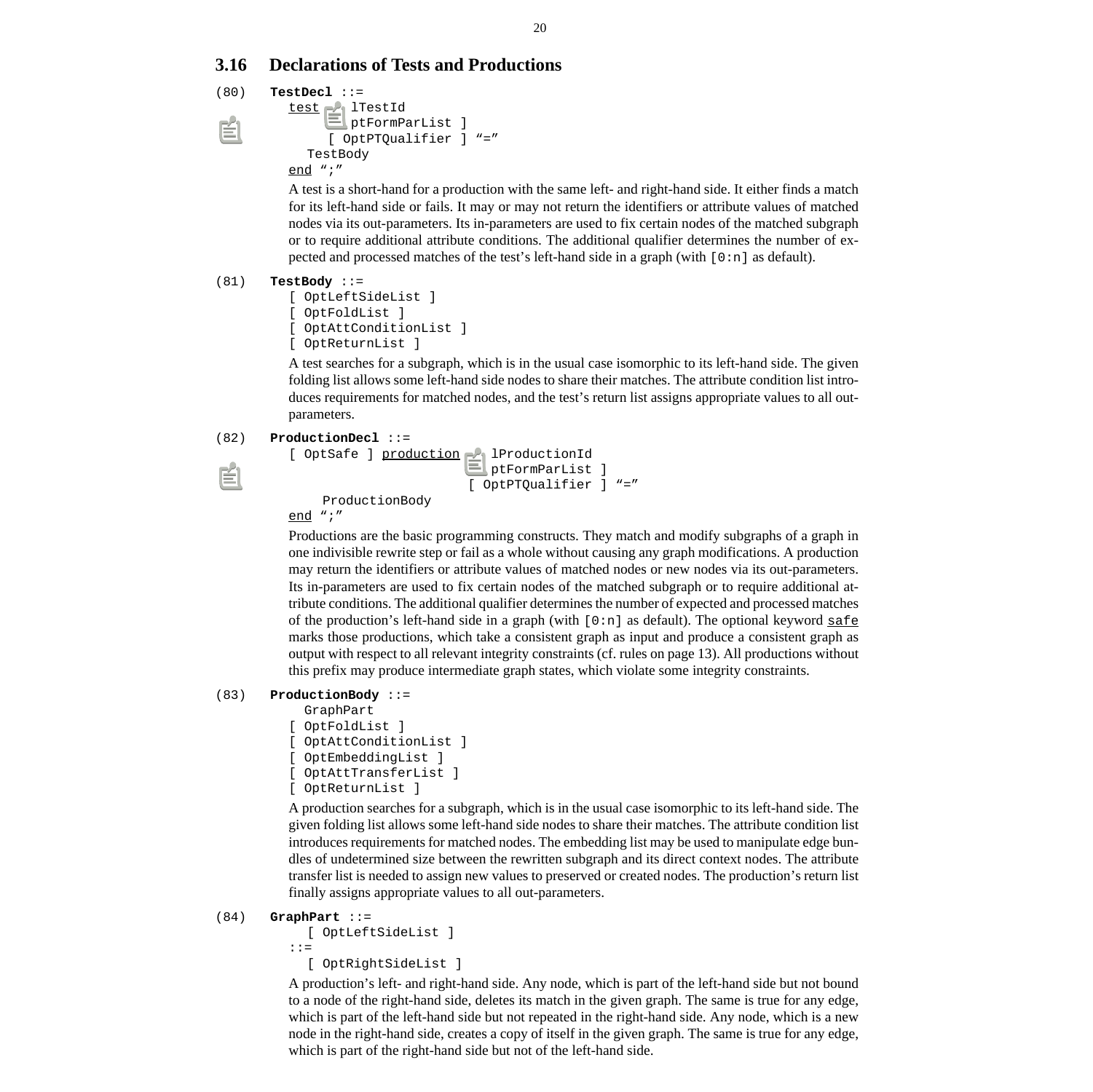## 3.16 Declarations of Tests and Productions

(80) **TestDecl** ::=

```
test lTestId
     ptFormParList ]
     [ OptPTQualifier ] "="
  TestBody
end ";"
```

A test is a short-hand for a production with the same left- and right-hand side. It either finds a match for its left-hand side or fails. It may or may not return the identifiers or attribute values of matched nodes via its out-parameters. Its in-parameters are used to fix certain nodes of the matched subgraph or to require additional attribute conditions. The additional qualifier determines the number of expected and processed matches of the test's left-hand side in a graph (with `[0:n]` as default).

(81) **TestBody** ::=

```
[ OptLeftSideList ]
[ OptFoldList ]
[ OptAttConditionList ]
[ OptReturnList ]
```

A test searches for a subgraph, which is in the usual case isomorphic to its left-hand side. The given folding list allows some left-hand side nodes to share their matches. The attribute condition list introduces requirements for matched nodes, and the test's return list assigns appropriate values to all out-parameters.

(82) **ProductionDecl** ::=

```
[ OptSafe ] production lProductionId
                       ptFormParList ]
                       [ OptPTQualifier ] "="
    ProductionBody
end ";"
```

Productions are the basic programming constructs. They match and modify subgraphs of a graph in one indivisible rewrite step or fail as a whole without causing any graph modifications. A production may return the identifiers or attribute values of matched nodes or new nodes via its out-parameters. Its in-parameters are used to fix certain nodes of the matched subgraph or to require additional attribute conditions. The additional qualifier determines the number of expected and processed matches of the production's left-hand side in a graph (with `[0:n]` as default). The optional keyword safe marks those productions, which take a consistent graph as input and produce a consistent graph as output with respect to all relevant integrity constraints (cf. rules on page 13). All productions without this prefix may produce intermediate graph states, which violate some integrity constraints.

(83) **ProductionBody** ::=

```
  GraphPart
[ OptFoldList ]
[ OptAttConditionList ]
[ OptEmbeddingList ]
[ OptAttTransferList ]
[ OptReturnList ]
```

A production searches for a subgraph, which is in the usual case isomorphic to its left-hand side. The given folding list allows some left-hand side nodes to share their matches. The attribute condition list introduces requirements for matched nodes. The embedding list may be used to manipulate edge bundles of undetermined size between the rewritten subgraph and its direct context nodes. The attribute transfer list is needed to assign new values to preserved or created nodes. The production's return list finally assigns appropriate values to all out-parameters.

(84) **GraphPart** ::=

```
  [ OptLeftSideList ]
::=
  [ OptRightSideList ]
```

A production's left- and right-hand side. Any node, which is part of the left-hand side but not bound to a node of the right-hand side, deletes its match in the given graph. The same is true for any edge, which is part of the left-hand side but not repeated in the right-hand side. Any node, which is a new node in the right-hand side, creates a copy of itself in the given graph. The same is true for any edge, which is part of the right-hand side but not of the left-hand side.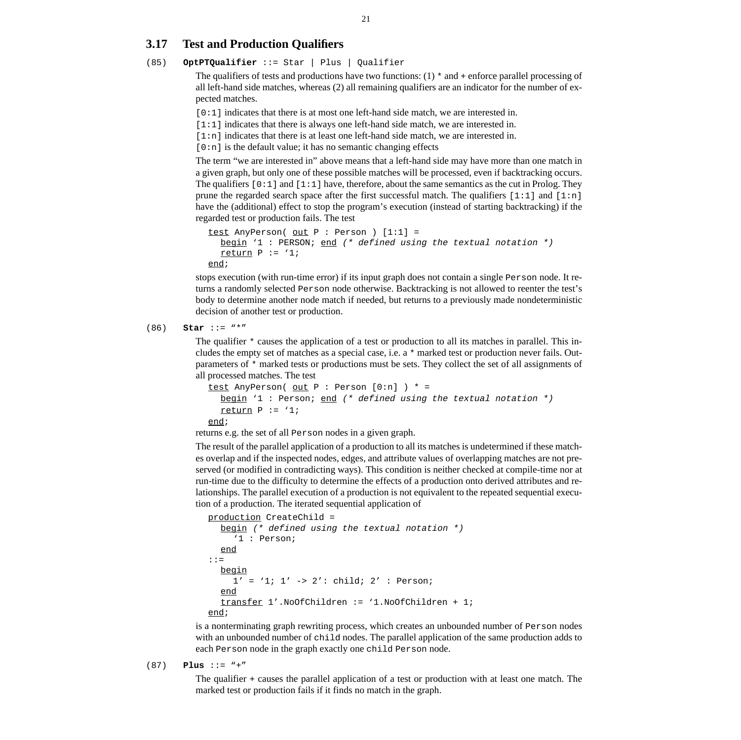## 3.17 Test and Production Qualifiers

(85) **OptPTQualifier** ::= Star | Plus | Qualifier

The qualifiers of tests and productions have two functions: (1) `*` and `+` enforce parallel processing of all left-hand side matches, whereas (2) all remaining qualifiers are an indicator for the number of expected matches.

`[0:1]` indicates that there is at most one left-hand side match, we are interested in.

`[1:1]` indicates that there is always one left-hand side match, we are interested in.

`[1:n]` indicates that there is at least one left-hand side match, we are interested in.

`[0:n]` is the default value; it has no semantic changing effects

The term "we are interested in" above means that a left-hand side may have more than one match in a given graph, but only one of these possible matches will be processed, even if backtracking occurs. The qualifiers `[0:1]` and `[1:1]` have, therefore, about the same semantics as the cut in Prolog. They prune the regarded search space after the first successful match. The qualifiers `[1:1]` and `[1:n]` have the (additional) effect to stop the program's execution (instead of starting backtracking) if the regarded test or production fails. The test

```
test AnyPerson( out P : Person ) [1:1] =
  begin '1 : PERSON; end (* defined using the textual notation *)
  return P := '1;
end;
```

stops execution (with run-time error) if its input graph does not contain a single `Person` node. It returns a randomly selected `Person` node otherwise. Backtracking is not allowed to reenter the test's body to determine another node match if needed, but returns to a previously made nondeterministic decision of another test or production.

(86) **Star** ::= "*"

The qualifier `*` causes the application of a test or production to all its matches in parallel. This includes the empty set of matches as a special case, i.e. a `*` marked test or production never fails. Out-parameters of `*` marked tests or productions must be sets. They collect the set of all assignments of all processed matches. The test

```
test AnyPerson( out P : Person [0:n] ) * =
  begin '1 : Person; end (* defined using the textual notation *)
  return P := '1;
end;
```

returns e.g. the set of all `Person` nodes in a given graph.

The result of the parallel application of a production to all its matches is undetermined if these matches overlap and if the inspected nodes, edges, and attribute values of overlapping matches are not preserved (or modified in contradicting ways). This condition is neither checked at compile-time nor at run-time due to the difficulty to determine the effects of a production onto derived attributes and relationships. The parallel execution of a production is not equivalent to the repeated sequential execution of a production. The iterated sequential application of

```
production CreateChild =
  begin (* defined using the textual notation *)
    '1 : Person;
  end
::=
  begin
    1' = '1; 1' -> 2': child; 2' : Person;
  end
  transfer 1'.NoOfChildren := '1.NoOfChildren + 1;
end;
```

is a nonterminating graph rewriting process, which creates an unbounded number of `Person` nodes with an unbounded number of `child` nodes. The parallel application of the same production adds to each `Person` node in the graph exactly one `child` `Person` node.

(87) **Plus** ::= "+"

The qualifier `+` causes the parallel application of a test or production with at least one match. The marked test or production fails if it finds no match in the graph.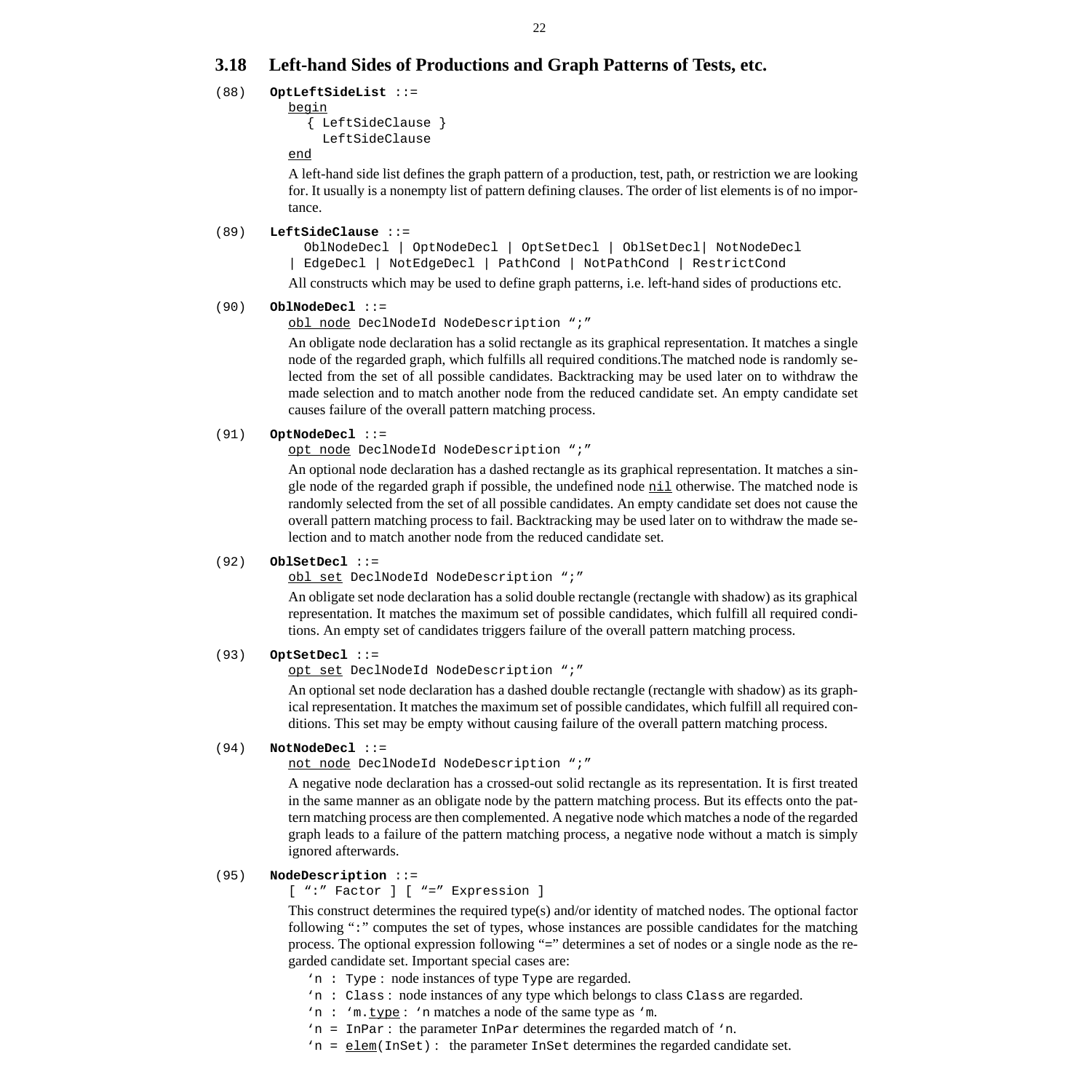## 3.18 Left-hand Sides of Productions and Graph Patterns of Tests, etc.

(88) **OptLeftSideList** ::=

```
begin
   { LeftSideClause }
     LeftSideClause
end
```

A left-hand side list defines the graph pattern of a production, test, path, or restriction we are looking for. It usually is a nonempty list of pattern defining clauses. The order of list elements is of no importance.

(89) **LeftSideClause** ::=

```
   OblNodeDecl | OptNodeDecl | OptSetDecl | OblSetDecl| NotNodeDecl
 | EdgeDecl | NotEdgeDecl | PathCond | NotPathCond | RestrictCond
```

All constructs which may be used to define graph patterns, i.e. left-hand sides of productions etc.

(90) **OblNodeDecl** ::=

```
obl node DeclNodeId NodeDescription ";"
```

An obligate node declaration has a solid rectangle as its graphical representation. It matches a single node of the regarded graph, which fulfills all required conditions.The matched node is randomly selected from the set of all possible candidates. Backtracking may be used later on to withdraw the made selection and to match another node from the reduced candidate set. An empty candidate set causes failure of the overall pattern matching process.

(91) **OptNodeDecl** ::=

```
opt node DeclNodeId NodeDescription ";"
```

An optional node declaration has a dashed rectangle as its graphical representation. It matches a single node of the regarded graph if possible, the undefined node nil otherwise. The matched node is randomly selected from the set of all possible candidates. An empty candidate set does not cause the overall pattern matching process to fail. Backtracking may be used later on to withdraw the made selection and to match another node from the reduced candidate set.

(92) **OblSetDecl** ::=

```
obl set DeclNodeId NodeDescription ";"
```

An obligate set node declaration has a solid double rectangle (rectangle with shadow) as its graphical representation. It matches the maximum set of possible candidates, which fulfill all required conditions. An empty set of candidates triggers failure of the overall pattern matching process.

(93) **OptSetDecl** ::=

```
opt set DeclNodeId NodeDescription ";"
```

An optional set node declaration has a dashed double rectangle (rectangle with shadow) as its graphical representation. It matches the maximum set of possible candidates, which fulfill all required conditions. This set may be empty without causing failure of the overall pattern matching process.

(94) **NotNodeDecl** ::=

```
not node DeclNodeId NodeDescription ";"
```

A negative node declaration has a crossed-out solid rectangle as its representation. It is first treated in the same manner as an obligate node by the pattern matching process. But its effects onto the pattern matching process are then complemented. A negative node which matches a node of the regarded graph leads to a failure of the pattern matching process, a negative node without a match is simply ignored afterwards.

(95) **NodeDescription** ::=

```
[ ":" Factor ] [ "=" Expression ]
```

This construct determines the required type(s) and/or identity of matched nodes. The optional factor following ":" computes the set of types, whose instances are possible candidates for the matching process. The optional expression following "=" determines a set of nodes or a single node as the regarded candidate set. Important special cases are:

- `'n : Type` : node instances of type `Type` are regarded.
- `'n : Class` : node instances of any type which belongs to class `Class` are regarded.
- `'n : 'm.type` : `'n` matches a node of the same type as `'m`.
- `'n = InPar` : the parameter `InPar` determines the regarded match of `'n`.
- `'n = elem(InSet)` : the parameter `InSet` determines the regarded candidate set.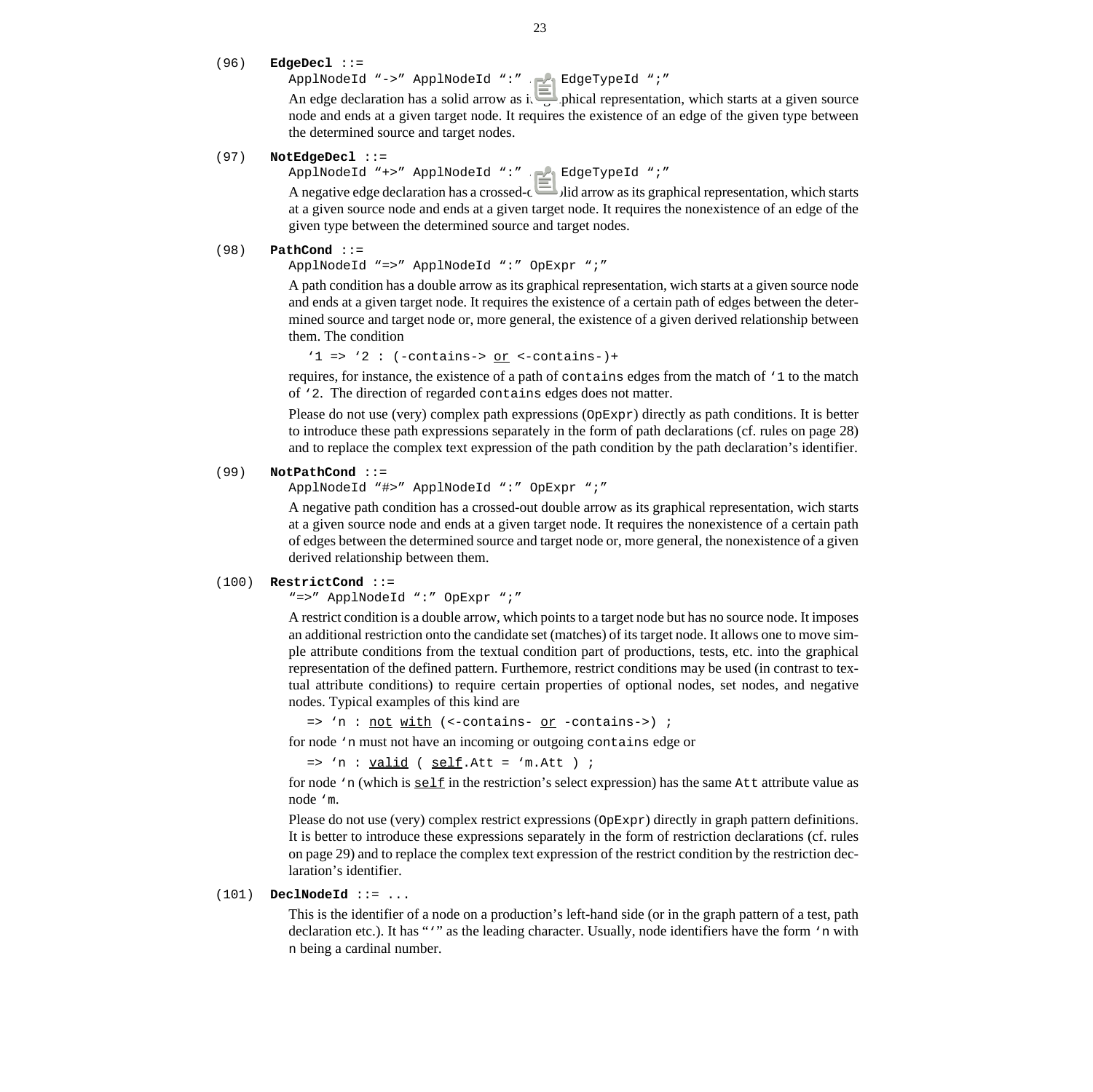(96) **EdgeDecl** ::=

ApplNodeId “->” ApplNodeId “:” EdgeTypeId “;”

An edge declaration has a solid arrow as its graphical representation, which starts at a given source node and ends at a given target node. It requires the existence of an edge of the given type between the determined source and target nodes.

(97) **NotEdgeDecl** ::=

ApplNodeId “+>” ApplNodeId “:” EdgeTypeId “;”

A negative edge declaration has a crossed-out solid arrow as its graphical representation, which starts at a given source node and ends at a given target node. It requires the nonexistence of an edge of the given type between the determined source and target nodes.

(98) **PathCond** ::=

ApplNodeId “=>” ApplNodeId “:” OpExpr “;”

A path condition has a double arrow as its graphical representation, wich starts at a given source node and ends at a given target node. It requires the existence of a certain path of edges between the determined source and target node or, more general, the existence of a given derived relationship between them. The condition

```
'1 => '2 : (-contains-> or <-contains-)+
```

requires, for instance, the existence of a path of `contains` edges from the match of `'1` to the match of `'2`. The direction of regarded `contains` edges does not matter.

Please do not use (very) complex path expressions (`OpExpr`) directly as path conditions. It is better to introduce these path expressions separately in the form of path declarations (cf. rules on page 28) and to replace the complex text expression of the path condition by the path declaration's identifier.

(99) **NotPathCond** ::=

ApplNodeId “#>” ApplNodeId “:” OpExpr “;”

A negative path condition has a crossed-out double arrow as its graphical representation, wich starts at a given source node and ends at a given target node. It requires the nonexistence of a certain path of edges between the determined source and target node or, more general, the nonexistence of a given derived relationship between them.

(100) **RestrictCond** ::=

“=>” ApplNodeId “:” OpExpr “;”

A restrict condition is a double arrow, which points to a target node but has no source node. It imposes an additional restriction onto the candidate set (matches) of its target node. It allows one to move simple attribute conditions from the textual condition part of productions, tests, etc. into the graphical representation of the defined pattern. Furthemore, restrict conditions may be used (in contrast to textual attribute conditions) to require certain properties of optional nodes, set nodes, and negative nodes. Typical examples of this kind are

```
=> 'n : not with (<-contains- or -contains->) ;
```

for node `'n` must not have an incoming or outgoing `contains` edge or

```
=> 'n : valid ( self.Att = 'm.Att ) ;
```

for node `'n` (which is `self` in the restriction's select expression) has the same `Att` attribute value as node `'m`.

Please do not use (very) complex restrict expressions (`OpExpr`) directly in graph pattern definitions. It is better to introduce these expressions separately in the form of restriction declarations (cf. rules on page 29) and to replace the complex text expression of the restrict condition by the restriction declaration's identifier.

(101) **DeclNodeId** ::= ...

This is the identifier of a node on a production's left-hand side (or in the graph pattern of a test, path declaration etc.). It has “`'`” as the leading character. Usually, node identifiers have the form `'n` with `n` being a cardinal number.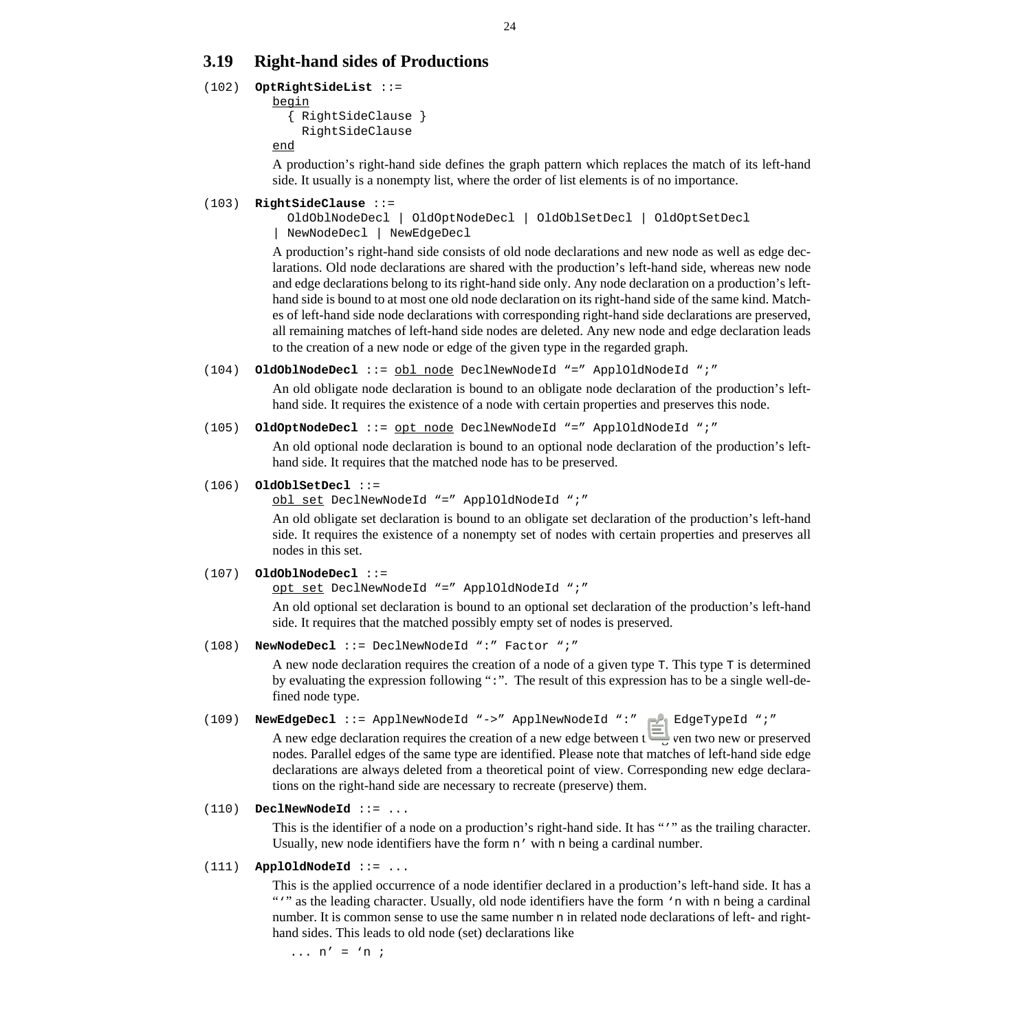## 3.19 Right-hand sides of Productions

(102) **OptRightSideList** ::=

```
begin
  { RightSideClause }
    RightSideClause
end
```

A production's right-hand side defines the graph pattern which replaces the match of its left-hand side. It usually is a nonempty list, where the order of list elements is of no importance.

(103) **RightSideClause** ::=

```
  OldOblNodeDecl | OldOptNodeDecl | OldOblSetDecl | OldOptSetDecl
| NewNodeDecl | NewEdgeDecl
```

A production's right-hand side consists of old node declarations and new node as well as edge declarations. Old node declarations are shared with the production's left-hand side, whereas new node and edge declarations belong to its right-hand side only. Any node declaration on a production's left-hand side is bound to at most one old node declaration on its right-hand side of the same kind. Matches of left-hand side node declarations with corresponding right-hand side declarations are preserved, all remaining matches of left-hand side nodes are deleted. Any new node and edge declaration leads to the creation of a new node or edge of the given type in the regarded graph.

(104) **OldOblNodeDecl** ::= obl node DeclNewNodeId "=" ApplOldNodeId ";"

An old obligate node declaration is bound to an obligate node declaration of the production's left-hand side. It requires the existence of a node with certain properties and preserves this node.

(105) **OldOptNodeDecl** ::= opt node DeclNewNodeId "=" ApplOldNodeId ";"

An old optional node declaration is bound to an optional node declaration of the production's left-hand side. It requires that the matched node has to be preserved.

(106) **OldOblSetDecl** ::=
obl set DeclNewNodeId "=" ApplOldNodeId ";"

An old obligate set declaration is bound to an obligate set declaration of the production's left-hand side. It requires the existence of a nonempty set of nodes with certain properties and preserves all nodes in this set.

(107) **OldOblNodeDecl** ::=
opt set DeclNewNodeId "=" ApplOldNodeId ";"

An old optional set declaration is bound to an optional set declaration of the production's left-hand side. It requires that the matched possibly empty set of nodes is preserved.

(108) **NewNodeDecl** ::= DeclNewNodeId ":" Factor ";"

A new node declaration requires the creation of a node of a given type T. This type T is determined by evaluating the expression following ":". The result of this expression has to be a single well-defined node type.

(109) **NewEdgeDecl** ::= ApplNewNodeId "->" ApplNewNodeId ":" EdgeTypeId ";"

A new edge declaration requires the creation of a new edge between the given two new or preserved nodes. Parallel edges of the same type are identified. Please note that matches of left-hand side edge declarations are always deleted from a theoretical point of view. Corresponding new edge declarations on the right-hand side are necessary to recreate (preserve) them.

(110) **DeclNewNodeId** ::= ...

This is the identifier of a node on a production's right-hand side. It has "'" as the trailing character. Usually, new node identifiers have the form n' with n being a cardinal number.

(111) **ApplOldNodeId** ::= ...

This is the applied occurrence of a node identifier declared in a production's left-hand side. It has a "'" as the leading character. Usually, old node identifiers have the form 'n with n being a cardinal number. It is common sense to use the same number n in related node declarations of left- and right-hand sides. This leads to old node (set) declarations like

```
... n' = 'n ;
```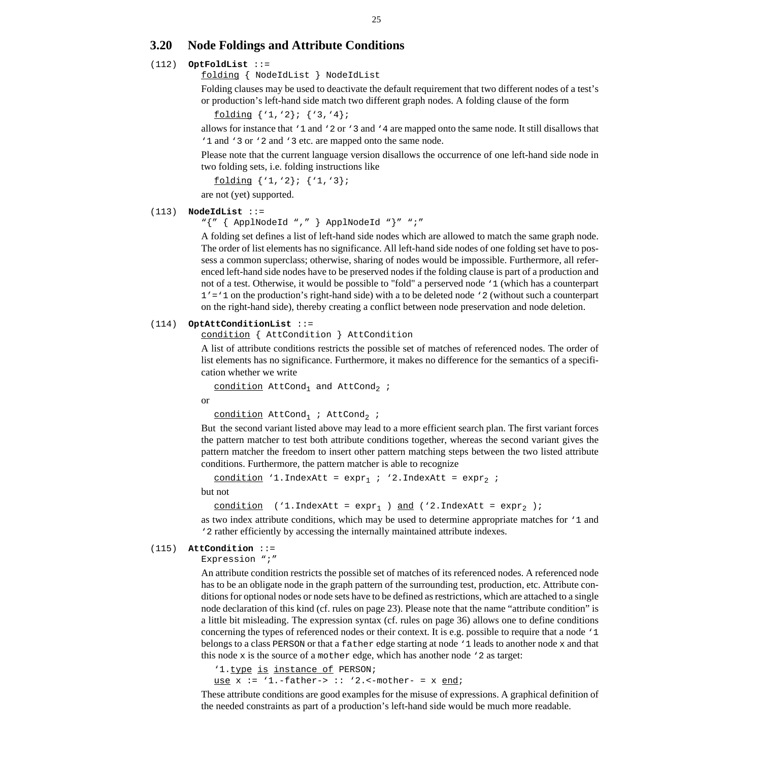## 3.20 Node Foldings and Attribute Conditions

(112) **OptFoldList** ::=

```
folding { NodeIdList } NodeIdList
```

Folding clauses may be used to deactivate the default requirement that two different nodes of a test's or production's left-hand side match two different graph nodes. A folding clause of the form

```
folding {'1,'2}; {'3,'4};
```

allows for instance that `'1` and `'2` or `'3` and `'4` are mapped onto the same node. It still disallows that `'1` and `'3` or `'2` and `'3` etc. are mapped onto the same node.

Please note that the current language version disallows the occurrence of one left-hand side node in two folding sets, i.e. folding instructions like

```
folding {'1,'2}; {'1,'3};
```

are not (yet) supported.

(113) **NodeIdList** ::=

```
"{" { ApplNodeId "," } ApplNodeId "}" ";"
```

A folding set defines a list of left-hand side nodes which are allowed to match the same graph node. The order of list elements has no significance. All left-hand side nodes of one folding set have to possess a common superclass; otherwise, sharing of nodes would be impossible. Furthermore, all referenced left-hand side nodes have to be preserved nodes if the folding clause is part of a production and not of a test. Otherwise, it would be possible to "fold" a perserved node `'1` (which has a counterpart `1'='1` on the production's right-hand side) with a to be deleted node `'2` (without such a counterpart on the right-hand side), thereby creating a conflict between node preservation and node deletion.

(114) **OptAttConditionList** ::=

```
condition { AttCondition } AttCondition
```

A list of attribute conditions restricts the possible set of matches of referenced nodes. The order of list elements has no significance. Furthermore, it makes no difference for the semantics of a specification whether we write

```
condition AttCond_1 and AttCond_2 ;
```

or

```
condition AttCond_1 ; AttCond_2 ;
```

But the second variant listed above may lead to a more efficient search plan. The first variant forces the pattern matcher to test both attribute conditions together, whereas the second variant gives the pattern matcher the freedom to insert other pattern matching steps between the two listed attribute conditions. Furthermore, the pattern matcher is able to recognize

```
condition '1.IndexAtt = expr_1 ; '2.IndexAtt = expr_2 ;
```

but not

```
condition ('1.IndexAtt = expr_1 ) and ('2.IndexAtt = expr_2 );
```

as two index attribute conditions, which may be used to determine appropriate matches for `'1` and `'2` rather efficiently by accessing the internally maintained attribute indexes.

(115) **AttCondition** ::=

```
Expression ";"
```

An attribute condition restricts the possible set of matches of its referenced nodes. A referenced node has to be an obligate node in the graph pattern of the surrounding test, production, etc. Attribute conditions for optional nodes or node sets have to be defined as restrictions, which are attached to a single node declaration of this kind (cf. rules on page 23). Please note that the name "attribute condition" is a little bit misleading. The expression syntax (cf. rules on page 36) allows one to define conditions concerning the types of referenced nodes or their context. It is e.g. possible to require that a node `'1` belongs to a class `PERSON` or that a `father` edge starting at node `'1` leads to another node `x` and that this node `x` is the source of a `mother` edge, which has another node `'2` as target:

```
'1.type is instance of PERSON;
use x := '1.-father-> :: '2.<-mother- = x end;
```

These attribute conditions are good examples for the misuse of expressions. A graphical definition of the needed constraints as part of a production's left-hand side would be much more readable.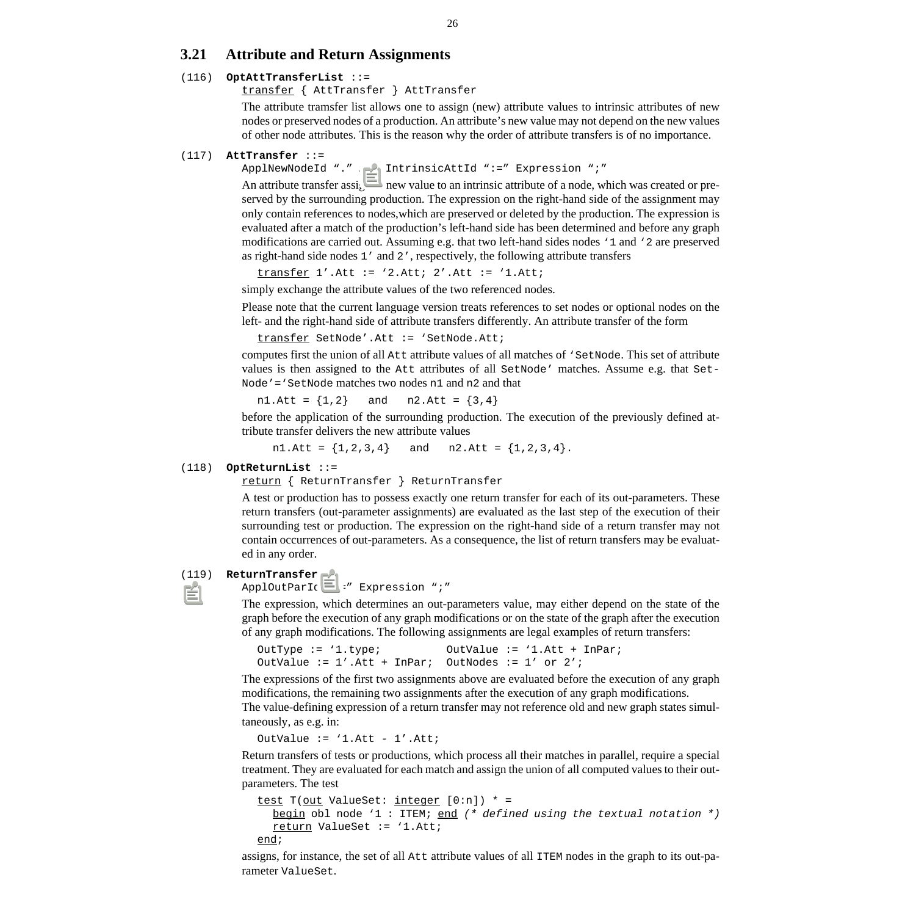## 3.21 Attribute and Return Assignments

(116) **OptAttTransferList** ::=
transfer { AttTransfer } AttTransfer

The attribute tramsfer list allows one to assign (new) attribute values to intrinsic attributes of new nodes or preserved nodes of a production. An attribute's new value may not depend on the new values of other node attributes. This is the reason why the order of attribute transfers is of no importance.

(117) **AttTransfer** ::=
ApplNewNodeId "." IntrinsicAttId ":=" Expression ";"

An attribute transfer assigns a new value to an intrinsic attribute of a node, which was created or preserved by the surrounding production. The expression on the right-hand side of the assignment may only contain references to nodes,which are preserved or deleted by the production. The expression is evaluated after a match of the production's left-hand side has been determined and before any graph modifications are carried out. Assuming e.g. that two left-hand sides nodes `'1` and `'2` are preserved as right-hand side nodes `1'` and `2'`, respectively, the following attribute transfers

```
transfer 1'.Att := '2.Att; 2'.Att := '1.Att;
```

simply exchange the attribute values of the two referenced nodes.

Please note that the current language version treats references to set nodes or optional nodes on the left- and the right-hand side of attribute transfers differently. An attribute transfer of the form

```
transfer SetNode'.Att := 'SetNode.Att;
```

computes first the union of all `Att` attribute values of all matches of `'SetNode`. This set of attribute values is then assigned to the `Att` attributes of all `SetNode'` matches. Assume e.g. that `SetNode'='SetNode` matches two nodes `n1` and `n2` and that

```
n1.Att = {1,2}   and   n2.Att = {3,4}
```

before the application of the surrounding production. The execution of the previously defined attribute transfer delivers the new attribute values

```
n1.Att = {1,2,3,4}   and   n2.Att = {1,2,3,4}.
```

(118) **OptReturnList** ::=
return { ReturnTransfer } ReturnTransfer

A test or production has to possess exactly one return transfer for each of its out-parameters. These return transfers (out-parameter assignments) are evaluated as the last step of the execution of their surrounding test or production. The expression on the right-hand side of a return transfer may not contain occurrences of out-parameters. As a consequence, the list of return transfers may be evaluated in any order.

(119) **ReturnTransfer** ::=
ApplOutParId ":=" Expression ";"

The expression, which determines an out-parameters value, may either depend on the state of the graph before the execution of any graph modifications or on the state of the graph after the execution of any graph modifications. The following assignments are legal examples of return transfers:

```
OutType := '1.type;           OutValue := '1.Att + InPar;
OutValue := 1'.Att + InPar;   OutNodes := 1' or 2';
```

The expressions of the first two assignments above are evaluated before the execution of any graph modifications, the remaining two assignments after the execution of any graph modifications.
The value-defining expression of a return transfer may not reference old and new graph states simultaneously, as e.g. in:

```
OutValue := '1.Att - 1'.Att;
```

Return transfers of tests or productions, which process all their matches in parallel, require a special treatment. They are evaluated for each match and assign the union of all computed values to their out-parameters. The test

```
test T(out ValueSet: integer [0:n]) * =
  begin obl node '1 : ITEM; end (* defined using the textual notation *)
  return ValueSet := '1.Att;
end;
```

assigns, for instance, the set of all `Att` attribute values of all `ITEM` nodes in the graph to its out-parameter `ValueSet`.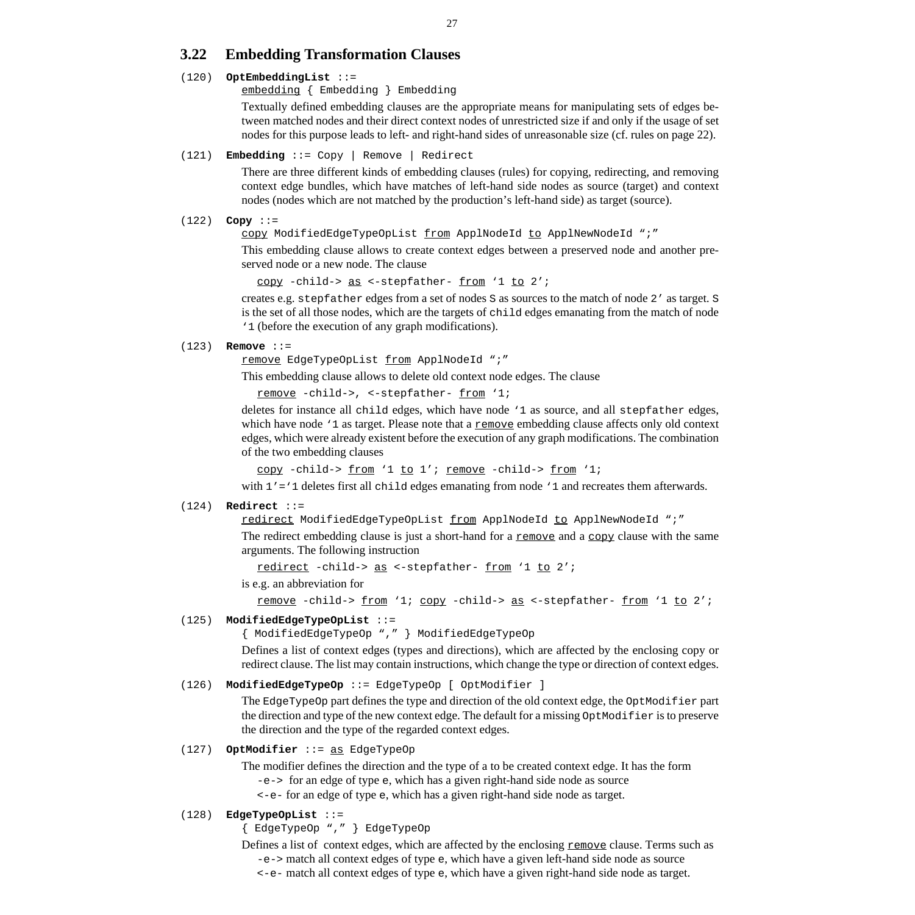## 3.22 Embedding Transformation Clauses

(120) **OptEmbeddingList** ::=
embedding { Embedding } Embedding

Textually defined embedding clauses are the appropriate means for manipulating sets of edges between matched nodes and their direct context nodes of unrestricted size if and only if the usage of set nodes for this purpose leads to left- and right-hand sides of unreasonable size (cf. rules on page 22).

(121) **Embedding** ::= Copy | Remove | Redirect

There are three different kinds of embedding clauses (rules) for copying, redirecting, and removing context edge bundles, which have matches of left-hand side nodes as source (target) and context nodes (nodes which are not matched by the production's left-hand side) as target (source).

(122) **Copy** ::=
copy ModifiedEdgeTypeOpList from ApplNodeId to ApplNewNodeId ";"

This embedding clause allows to create context edges between a preserved node and another preserved node or a new node. The clause

```
copy -child-> as <-stepfather- from '1 to 2';
```

creates e.g. `stepfather` edges from a set of nodes `S` as sources to the match of node `2'` as target. `S` is the set of all those nodes, which are the targets of `child` edges emanating from the match of node `'1` (before the execution of any graph modifications).

(123) **Remove** ::=
remove EdgeTypeOpList from ApplNodeId ";"

This embedding clause allows to delete old context node edges. The clause

```
remove -child->, <-stepfather- from '1;
```

deletes for instance all `child` edges, which have node `'1` as source, and all `stepfather` edges, which have node `'1` as target. Please note that a remove embedding clause affects only old context edges, which were already existent before the execution of any graph modifications. The combination of the two embedding clauses

```
copy -child-> from '1 to 1'; remove -child-> from '1;
```

with `1'='1` deletes first all `child` edges emanating from node `'1` and recreates them afterwards.

(124) **Redirect** ::=
redirect ModifiedEdgeTypeOpList from ApplNodeId to ApplNewNodeId ";"

The redirect embedding clause is just a short-hand for a remove and a copy clause with the same arguments. The following instruction

```
redirect -child-> as <-stepfather- from '1 to 2';
```

is e.g. an abbreviation for

```
remove -child-> from '1; copy -child-> as <-stepfather- from '1 to 2';
```

(125) **ModifiedEdgeTypeOpList** ::=
{ ModifiedEdgeTypeOp "," } ModifiedEdgeTypeOp

Defines a list of context edges (types and directions), which are affected by the enclosing copy or redirect clause. The list may contain instructions, which change the type or direction of context edges.

(126) **ModifiedEdgeTypeOp** ::= EdgeTypeOp [ OptModifier ]

The `EdgeTypeOp` part defines the type and direction of the old context edge, the `OptModifier` part the direction and type of the new context edge. The default for a missing `OptModifier` is to preserve the direction and the type of the regarded context edges.

(127) **OptModifier** ::= as EdgeTypeOp

The modifier defines the direction and the type of a to be created context edge. It has the form
`-e->` for an edge of type `e`, which has a given right-hand side node as source
`<-e-` for an edge of type `e`, which has a given right-hand side node as target.

(128) **EdgeTypeOpList** ::=
{ EdgeTypeOp "," } EdgeTypeOp

Defines a list of context edges, which are affected by the enclosing remove clause. Terms such as
`-e->` match all context edges of type `e`, which have a given left-hand side node as source
`<-e-` match all context edges of type `e`, which have a given right-hand side node as target.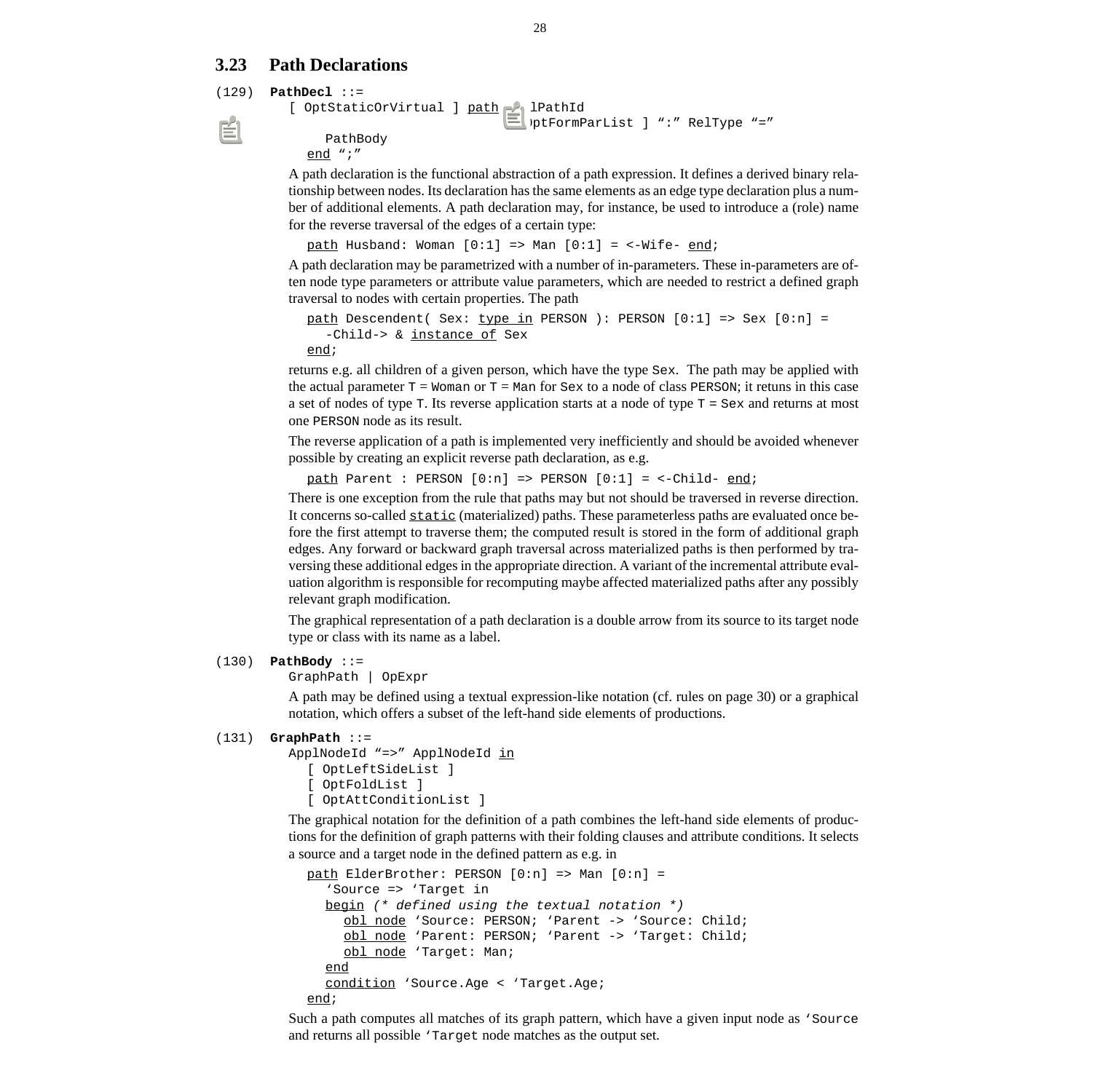## 3.23 Path Declarations

(129) **PathDecl** ::=

```
[ OptStaticOrVirtual ] path lPathId
                              [ OptFormParList ] ":" RelType "="
      PathBody
   end ";"
```

A path declaration is the functional abstraction of a path expression. It defines a derived binary relationship between nodes. Its declaration has the same elements as an edge type declaration plus a number of additional elements. A path declaration may, for instance, be used to introduce a (role) name for the reverse traversal of the edges of a certain type:

```
path Husband: Woman [0:1] => Man [0:1] = <-Wife- end;
```

A path declaration may be parametrized with a number of in-parameters. These in-parameters are often node type parameters or attribute value parameters, which are needed to restrict a defined graph traversal to nodes with certain properties. The path

```
path Descendent( Sex: type in PERSON ): PERSON [0:1] => Sex [0:n] =
   -Child-> & instance of Sex
end;
```

returns e.g. all children of a given person, which have the type `Sex`. The path may be applied with the actual parameter `T` = `Woman` or `T` = `Man` for `Sex` to a node of class `PERSON`; it retuns in this case a set of nodes of type `T`. Its reverse application starts at a node of type `T` = `Sex` and returns at most one `PERSON` node as its result.

The reverse application of a path is implemented very inefficiently and should be avoided whenever possible by creating an explicit reverse path declaration, as e.g.

```
path Parent : PERSON [0:n] => PERSON [0:1] = <-Child- end;
```

There is one exception from the rule that paths may but not should be traversed in reverse direction. It concerns so-called `static` (materialized) paths. These parameterless paths are evaluated once before the first attempt to traverse them; the computed result is stored in the form of additional graph edges. Any forward or backward graph traversal across materialized paths is then performed by traversing these additional edges in the appropriate direction. A variant of the incremental attribute evaluation algorithm is responsible for recomputing maybe affected materialized paths after any possibly relevant graph modification.

The graphical representation of a path declaration is a double arrow from its source to its target node type or class with its name as a label.

(130) **PathBody** ::=

```
GraphPath | OpExpr
```

A path may be defined using a textual expression-like notation (cf. rules on page 30) or a graphical notation, which offers a subset of the left-hand side elements of productions.

(131) **GraphPath** ::=

```
ApplNodeId "=>" ApplNodeId in
   [ OptLeftSideList ]
   [ OptFoldList ]
   [ OptAttConditionList ]
```

The graphical notation for the definition of a path combines the left-hand side elements of productions for the definition of graph patterns with their folding clauses and attribute conditions. It selects a source and a target node in the defined pattern as e.g. in

```
path ElderBrother: PERSON [0:n] => Man [0:n] =
   'Source => 'Target in
   begin (* defined using the textual notation *)
      obl node 'Source: PERSON; 'Parent -> 'Source: Child;
      obl node 'Parent: PERSON; 'Parent -> 'Target: Child;
      obl node 'Target: Man;
   end
   condition 'Source.Age < 'Target.Age;
end;
```

Such a path computes all matches of its graph pattern, which have a given input node as `'Source` and returns all possible `'Target` node matches as the output set.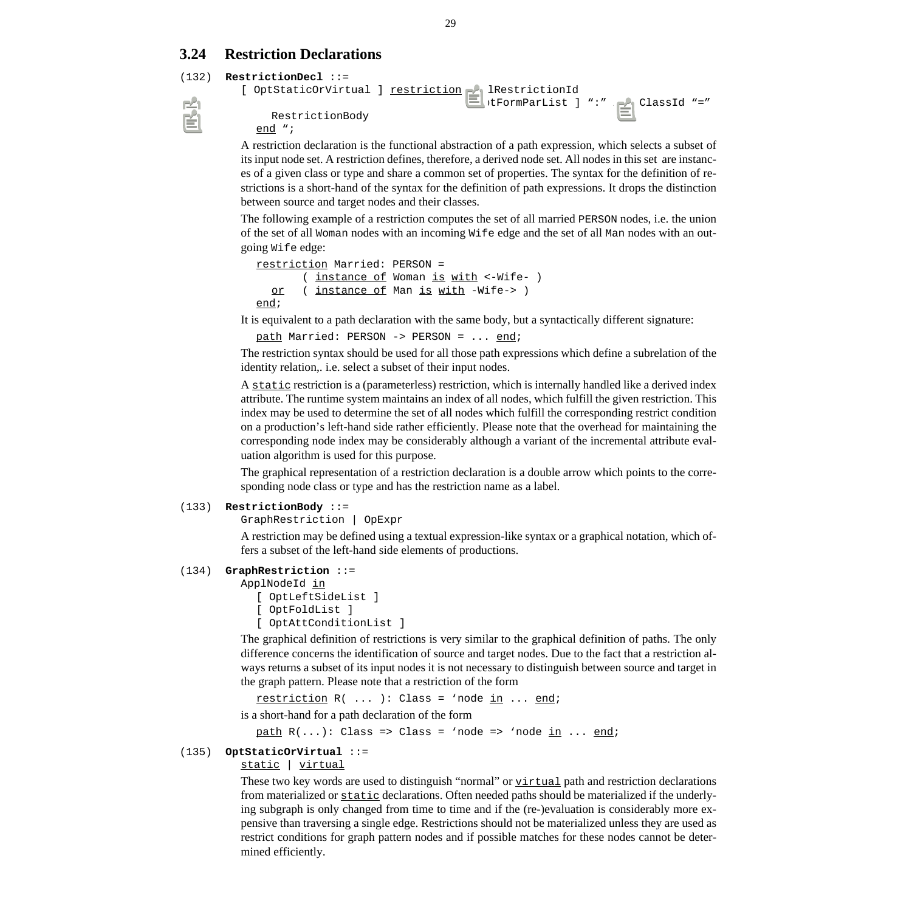## 3.24 Restriction Declarations

(132) **RestrictionDecl** ::=

```
[ OptStaticOrVirtual ] restriction    lRestrictionId
                                      )tFormParList ] ":"    ClassId "="
   RestrictionBody
end ";
```

A restriction declaration is the functional abstraction of a path expression, which selects a subset of its input node set. A restriction defines, therefore, a derived node set. All nodes in this set are instances of a given class or type and share a common set of properties. The syntax for the definition of restrictions is a short-hand of the syntax for the definition of path expressions. It drops the distinction between source and target nodes and their classes.

The following example of a restriction computes the set of all married `PERSON` nodes, i.e. the union of the set of all `Woman` nodes with an incoming `Wife` edge and the set of all `Man` nodes with an outgoing `Wife` edge:

```
restriction Married: PERSON =
      ( instance of Woman is with <-Wife- )
  or  ( instance of Man is with -Wife-> )
end;
```

It is equivalent to a path declaration with the same body, but a syntactically different signature:

```
path Married: PERSON -> PERSON = ... end;
```

The restriction syntax should be used for all those path expressions which define a subrelation of the identity relation,. i.e. select a subset of their input nodes.

A `static` restriction is a (parameterless) restriction, which is internally handled like a derived index attribute. The runtime system maintains an index of all nodes, which fulfill the given restriction. This index may be used to determine the set of all nodes which fulfill the corresponding restrict condition on a production's left-hand side rather efficiently. Please note that the overhead for maintaining the corresponding node index may be considerably although a variant of the incremental attribute evaluation algorithm is used for this purpose.

The graphical representation of a restriction declaration is a double arrow which points to the corresponding node class or type and has the restriction name as a label.

(133) **RestrictionBody** ::=

```
GraphRestriction | OpExpr
```

A restriction may be defined using a textual expression-like syntax or a graphical notation, which offers a subset of the left-hand side elements of productions.

(134) **GraphRestriction** ::=

```
ApplNodeId in
   [ OptLeftSideList ]
   [ OptFoldList ]
   [ OptAttConditionList ]
```

The graphical definition of restrictions is very similar to the graphical definition of paths. The only difference concerns the identification of source and target nodes. Due to the fact that a restriction always returns a subset of its input nodes it is not necessary to distinguish between source and target in the graph pattern. Please note that a restriction of the form

```
restriction R( ... ): Class = 'node in ... end;
```

is a short-hand for a path declaration of the form

```
path R(...): Class => Class = 'node => 'node in ... end;
```

(135) **OptStaticOrVirtual** ::=

```
static | virtual
```

These two key words are used to distinguish "normal" or `virtual` path and restriction declarations from materialized or `static` declarations. Often needed paths should be materialized if the underlying subgraph is only changed from time to time and if the (re-)evaluation is considerably more expensive than traversing a single edge. Restrictions should not be materialized unless they are used as restrict conditions for graph pattern nodes and if possible matches for these nodes cannot be determined efficiently.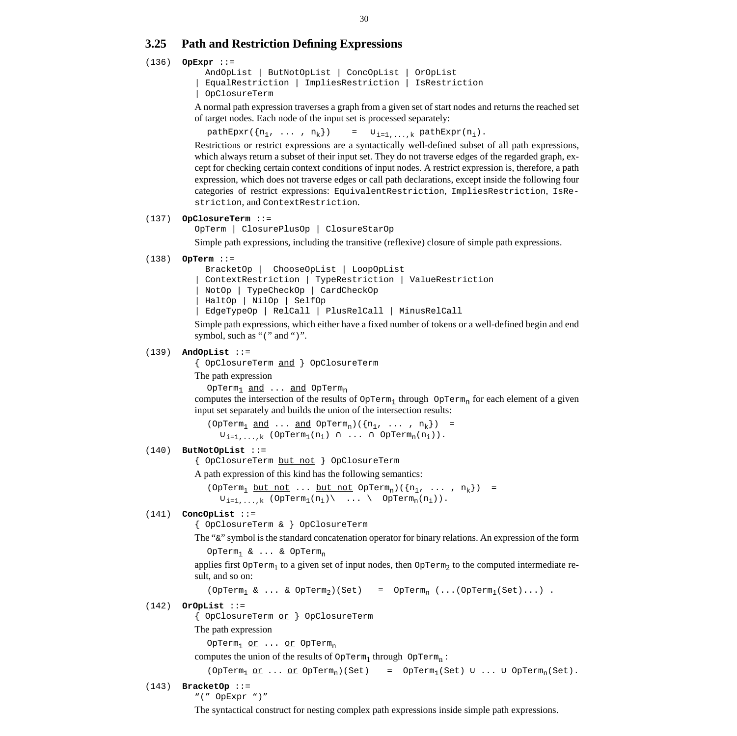## 3.25 Path and Restriction Defining Expressions

(136) **OpExpr** ::=

```
  AndOpList | ButNotOpList | ConcOpList | OrOpList
| EqualRestriction | ImpliesRestriction | IsRestriction
| OpClosureTerm
```

A normal path expression traverses a graph from a given set of start nodes and returns the reached set of target nodes. Each node of the input set is processed separately:

$$\texttt{pathEpxr}(\{n_1, \ldots, n_k\}) \quad = \quad \cup_{i=1,\ldots,k}\ \texttt{pathExpr}(n_i).$$

Restrictions or restrict expressions are a syntactically well-defined subset of all path expressions, which always return a subset of their input set. They do not traverse edges of the regarded graph, except for checking certain context conditions of input nodes. A restrict expression is, therefore, a path expression, which does not traverse edges or call path declarations, except inside the following four categories of restrict expressions: `EquivalentRestriction`, `ImpliesRestriction`, `IsRestriction`, and `ContextRestriction`.

(137) **OpClosureTerm** ::=

```
OpTerm | ClosurePlusOp | ClosureStarOp
```

Simple path expressions, including the transitive (reflexive) closure of simple path expressions.

(138) **OpTerm** ::=

```
  BracketOp |  ChooseOpList | LoopOpList
| ContextRestriction | TypeRestriction | ValueRestriction
| NotOp | TypeCheckOp | CardCheckOp
| HaltOp | NilOp | SelfOp
| EdgeTypeOp | RelCall | PlusRelCall | MinusRelCall
```

Simple path expressions, which either have a fixed number of tokens or a well-defined begin and end symbol, such as "(" and ")".

(139) **AndOpList** ::=

```
{ OpClosureTerm and } OpClosureTerm
```

The path expression

$\texttt{OpTerm}_1$ <u>and</u> ... <u>and</u> $\texttt{OpTerm}_n$

computes the intersection of the results of $\texttt{OpTerm}_1$ through $\texttt{OpTerm}_n$ for each element of a given input set separately and builds the union of the intersection results:

$$(\texttt{OpTerm}_1 \ \underline{\texttt{and}} \ \ldots \ \underline{\texttt{and}} \ \texttt{OpTerm}_n)(\{n_1, \ldots, n_k\}) = \cup_{i=1,\ldots,k}\ (\texttt{OpTerm}_1(n_i) \cap \ldots \cap \texttt{OpTerm}_n(n_i)).$$

(140) **ButNotOpList** ::=

```
{ OpClosureTerm but not } OpClosureTerm
```

A path expression of this kind has the following semantics:

$$(\texttt{OpTerm}_1 \ \underline{\texttt{but not}} \ \ldots \ \underline{\texttt{but not}} \ \texttt{OpTerm}_n)(\{n_1, \ldots, n_k\}) = \cup_{i=1,\ldots,k}\ (\texttt{OpTerm}_1(n_i) \setminus \ \ldots \ \setminus \ \texttt{OpTerm}_n(n_i)).$$

(141) **ConcOpList** ::=

```
{ OpClosureTerm & } OpClosureTerm
```

The "&" symbol is the standard concatenation operator for binary relations. An expression of the form

$\texttt{OpTerm}_1$ & ... & $\texttt{OpTerm}_n$

applies first $\texttt{OpTerm}_1$ to a given set of input nodes, then $\texttt{OpTerm}_2$ to the computed intermediate result, and so on:

$$(\texttt{OpTerm}_1 \ \& \ \ldots \ \& \ \texttt{OpTerm}_2)(\texttt{Set}) \quad = \quad \texttt{OpTerm}_n\ (\ldots(\texttt{OpTerm}_1(\texttt{Set})\ldots)\ .$$

(142) **OrOpList** ::=

```
{ OpClosureTerm or } OpClosureTerm
```

The path expression

$\texttt{OpTerm}_1$ <u>or</u> ... <u>or</u> $\texttt{OpTerm}_n$

computes the union of the results of $\texttt{OpTerm}_1$ through $\texttt{OpTerm}_n$ :

$$(\texttt{OpTerm}_1 \ \underline{\texttt{or}} \ \ldots \ \underline{\texttt{or}} \ \texttt{OpTerm}_n)(\texttt{Set}) \quad = \quad \texttt{OpTerm}_1(\texttt{Set}) \cup \ldots \cup \texttt{OpTerm}_n(\texttt{Set}).$$

(143) **BracketOp** ::=

```
"(" OpExpr ")"
```

The syntactical construct for nesting complex path expressions inside simple path expressions.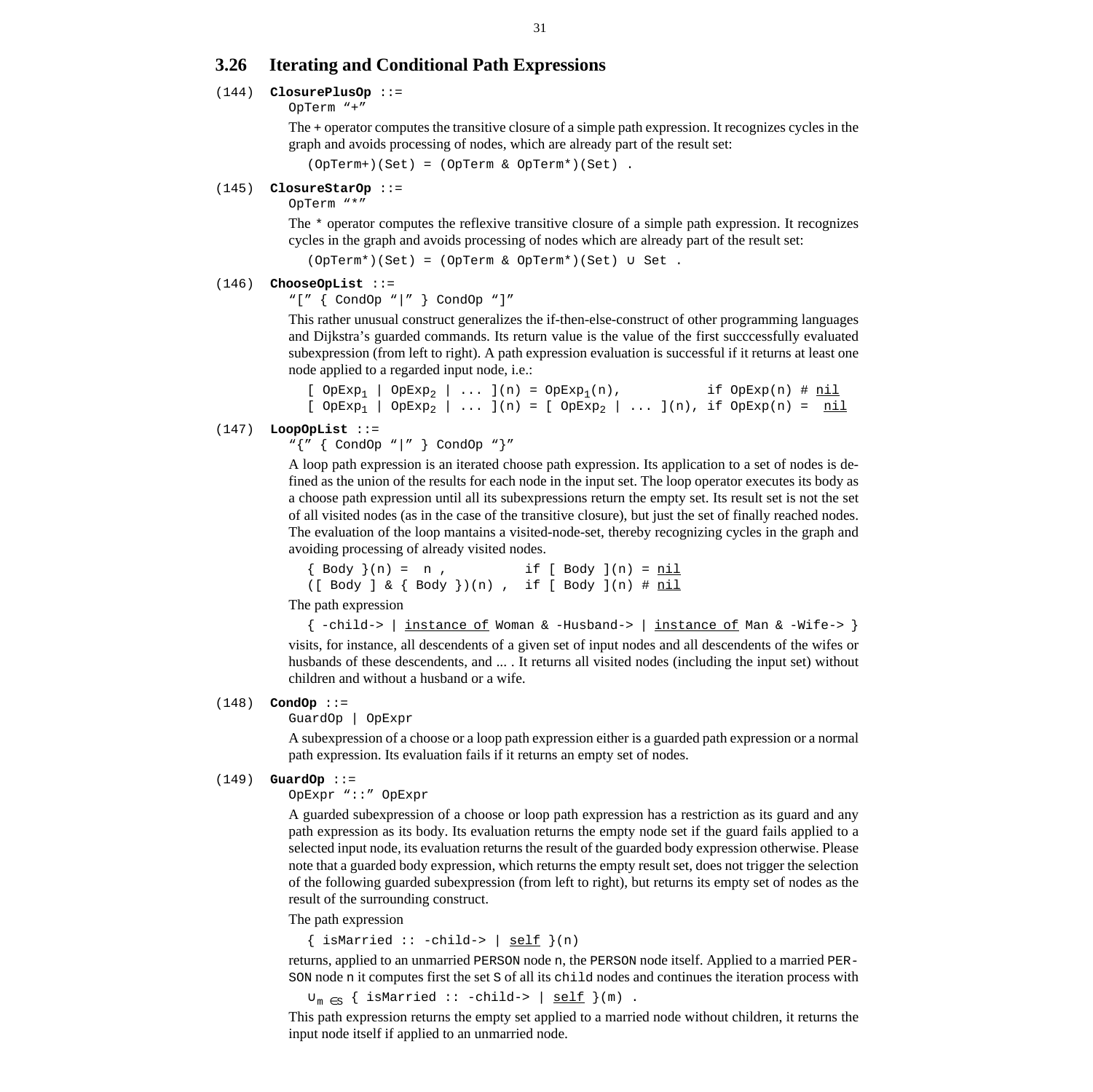## 3.26 Iterating and Conditional Path Expressions

(144) **ClosurePlusOp** ::=

OpTerm "+"

The + operator computes the transitive closure of a simple path expression. It recognizes cycles in the graph and avoids processing of nodes, which are already part of the result set:

```
(OpTerm+)(Set) = (OpTerm & OpTerm*)(Set) .
```

(145) **ClosureStarOp** ::=

OpTerm "*"

The * operator computes the reflexive transitive closure of a simple path expression. It recognizes cycles in the graph and avoids processing of nodes which are already part of the result set:

```
(OpTerm*)(Set) = (OpTerm & OpTerm*)(Set) ∪ Set .
```

(146) **ChooseOpList** ::=

"[" { CondOp "|" } CondOp "]"

This rather unusual construct generalizes the if-then-else-construct of other programming languages and Dijkstra's guarded commands. Its return value is the value of the first succcessfully evaluated subexpression (from left to right). A path expression evaluation is successful if it returns at least one node applied to a regarded input node, i.e.:

$$[\ \mathrm{OpExp}_1 \mid \mathrm{OpExp}_2 \mid \ldots\ ](n) = \mathrm{OpExp}_1(n), \qquad \text{if } \mathrm{OpExp}(n) \# \underline{\mathrm{nil}}$$

$$[\ \mathrm{OpExp}_1 \mid \mathrm{OpExp}_2 \mid \ldots\ ](n) = [\ \mathrm{OpExp}_2 \mid \ldots\ ](n), \quad \text{if } \mathrm{OpExp}(n) = \underline{\mathrm{nil}}$$

(147) **LoopOpList** ::=

"{" { CondOp "|" } CondOp "}"

A loop path expression is an iterated choose path expression. Its application to a set of nodes is defined as the union of the results for each node in the input set. The loop operator executes its body as a choose path expression until all its subexpressions return the empty set. Its result set is not the set of all visited nodes (as in the case of the transitive closure), but just the set of finally reached nodes. The evaluation of the loop mantains a visited-node-set, thereby recognizing cycles in the graph and avoiding processing of already visited nodes.

```
{ Body }(n) =  n ,           if [ Body ](n) = nil
([ Body ] & { Body })(n) ,   if [ Body ](n) # nil
```

The path expression

```
{ -child-> | instance of Woman & -Husband-> | instance of Man & -Wife-> }
```

visits, for instance, all descendents of a given set of input nodes and all descendents of the wifes or husbands of these descendents, and ... . It returns all visited nodes (including the input set) without children and without a husband or a wife.

(148) **CondOp** ::=

GuardOp | OpExpr

A subexpression of a choose or a loop path expression either is a guarded path expression or a normal path expression. Its evaluation fails if it returns an empty set of nodes.

(149) **GuardOp** ::=

OpExpr "::" OpExpr

A guarded subexpression of a choose or loop path expression has a restriction as its guard and any path expression as its body. Its evaluation returns the empty node set if the guard fails applied to a selected input node, its evaluation returns the result of the guarded body expression otherwise. Please note that a guarded body expression, which returns the empty result set, does not trigger the selection of the following guarded subexpression (from left to right), but returns its empty set of nodes as the result of the surrounding construct.

The path expression

```
{ isMarried :: -child-> | self }(n)
```

returns, applied to an unmarried PERSON node n, the PERSON node itself. Applied to a married PERSON node n it computes first the set S of all its child nodes and continues the iteration process with

$$\cup_{m \in S} \{ \text{ isMarried :: -child-> } \mid \underline{\text{self}} \ \}(m) \ .$$

This path expression returns the empty set applied to a married node without children, it returns the input node itself if applied to an unmarried node.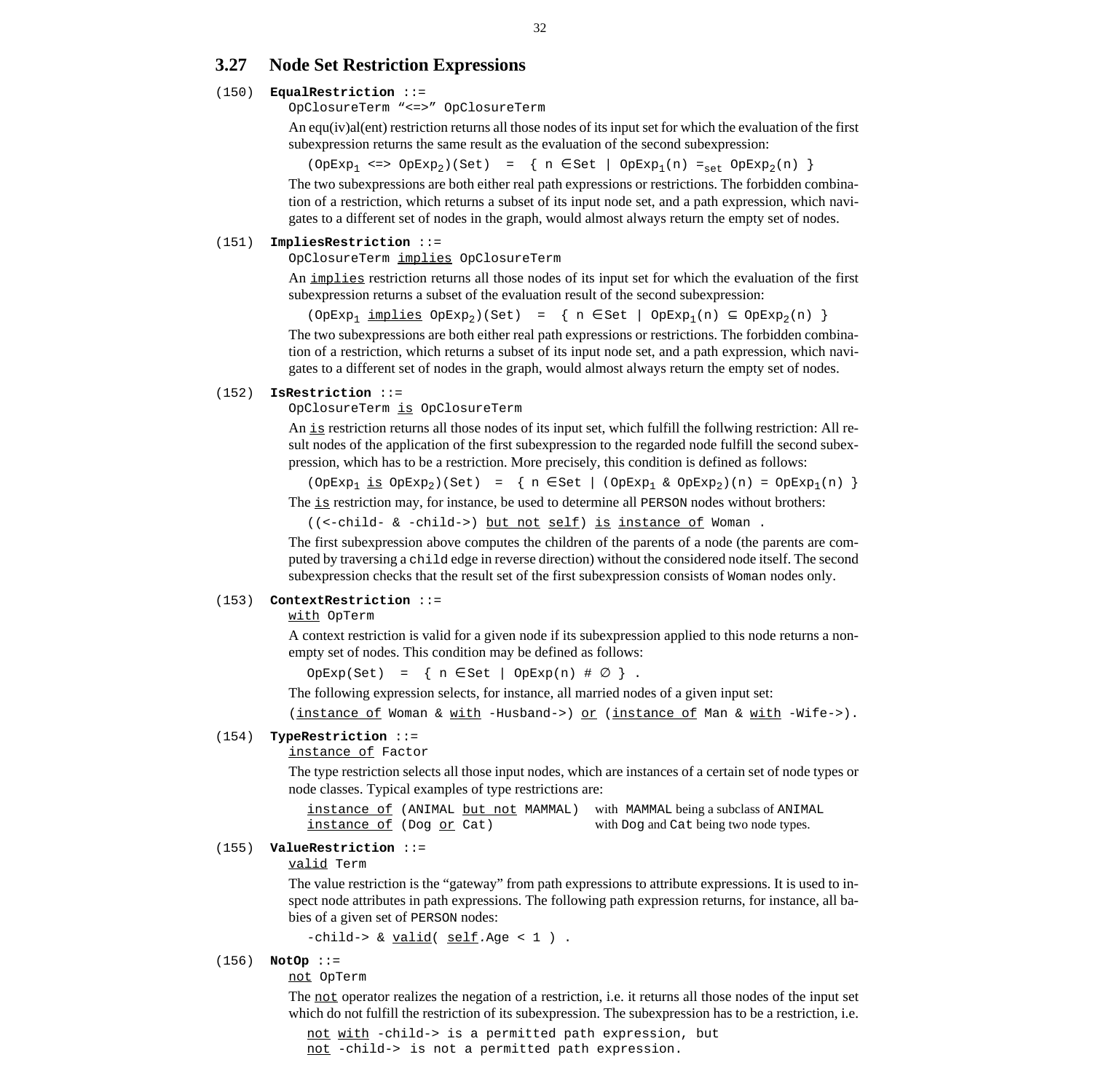## 3.27 Node Set Restriction Expressions

(150) **EqualRestriction** ::=
OpClosureTerm "<=>" OpClosureTerm

An equ(iv)al(ent) restriction returns all those nodes of its input set for which the evaluation of the first subexpression returns the same result as the evaluation of the second subexpression:

$(\texttt{OpExp}_1 \texttt{ <=> } \texttt{OpExp}_2)(\texttt{Set}) \;=\; \{\, \texttt{n} \in \texttt{Set} \mid \texttt{OpExp}_1(\texttt{n}) =_{set} \texttt{OpExp}_2(\texttt{n}) \,\}$

The two subexpressions are both either real path expressions or restrictions. The forbidden combination of a restriction, which returns a subset of its input node set, and a path expression, which navigates to a different set of nodes in the graph, would almost always return the empty set of nodes.

(151) **ImpliesRestriction** ::=
OpClosureTerm implies OpClosureTerm

An implies restriction returns all those nodes of its input set for which the evaluation of the first subexpression returns a subset of the evaluation result of the second subexpression:

$(\texttt{OpExp}_1 \texttt{ implies } \texttt{OpExp}_2)(\texttt{Set}) \;=\; \{\, \texttt{n} \in \texttt{Set} \mid \texttt{OpExp}_1(\texttt{n}) \subseteq \texttt{OpExp}_2(\texttt{n}) \,\}$

The two subexpressions are both either real path expressions or restrictions. The forbidden combination of a restriction, which returns a subset of its input node set, and a path expression, which navigates to a different set of nodes in the graph, would almost always return the empty set of nodes.

(152) **IsRestriction** ::=
OpClosureTerm is OpClosureTerm

An is restriction returns all those nodes of its input set, which fulfill the follwing restriction: All result nodes of the application of the first subexpression to the regarded node fulfill the second subexpression, which has to be a restriction. More precisely, this condition is defined as follows:

$(\texttt{OpExp}_1 \texttt{ is } \texttt{OpExp}_2)(\texttt{Set}) \;=\; \{\, \texttt{n} \in \texttt{Set} \mid (\texttt{OpExp}_1 \;\&\; \texttt{OpExp}_2)(\texttt{n}) = \texttt{OpExp}_1(\texttt{n}) \,\}$

The is restriction may, for instance, be used to determine all PERSON nodes without brothers:

```
((<-child- & -child->) but not self) is instance of Woman .
```

The first subexpression above computes the children of the parents of a node (the parents are computed by traversing a child edge in reverse direction) without the considered node itself. The second subexpression checks that the result set of the first subexpression consists of Woman nodes only.

(153) **ContextRestriction** ::=
with OpTerm

A context restriction is valid for a given node if its subexpression applied to this node returns a non-empty set of nodes. This condition may be defined as follows:

$\texttt{OpExp}(\texttt{Set}) \;=\; \{\, \texttt{n} \in \texttt{Set} \mid \texttt{OpExp}(\texttt{n}) \;\#\; \emptyset \,\}$ .

The following expression selects, for instance, all married nodes of a given input set:

```
(instance of Woman & with -Husband->) or (instance of Man & with -Wife->).
```

(154) **TypeRestriction** ::=
instance of Factor

The type restriction selects all those input nodes, which are instances of a certain set of node types or node classes. Typical examples of type restrictions are:

| | |
|---|---|
| instance of (ANIMAL but not MAMMAL) | with MAMMAL being a subclass of ANIMAL |
| instance of (Dog or Cat) | with Dog and Cat being two node types. |

(155) **ValueRestriction** ::=
valid Term

The value restriction is the "gateway" from path expressions to attribute expressions. It is used to inspect node attributes in path expressions. The following path expression returns, for instance, all babies of a given set of PERSON nodes:

```
-child-> & valid( self.Age < 1 ) .
```

(156) **NotOp** ::=
not OpTerm

The not operator realizes the negation of a restriction, i.e. it returns all those nodes of the input set which do not fulfill the restriction of its subexpression. The subexpression has to be a restriction, i.e.

```
not with -child-> is a permitted path expression, but
not -child-> is not a permitted path expression.
```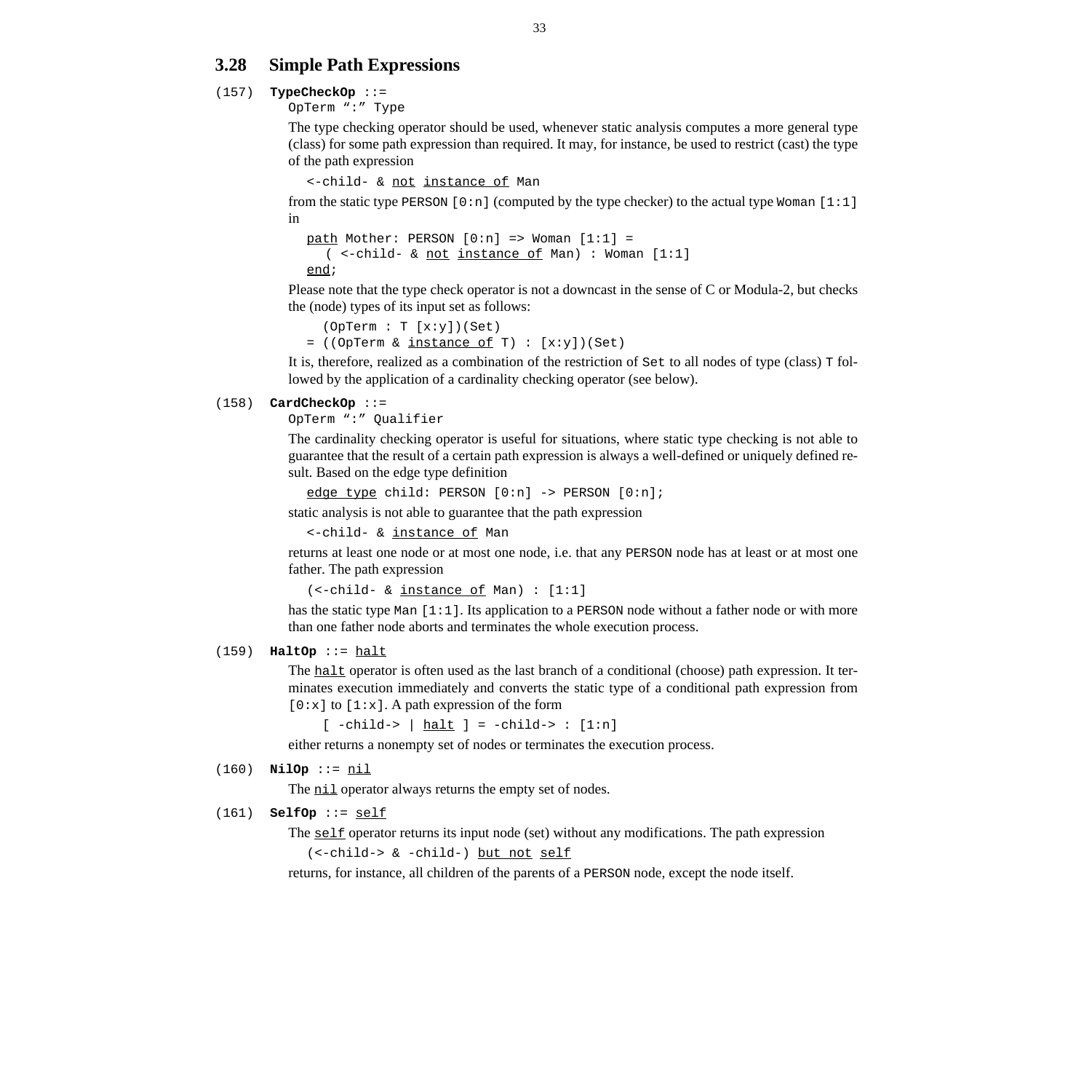## 3.28 Simple Path Expressions

(157) **TypeCheckOp** ::=
`OpTerm ":" Type`

The type checking operator should be used, whenever static analysis computes a more general type (class) for some path expression than required. It may, for instance, be used to restrict (cast) the type of the path expression

```
<-child- & not instance of Man
```

from the static type `PERSON [0:n]` (computed by the type checker) to the actual type `Woman [1:1]` in

```
path Mother: PERSON [0:n] => Woman [1:1] =
  ( <-child- & not instance of Man) : Woman [1:1]
end;
```

Please note that the type check operator is not a downcast in the sense of C or Modula-2, but checks the (node) types of its input set as follows:

```
  (OpTerm : T [x:y])(Set)
= ((OpTerm & instance of T) : [x:y])(Set)
```

It is, therefore, realized as a combination of the restriction of `Set` to all nodes of type (class) `T` followed by the application of a cardinality checking operator (see below).

(158) **CardCheckOp** ::=
`OpTerm ":" Qualifier`

The cardinality checking operator is useful for situations, where static type checking is not able to guarantee that the result of a certain path expression is always a well-defined or uniquely defined result. Based on the edge type definition

```
edge type child: PERSON [0:n] -> PERSON [0:n];
```

static analysis is not able to guarantee that the path expression

```
<-child- & instance of Man
```

returns at least one node or at most one node, i.e. that any `PERSON` node has at least or at most one father. The path expression

```
(<-child- & instance of Man) : [1:1]
```

has the static type `Man [1:1]`. Its application to a `PERSON` node without a father node or with more than one father node aborts and terminates the whole execution process.

(159) **HaltOp** ::= halt

The halt operator is often used as the last branch of a conditional (choose) path expression. It terminates execution immediately and converts the static type of a conditional path expression from `[0:x]` to `[1:x]`. A path expression of the form

```
[ -child-> | halt ] = -child-> : [1:n]
```

either returns a nonempty set of nodes or terminates the execution process.

(160) **NilOp** ::= nil

The nil operator always returns the empty set of nodes.

(161) **SelfOp** ::= self

The self operator returns its input node (set) without any modifications. The path expression

```
(<-child-> & -child-) but not self
```

returns, for instance, all children of the parents of a `PERSON` node, except the node itself.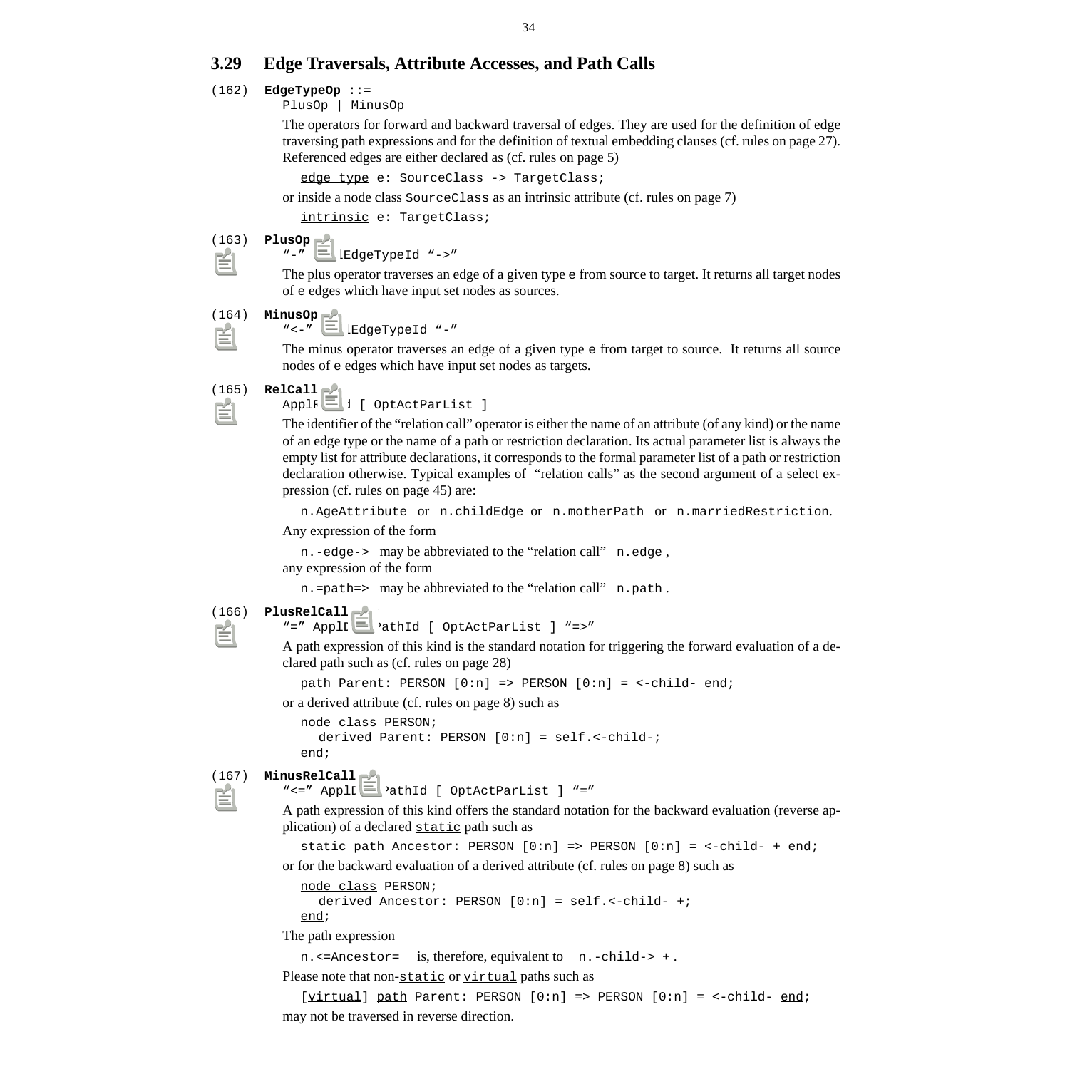## 3.29 Edge Traversals, Attribute Accesses, and Path Calls

(162) **EdgeTypeOp** ::=
PlusOp | MinusOp

The operators for forward and backward traversal of edges. They are used for the definition of edge traversing path expressions and for the definition of textual embedding clauses (cf. rules on page 27). Referenced edges are either declared as (cf. rules on page 5)

```
edge type e: SourceClass -> TargetClass;
```

or inside a node class `SourceClass` as an intrinsic attribute (cf. rules on page 7)

```
intrinsic e: TargetClass;
```

(163) **PlusOp**
"-" ApplEdgeTypeId "->"

The plus operator traverses an edge of a given type `e` from source to target. It returns all target nodes of `e` edges which have input set nodes as sources.

(164) **MinusOp**
"<-" ApplEdgeTypeId "-"

The minus operator traverses an edge of a given type `e` from target to source. It returns all source nodes of `e` edges which have input set nodes as targets.

(165) **RelCall**
ApplRelId [ OptActParList ]

The identifier of the "relation call" operator is either the name of an attribute (of any kind) or the name of an edge type or the name of a path or restriction declaration. Its actual parameter list is always the empty list for attribute declarations, it corresponds to the formal parameter list of a path or restriction declaration otherwise. Typical examples of "relation calls" as the second argument of a select expression (cf. rules on page 45) are:

`n.AgeAttribute` or `n.childEdge` or `n.motherPath` or `n.marriedRestriction`.

Any expression of the form

`n.-edge->` may be abbreviated to the "relation call" `n.edge` ,

any expression of the form

`n.=path=>` may be abbreviated to the "relation call" `n.path` .

(166) **PlusRelCall**
"=" ApplDPathId [ OptActParList ] "=>"

A path expression of this kind is the standard notation for triggering the forward evaluation of a declared path such as (cf. rules on page 28)

```
path Parent: PERSON [0:n] => PERSON [0:n] = <-child- end;
```

or a derived attribute (cf. rules on page 8) such as

```
node class PERSON;
  derived Parent: PERSON [0:n] = self.<-child-;
end;
```

(167) **MinusRelCall**
"<=" ApplDPathId [ OptActParList ] "="

A path expression of this kind offers the standard notation for the backward evaluation (reverse application) of a declared `static` path such as

```
static path Ancestor: PERSON [0:n] => PERSON [0:n] = <-child- + end;
```

or for the backward evaluation of a derived attribute (cf. rules on page 8) such as

```
node class PERSON;
  derived Ancestor: PERSON [0:n] = self.<-child- +;
end;
```

The path expression

`n.<=Ancestor=` is, therefore, equivalent to `n.-child-> +` .

Please note that non-`static` or `virtual` paths such as

```
[virtual] path Parent: PERSON [0:n] => PERSON [0:n] = <-child- end;
```

may not be traversed in reverse direction.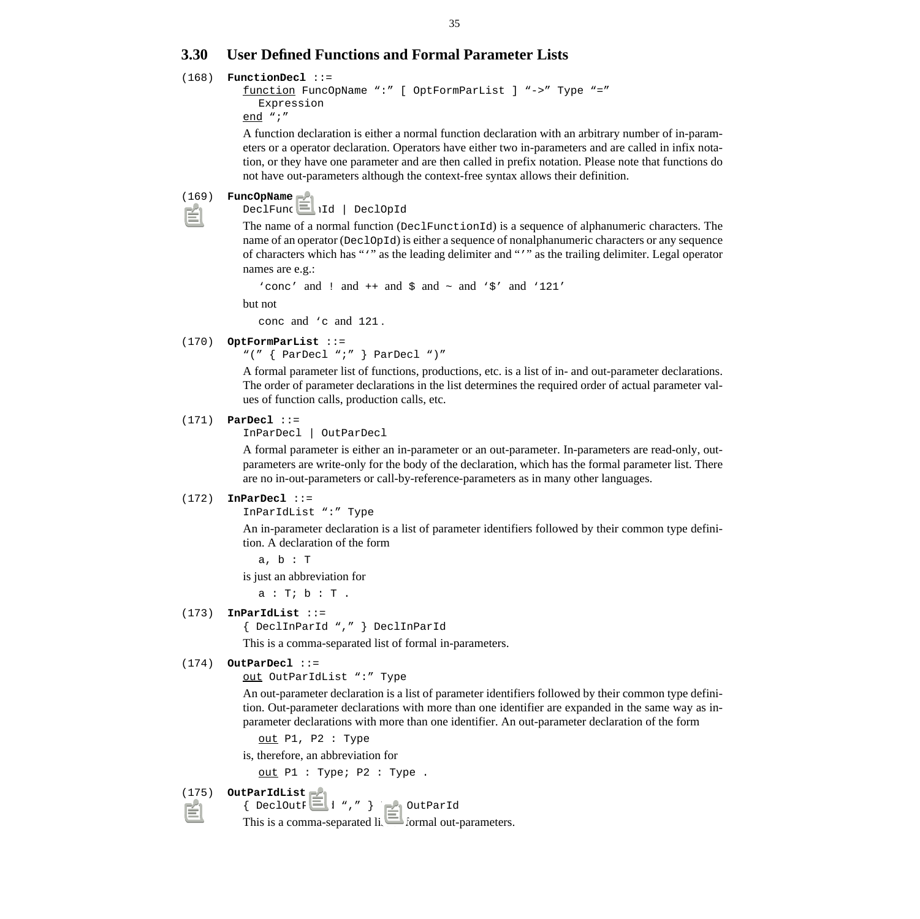## 3.30 User Defined Functions and Formal Parameter Lists

(168) **FunctionDecl** ::=

```
function FuncOpName ":" [ OptFormParList ] "->" Type "="
  Expression
end ";"
```

A function declaration is either a normal function declaration with an arbitrary number of in-parameters or a operator declaration. Operators have either two in-parameters and are called in infix notation, or they have one parameter and are then called in prefix notation. Please note that functions do not have out-parameters although the context-free syntax allows their definition.

(169) **FuncOpName** ::=

```
DeclFunctionId | DeclOpId
```

The name of a normal function (`DeclFunctionId`) is a sequence of alphanumeric characters. The name of an operator (`DeclOpId`) is either a sequence of nonalphanumeric characters or any sequence of characters which has "'" as the leading delimiter and "'" as the trailing delimiter. Legal operator names are e.g.:

`'conc'` and `!` and `++` and `$` and `~` and `'$'` and `'121'`

but not

`conc` and `'c` and `121` .

(170) **OptFormParList** ::=

```
"(" { ParDecl ";" } ParDecl ")"
```

A formal parameter list of functions, productions, etc. is a list of in- and out-parameter declarations. The order of parameter declarations in the list determines the required order of actual parameter values of function calls, production calls, etc.

(171) **ParDecl** ::=

```
InParDecl | OutParDecl
```

A formal parameter is either an in-parameter or an out-parameter. In-parameters are read-only, out-parameters are write-only for the body of the declaration, which has the formal parameter list. There are no in-out-parameters or call-by-reference-parameters as in many other languages.

(172) **InParDecl** ::=

```
InParIdList ":" Type
```

An in-parameter declaration is a list of parameter identifiers followed by their common type definition. A declaration of the form

```
a, b : T
```

is just an abbreviation for

```
a : T; b : T .
```

(173) **InParIdList** ::=

```
{ DeclInParId "," } DeclInParId
```

This is a comma-separated list of formal in-parameters.

(174) **OutParDecl** ::=

```
out OutParIdList ":" Type
```

An out-parameter declaration is a list of parameter identifiers followed by their common type definition. Out-parameter declarations with more than one identifier are expanded in the same way as in-parameter declarations with more than one identifier. An out-parameter declaration of the form

```
out P1, P2 : Type
```

is, therefore, an abbreviation for

```
out P1 : Type; P2 : Type .
```

(175) **OutParIdList** ::=

```
{ DeclOutParId "," } DeclOutParId
```

This is a comma-separated list of formal out-parameters.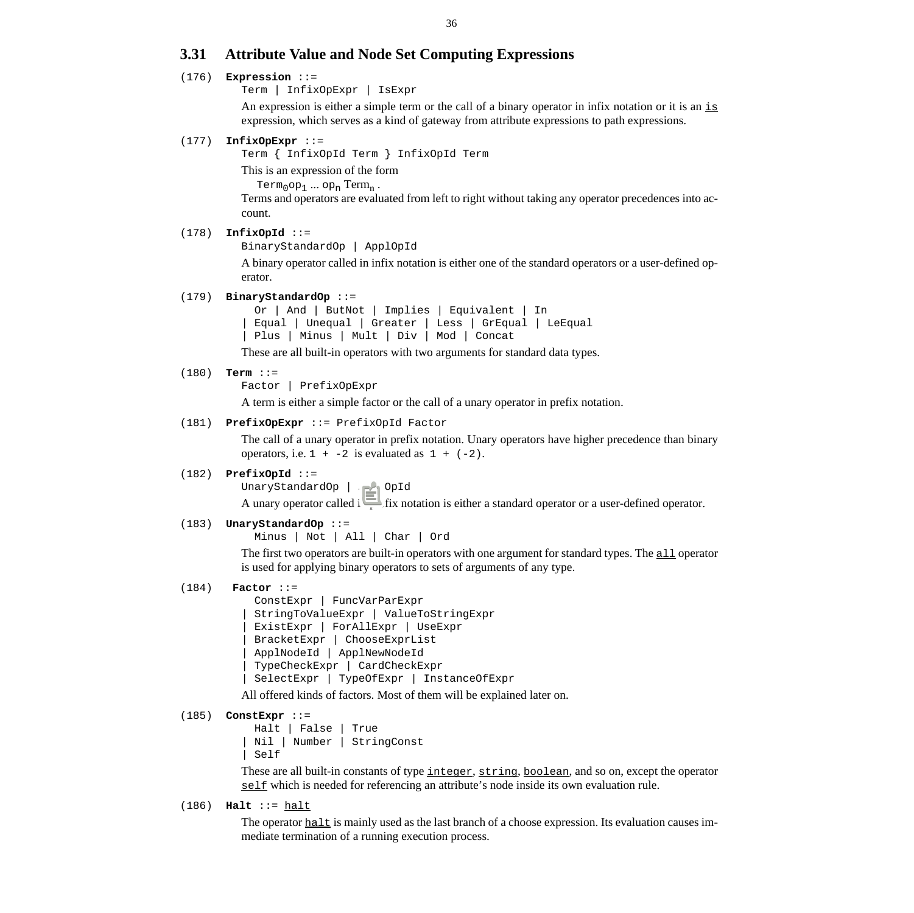## 3.31 Attribute Value and Node Set Computing Expressions

(176) **Expression** ::=

```
Term | InfixOpExpr | IsExpr
```

An expression is either a simple term or the call of a binary operator in infix notation or it is an is expression, which serves as a kind of gateway from attribute expressions to path expressions.

(177) **InfixOpExpr** ::=

```
Term { InfixOpId Term } InfixOpId Term
```

This is an expression of the form

$Term_0 op_1 \ldots op_n Term_n$ .

Terms and operators are evaluated from left to right without taking any operator precedences into account.

(178) **InfixOpId** ::=

```
BinaryStandardOp | ApplOpId
```

A binary operator called in infix notation is either one of the standard operators or a user-defined operator.

(179) **BinaryStandardOp** ::=

```
  Or | And | ButNot | Implies | Equivalent | In
| Equal | Unequal | Greater | Less | GrEqual | LeEqual
| Plus | Minus | Mult | Div | Mod | Concat
```

These are all built-in operators with two arguments for standard data types.

(180) **Term** ::=

```
Factor | PrefixOpExpr
```

A term is either a simple factor or the call of a unary operator in prefix notation.

(181) **PrefixOpExpr** ::= `PrefixOpId Factor`

The call of a unary operator in prefix notation. Unary operators have higher precedence than binary operators, i.e. `1 + -2` is evaluated as `1 + (-2)`.

(182) **PrefixOpId** ::=

```
UnaryStandardOp | ApplOpId
```

A unary operator called in prefix notation is either a standard operator or a user-defined operator.

(183) **UnaryStandardOp** ::=

```
  Minus | Not | All | Char | Ord
```

The first two operators are built-in operators with one argument for standard types. The all operator is used for applying binary operators to sets of arguments of any type.

(184) **Factor** ::=

```
  ConstExpr | FuncVarParExpr
| StringToValueExpr | ValueToStringExpr
| ExistExpr | ForAllExpr | UseExpr
| BracketExpr | ChooseExprList
| ApplNodeId | ApplNewNodeId
| TypeCheckExpr | CardCheckExpr
| SelectExpr | TypeOfExpr | InstanceOfExpr
```

All offered kinds of factors. Most of them will be explained later on.

(185) **ConstExpr** ::=

```
  Halt | False | True
| Nil | Number | StringConst
| Self
```

These are all built-in constants of type integer, string, boolean, and so on, except the operator self which is needed for referencing an attribute's node inside its own evaluation rule.

(186) **Halt** ::= halt

The operator halt is mainly used as the last branch of a choose expression. Its evaluation causes immediate termination of a running execution process.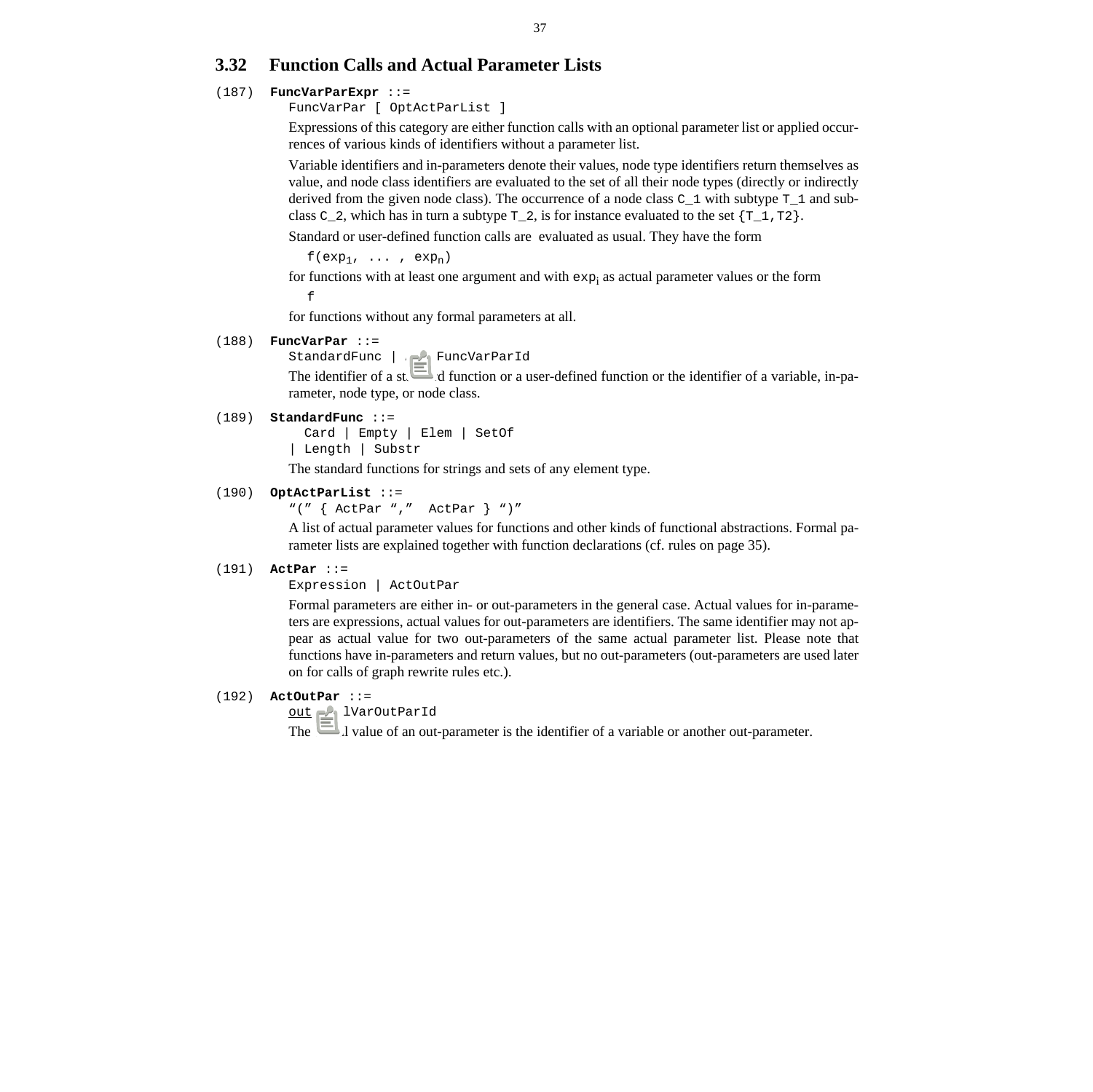## 3.32 Function Calls and Actual Parameter Lists

(187) **FuncVarParExpr** ::=

```
FuncVarPar [ OptActParList ]
```

Expressions of this category are either function calls with an optional parameter list or applied occurrences of various kinds of identifiers without a parameter list.

Variable identifiers and in-parameters denote their values, node type identifiers return themselves as value, and node class identifiers are evaluated to the set of all their node types (directly or indirectly derived from the given node class). The occurrence of a node class `C_1` with subtype `T_1` and subclass `C_2`, which has in turn a subtype `T_2`, is for instance evaluated to the set `{T_1,T2}`.

Standard or user-defined function calls are evaluated as usual. They have the form

$f(exp_1, \ldots , exp_n)$

for functions with at least one argument and with $exp_i$ as actual parameter values or the form

`f`

for functions without any formal parameters at all.

(188) **FuncVarPar** ::=

```
StandardFunc | FuncVarParId
```

The identifier of a standard function or a user-defined function or the identifier of a variable, in-parameter, node type, or node class.

(189) **StandardFunc** ::=

```
  Card | Empty | Elem | SetOf
| Length | Substr
```

The standard functions for strings and sets of any element type.

(190) **OptActParList** ::=

```
"(" { ActPar ","  ActPar } ")"
```

A list of actual parameter values for functions and other kinds of functional abstractions. Formal parameter lists are explained together with function declarations (cf. rules on page 35).

(191) **ActPar** ::=

```
Expression | ActOutPar
```

Formal parameters are either in- or out-parameters in the general case. Actual values for in-parameters are expressions, actual values for out-parameters are identifiers. The same identifier may not appear as actual value for two out-parameters of the same actual parameter list. Please note that functions have in-parameters and return values, but no out-parameters (out-parameters are used later on for calls of graph rewrite rules etc.).

(192) **ActOutPar** ::=

```
out lVarOutParId
```

The actual value of an out-parameter is the identifier of a variable or another out-parameter.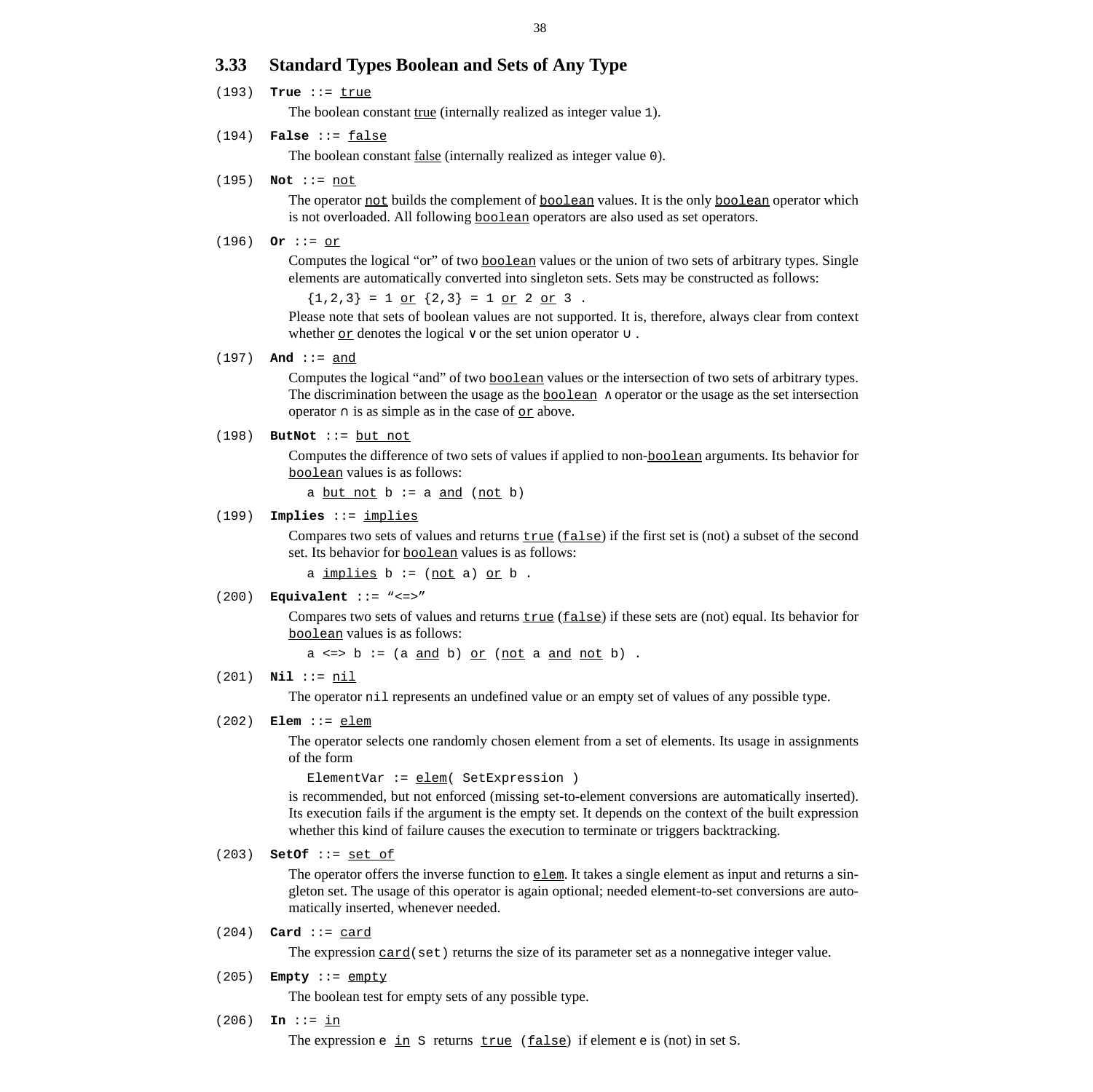## 3.33 Standard Types Boolean and Sets of Any Type

(193) **True** ::= true

The boolean constant true (internally realized as integer value 1).

(194) **False** ::= false

The boolean constant false (internally realized as integer value 0).

(195) **Not** ::= not

The operator not builds the complement of boolean values. It is the only boolean operator which is not overloaded. All following boolean operators are also used as set operators.

(196) **Or** ::= or

Computes the logical “or” of two boolean values or the union of two sets of arbitrary types. Single elements are automatically converted into singleton sets. Sets may be constructed as follows:

```
{1,2,3} = 1 or {2,3} = 1 or 2 or 3 .
```

Please note that sets of boolean values are not supported. It is, therefore, always clear from context whether or denotes the logical $\vee$ or the set union operator $\cup$ .

(197) **And** ::= and

Computes the logical “and” of two boolean values or the intersection of two sets of arbitrary types. The discrimination between the usage as the boolean $\wedge$ operator or the usage as the set intersection operator $\cap$ is as simple as in the case of or above.

(198) **ButNot** ::= but not

Computes the difference of two sets of values if applied to non-boolean arguments. Its behavior for boolean values is as follows:

```
a but not b := a and (not b)
```

(199) **Implies** ::= implies

Compares two sets of values and returns true (false) if the first set is (not) a subset of the second set. Its behavior for boolean values is as follows:

```
a implies b := (not a) or b .
```

(200) **Equivalent** ::= “<=>”

Compares two sets of values and returns true (false) if these sets are (not) equal. Its behavior for boolean values is as follows:

```
a <=> b := (a and b) or (not a and not b) .
```

(201) **Nil** ::= nil

The operator nil represents an undefined value or an empty set of values of any possible type.

(202) **Elem** ::= elem

The operator selects one randomly chosen element from a set of elements. Its usage in assignments of the form

```
ElementVar := elem( SetExpression )
```

is recommended, but not enforced (missing set-to-element conversions are automatically inserted). Its execution fails if the argument is the empty set. It depends on the context of the built expression whether this kind of failure causes the execution to terminate or triggers backtracking.

(203) **SetOf** ::= set of

The operator offers the inverse function to elem. It takes a single element as input and returns a singleton set. The usage of this operator is again optional; needed element-to-set conversions are automatically inserted, whenever needed.

(204) **Card** ::= card

The expression card(set) returns the size of its parameter set as a nonnegative integer value.

(205) **Empty** ::= empty

The boolean test for empty sets of any possible type.

(206) **In** ::= in

The expression e in S returns true (false) if element e is (not) in set S.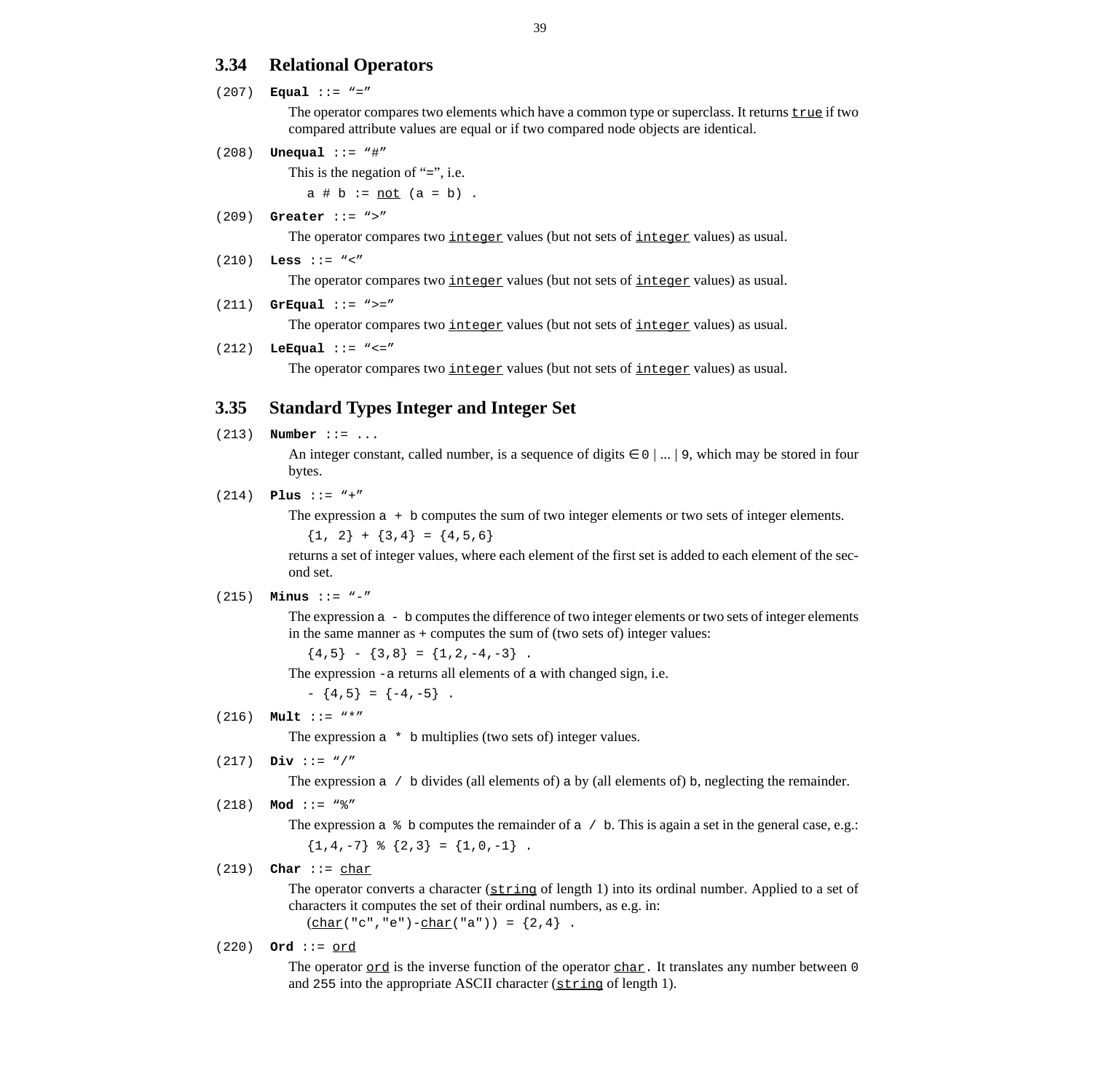## 3.34 Relational Operators

(207) **Equal** ::= "="

The operator compares two elements which have a common type or superclass. It returns true if two compared attribute values are equal or if two compared node objects are identical.

(208) **Unequal** ::= "#"

This is the negation of "=", i.e.

```
a # b := not (a = b) .
```

(209) **Greater** ::= ">"

The operator compares two integer values (but not sets of integer values) as usual.

(210) **Less** ::= "<"

The operator compares two integer values (but not sets of integer values) as usual.

(211) **GrEqual** ::= ">="

The operator compares two integer values (but not sets of integer values) as usual.

(212) **LeEqual** ::= "<="

The operator compares two integer values (but not sets of integer values) as usual.

## 3.35 Standard Types Integer and Integer Set

(213) **Number** ::= ...

An integer constant, called number, is a sequence of digits ∈ 0 | ... | 9, which may be stored in four bytes.

(214) **Plus** ::= "+"

The expression `a + b` computes the sum of two integer elements or two sets of integer elements.

```
{1, 2} + {3,4} = {4,5,6}
```

returns a set of integer values, where each element of the first set is added to each element of the second set.

(215) **Minus** ::= "-"

The expression `a - b` computes the difference of two integer elements or two sets of integer elements in the same manner as + computes the sum of (two sets of) integer values:

```
{4,5} - {3,8} = {1,2,-4,-3} .
```

The expression `-a` returns all elements of a with changed sign, i.e.

```
- {4,5} = {-4,-5} .
```

(216) **Mult** ::= "*"

The expression `a * b` multiplies (two sets of) integer values.

(217) **Div** ::= "/"

The expression `a / b` divides (all elements of) a by (all elements of) b, neglecting the remainder.

(218) **Mod** ::= "%"

The expression `a % b` computes the remainder of `a / b`. This is again a set in the general case, e.g.:

```
{1,4,-7} % {2,3} = {1,0,-1} .
```

(219) **Char** ::= char

The operator converts a character (string of length 1) into its ordinal number. Applied to a set of characters it computes the set of their ordinal numbers, as e.g. in:

```
(char("c","e")-char("a")) = {2,4} .
```

(220) **Ord** ::= ord

The operator ord is the inverse function of the operator char. It translates any number between 0 and 255 into the appropriate ASCII character (string of length 1).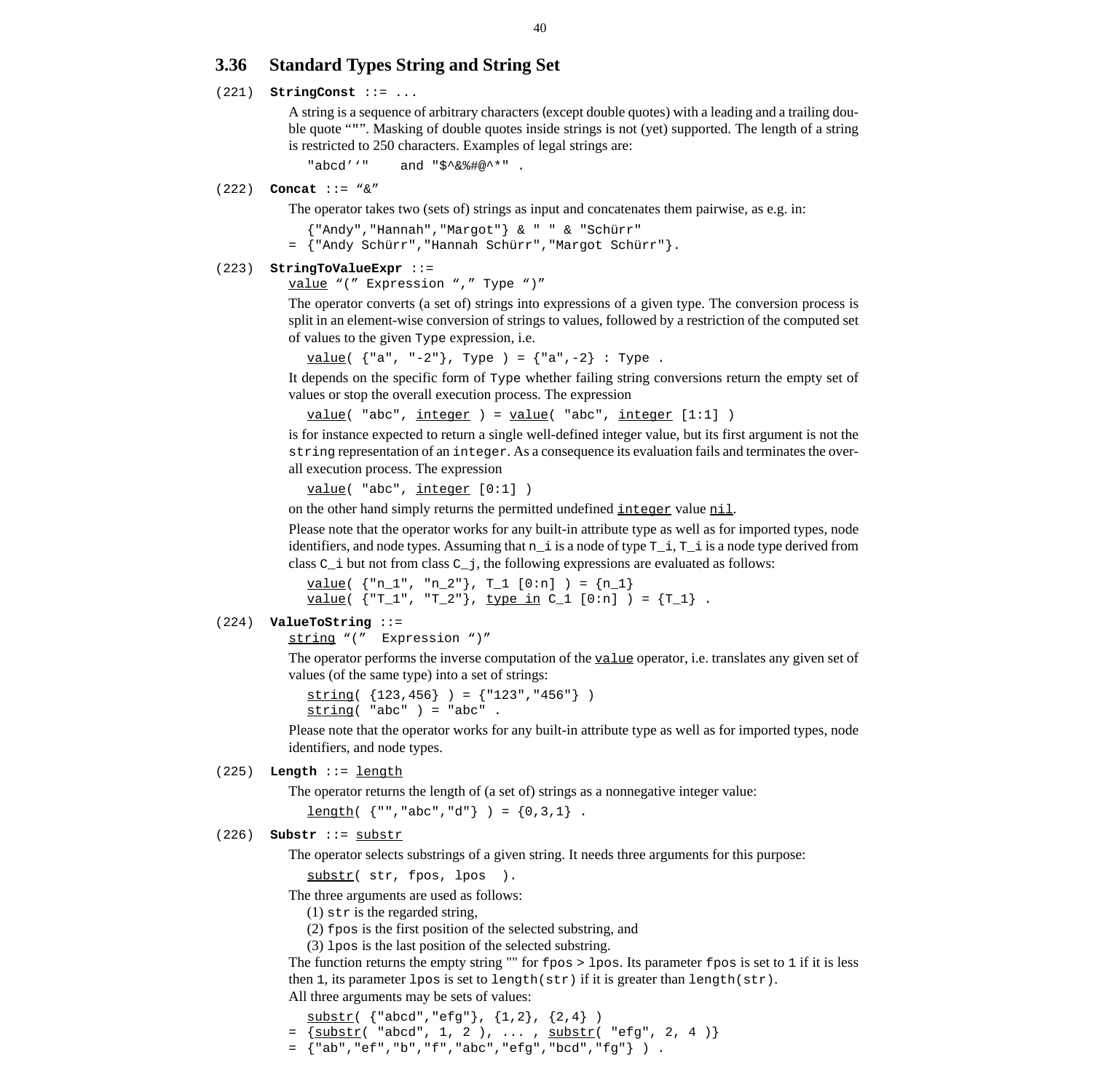## 3.36 Standard Types String and String Set

(221) **StringConst** ::= ...

A string is a sequence of arbitrary characters (except double quotes) with a leading and a trailing double quote “"”. Masking of double quotes inside strings is not (yet) supported. The length of a string is restricted to 250 characters. Examples of legal strings are:

```
"abcd’‘"    and "$^&%#@^*" .
```

(222) **Concat** ::= “&”

The operator takes two (sets of) strings as input and concatenates them pairwise, as e.g. in:

```
  {"Andy","Hannah","Margot"} & " " & "Schürr"
= {"Andy Schürr","Hannah Schürr","Margot Schürr"}.
```

(223) **StringToValueExpr** ::=
value “(” Expression “,” Type “)”

The operator converts (a set of) strings into expressions of a given type. The conversion process is split in an element-wise conversion of strings to values, followed by a restriction of the computed set of values to the given Type expression, i.e.

```
value( {"a", "-2"}, Type ) = {"a",-2} : Type .
```

It depends on the specific form of Type whether failing string conversions return the empty set of values or stop the overall execution process. The expression

```
value( "abc", integer ) = value( "abc", integer [1:1] )
```

is for instance expected to return a single well-defined integer value, but its first argument is not the string representation of an integer. As a consequence its evaluation fails and terminates the overall execution process. The expression

```
value( "abc", integer [0:1] )
```

on the other hand simply returns the permitted undefined integer value nil.

Please note that the operator works for any built-in attribute type as well as for imported types, node identifiers, and node types. Assuming that n_i is a node of type T_i, T_i is a node type derived from class C_i but not from class C_j, the following expressions are evaluated as follows:

```
value( {"n_1", "n_2"}, T_1 [0:n] ) = {n_1}
value( {"T_1", "T_2"}, type in C_1 [0:n] ) = {T_1} .
```

(224) **ValueToString** ::=
string “(” Expression “)”

The operator performs the inverse computation of the value operator, i.e. translates any given set of values (of the same type) into a set of strings:

```
string( {123,456} ) = {"123","456"} )
string( "abc" ) = "abc" .
```

Please note that the operator works for any built-in attribute type as well as for imported types, node identifiers, and node types.

(225) **Length** ::= length

The operator returns the length of (a set of) strings as a nonnegative integer value:

```
length( {"","abc","d"} ) = {0,3,1} .
```

(226) **Substr** ::= substr

The operator selects substrings of a given string. It needs three arguments for this purpose:

```
substr( str, fpos, lpos  ).
```

The three arguments are used as follows:

(1) str is the regarded string,
(2) fpos is the first position of the selected substring, and
(3) lpos is the last position of the selected substring.

The function returns the empty string "" for fpos > lpos. Its parameter fpos is set to 1 if it is less then 1, its parameter lpos is set to length(str) if it is greater than length(str).

All three arguments may be sets of values:

```
  substr( {"abcd","efg"}, {1,2}, {2,4} )
= {substr( "abcd", 1, 2 ), ... , substr( "efg", 2, 4 )}
= {"ab","ef","b","f","abc","efg","bcd","fg"} ) .
```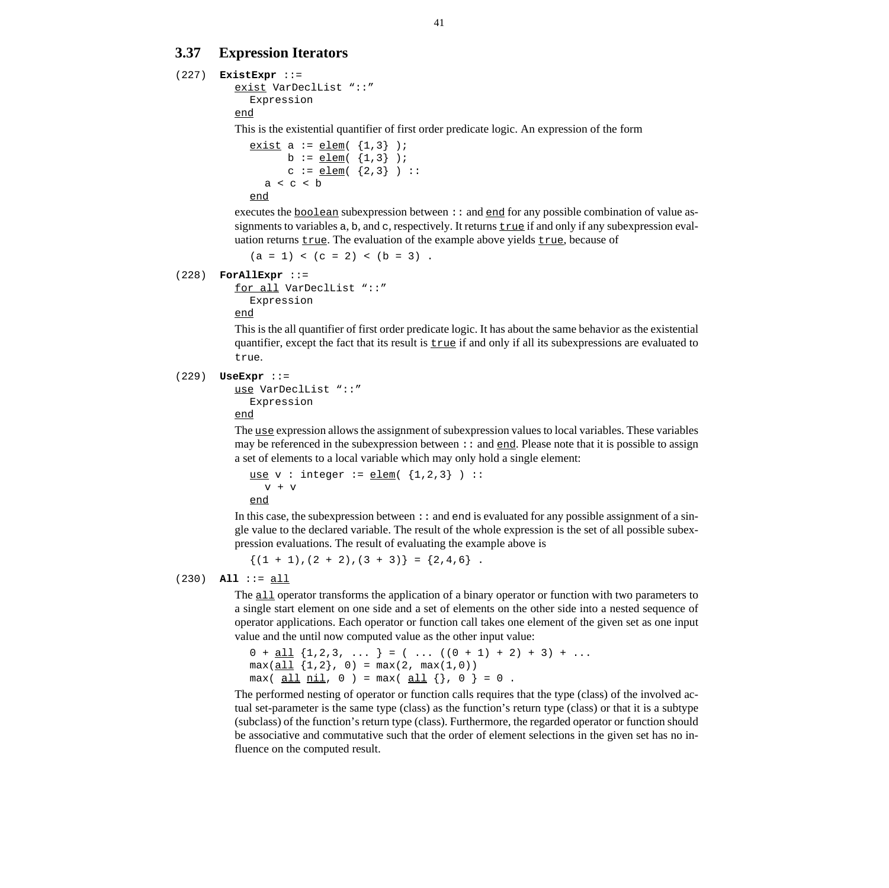## 3.37 Expression Iterators

```
(227) ExistExpr ::=
        exist VarDeclList "::"
          Expression
        end
```

This is the existential quantifier of first order predicate logic. An expression of the form

```
exist a := elem( {1,3} );
      b := elem( {1,3} );
      c := elem( {2,3} ) ::
  a < c < b
end
```

executes the boolean subexpression between `::` and end for any possible combination of value assignments to variables a, b, and c, respectively. It returns true if and only if any subexpression evaluation returns true. The evaluation of the example above yields true, because of

```
(a = 1) < (c = 2) < (b = 3) .
```

```
(228) ForAllExpr ::=
        for all VarDeclList "::"
          Expression
        end
```

This is the all quantifier of first order predicate logic. It has about the same behavior as the existential quantifier, except the fact that its result is true if and only if all its subexpressions are evaluated to true.

```
(229) UseExpr ::=
        use VarDeclList "::"
          Expression
        end
```

The use expression allows the assignment of subexpression values to local variables. These variables may be referenced in the subexpression between `::` and end. Please note that it is possible to assign a set of elements to a local variable which may only hold a single element:

```
use v : integer := elem( {1,2,3} ) ::
  v + v
end
```

In this case, the subexpression between `::` and end is evaluated for any possible assignment of a single value to the declared variable. The result of the whole expression is the set of all possible subexpression evaluations. The result of evaluating the example above is

```
{(1 + 1),(2 + 2),(3 + 3)} = {2,4,6} .
```

```
(230) All ::= all
```

The all operator transforms the application of a binary operator or function with two parameters to a single start element on one side and a set of elements on the other side into a nested sequence of operator applications. Each operator or function call takes one element of the given set as one input value and the until now computed value as the other input value:

```
0 + all {1,2,3, ... } = ( ... ((0 + 1) + 2) + 3) + ...
max(all {1,2}, 0) = max(2, max(1,0))
max( all nil, 0 ) = max( all {}, 0 } = 0 .
```

The performed nesting of operator or function calls requires that the type (class) of the involved actual set-parameter is the same type (class) as the function's return type (class) or that it is a subtype (subclass) of the function's return type (class). Furthermore, the regarded operator or function should be associative and commutative such that the order of element selections in the given set has no influence on the computed result.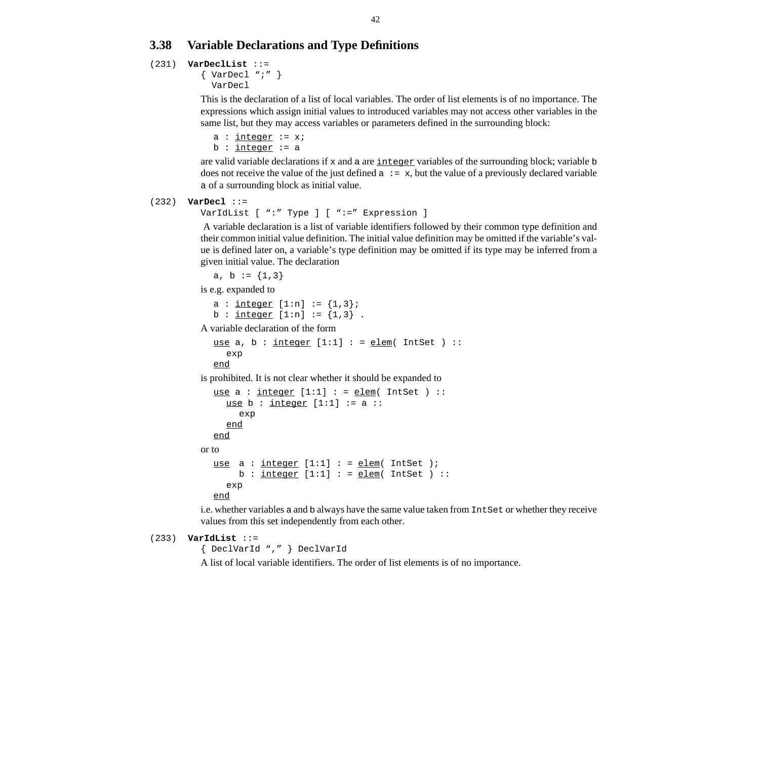## 3.38 Variable Declarations and Type Definitions

(231) **VarDeclList** ::=

```
{ VarDecl ";" }
  VarDecl
```

This is the declaration of a list of local variables. The order of list elements is of no importance. The expressions which assign initial values to introduced variables may not access other variables in the same list, but they may access variables or parameters defined in the surrounding block:

```
a : integer := x;
b : integer := a
```

are valid variable declarations if x and a are integer variables of the surrounding block; variable b does not receive the value of the just defined a := x, but the value of a previously declared variable a of a surrounding block as initial value.

(232) **VarDecl** ::=

```
VarIdList [ ":" Type ] [ ":=" Expression ]
```

A variable declaration is a list of variable identifiers followed by their common type definition and their common initial value definition. The initial value definition may be omitted if the variable's value is defined later on, a variable's type definition may be omitted if its type may be inferred from a given initial value. The declaration

```
a, b := {1,3}
```

is e.g. expanded to

```
a : integer [1:n] := {1,3};
b : integer [1:n] := {1,3} .
```

A variable declaration of the form

```
use a, b : integer [1:1] : = elem( IntSet ) ::
  exp
end
```

is prohibited. It is not clear whether it should be expanded to

```
use a : integer [1:1] : = elem( IntSet ) ::
  use b : integer [1:1] := a ::
    exp
  end
end
```

or to

```
use  a : integer [1:1] : = elem( IntSet );
     b : integer [1:1] : = elem( IntSet ) ::
  exp
end
```

i.e. whether variables a and b always have the same value taken from IntSet or whether they receive values from this set independently from each other.

(233) **VarIdList** ::=

```
{ DeclVarId "," } DeclVarId
```

A list of local variable identifiers. The order of list elements is of no importance.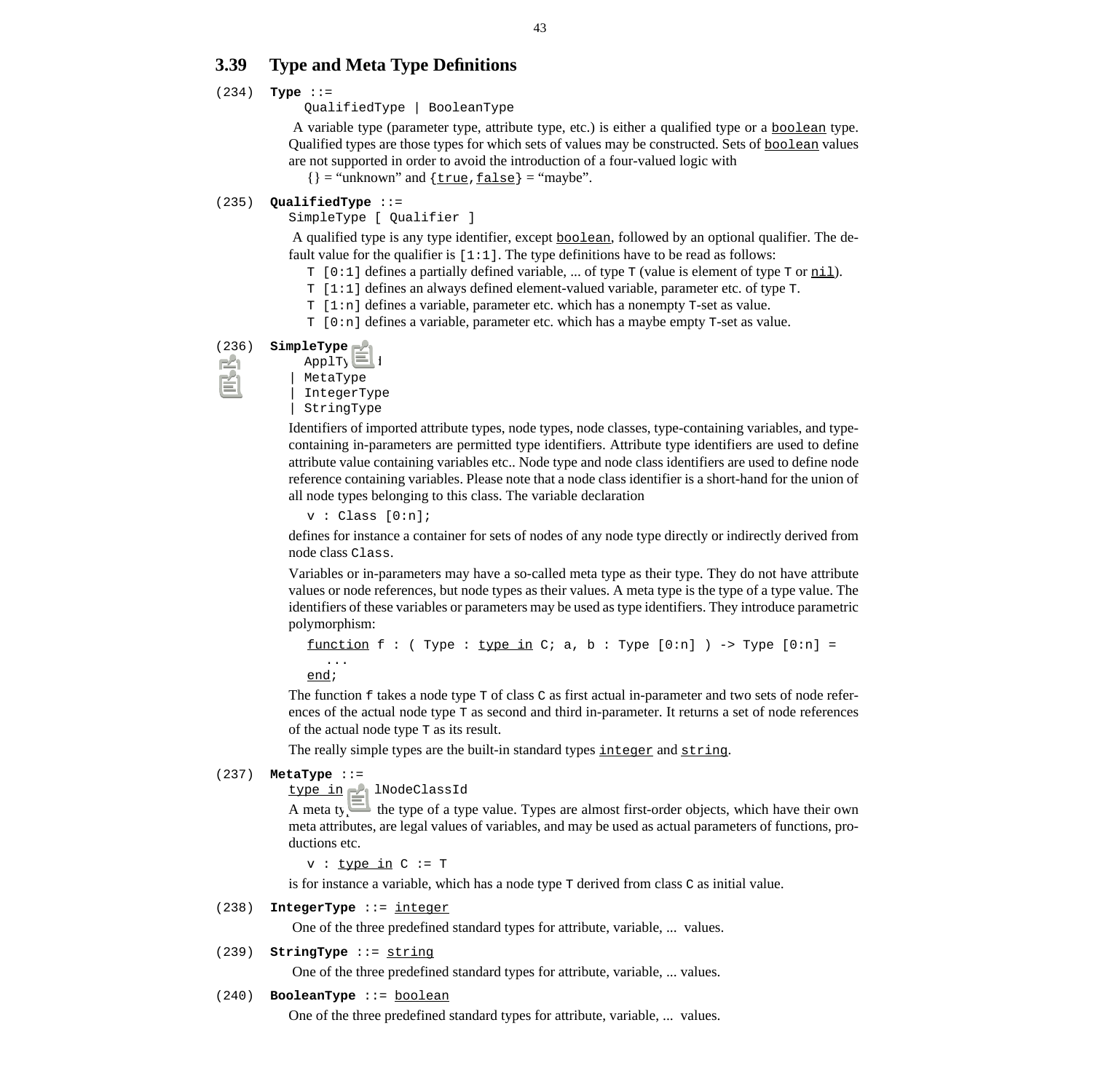## 3.39 Type and Meta Type Definitions

(234) **Type** ::=

```
QualifiedType | BooleanType
```

A variable type (parameter type, attribute type, etc.) is either a qualified type or a boolean type. Qualified types are those types for which sets of values may be constructed. Sets of boolean values are not supported in order to avoid the introduction of a four-valued logic with

{} = "unknown" and {true, false} = "maybe".

(235) **QualifiedType** ::=

```
SimpleType [ Qualifier ]
```

A qualified type is any type identifier, except boolean, followed by an optional qualifier. The default value for the qualifier is `[1:1]`. The type definitions have to be read as follows:

- `T [0:1]` defines a partially defined variable, ... of type `T` (value is element of type `T` or nil).
- `T [1:1]` defines an always defined element-valued variable, parameter etc. of type `T`.
- `T [1:n]` defines a variable, parameter etc. which has a nonempty `T`-set as value.
- `T [0:n]` defines a variable, parameter etc. which has a maybe empty `T`-set as value.

(236) **SimpleType**

```
  ApplTy d
| MetaType
| IntegerType
| StringType
```

Identifiers of imported attribute types, node types, node classes, type-containing variables, and type-containing in-parameters are permitted type identifiers. Attribute type identifiers are used to define attribute value containing variables etc.. Node type and node class identifiers are used to define node reference containing variables. Please note that a node class identifier is a short-hand for the union of all node types belonging to this class. The variable declaration

```
v : Class [0:n];
```

defines for instance a container for sets of nodes of any node type directly or indirectly derived from node class `Class`.

Variables or in-parameters may have a so-called meta type as their type. They do not have attribute values or node references, but node types as their values. A meta type is the type of a type value. The identifiers of these variables or parameters may be used as type identifiers. They introduce parametric polymorphism:

```
function f : ( Type : type in C; a, b : Type [0:n] ) -> Type [0:n] =
   ...
end;
```

The function `f` takes a node type `T` of class `C` as first actual in-parameter and two sets of node references of the actual node type `T` as second and third in-parameter. It returns a set of node references of the actual node type `T` as its result.

The really simple types are the built-in standard types integer and string.

(237) **MetaType** ::=

```
type in lNodeClassId
```

A meta ty the type of a type value. Types are almost first-order objects, which have their own meta attributes, are legal values of variables, and may be used as actual parameters of functions, productions etc.

```
v : type in C := T
```

is for instance a variable, which has a node type `T` derived from class `C` as initial value.

(238) **IntegerType** ::= integer

One of the three predefined standard types for attribute, variable, ... values.

(239) **StringType** ::= string

One of the three predefined standard types for attribute, variable, ... values.

(240) **BooleanType** ::= boolean

One of the three predefined standard types for attribute, variable, ... values.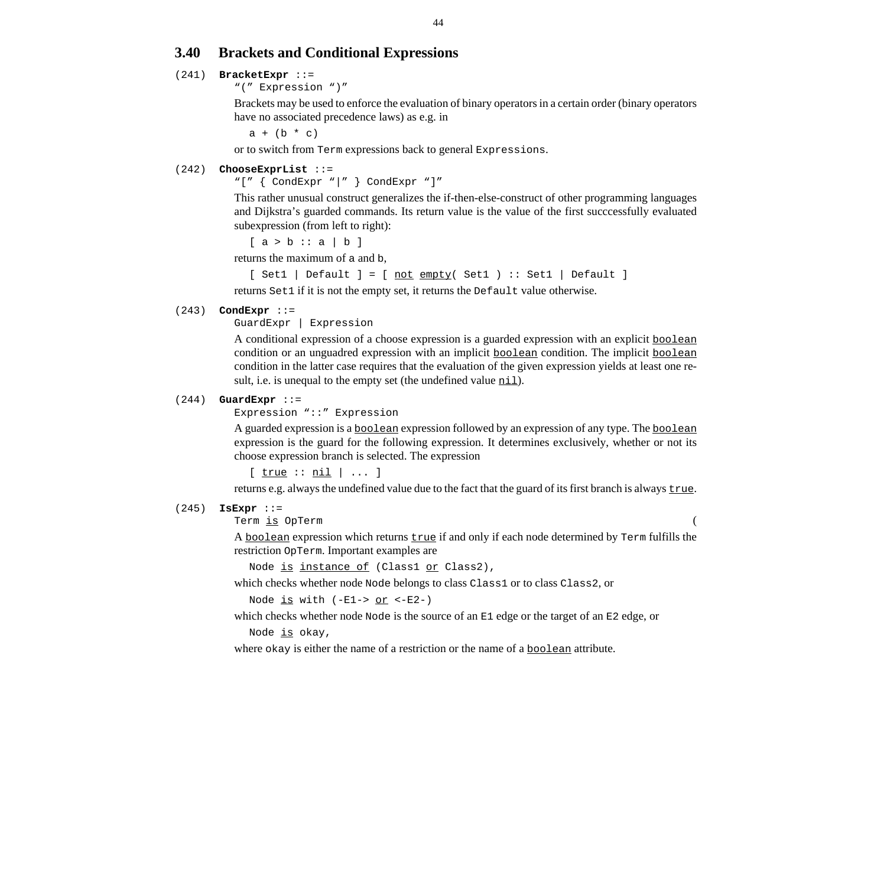## 3.40 Brackets and Conditional Expressions

(241) **BracketExpr** ::=

```
"(" Expression ")"
```

Brackets may be used to enforce the evaluation of binary operators in a certain order (binary operators have no associated precedence laws) as e.g. in

```
a + (b * c)
```

or to switch from `Term` expressions back to general `Expressions`.

(242) **ChooseExprList** ::=

```
"[" { CondExpr "|" } CondExpr "]"
```

This rather unusual construct generalizes the if-then-else-construct of other programming languages and Dijkstra's guarded commands. Its return value is the value of the first succcessfully evaluated subexpression (from left to right):

```
[ a > b :: a | b ]
```

returns the maximum of `a` and `b`,

```
[ Set1 | Default ] = [ not empty( Set1 ) :: Set1 | Default ]
```

returns `Set1` if it is not the empty set, it returns the `Default` value otherwise.

(243) **CondExpr** ::=

```
GuardExpr | Expression
```

A conditional expression of a choose expression is a guarded expression with an explicit <u>boolean</u> condition or an unguadred expression with an implicit <u>boolean</u> condition. The implicit <u>boolean</u> condition in the latter case requires that the evaluation of the given expression yields at least one result, i.e. is unequal to the empty set (the undefined value <u>nil</u>).

(244) **GuardExpr** ::=

```
Expression "::" Expression
```

A guarded expression is a <u>boolean</u> expression followed by an expression of any type. The <u>boolean</u> expression is the guard for the following expression. It determines exclusively, whether or not its choose expression branch is selected. The expression

```
[ true :: nil | ... ]
```

returns e.g. always the undefined value due to the fact that the guard of its first branch is always <u>true</u>.

(245) **IsExpr** ::=

```
Term is OpTerm                                                          (
```

A <u>boolean</u> expression which returns <u>true</u> if and only if each node determined by `Term` fulfills the restriction `OpTerm`. Important examples are

```
Node is instance of (Class1 or Class2),
```

which checks whether node `Node` belongs to class `Class1` or to class `Class2`, or

```
Node is with (-E1-> or <-E2-)
```

which checks whether node `Node` is the source of an `E1` edge or the target of an `E2` edge, or

```
Node is okay,
```

where `okay` is either the name of a restriction or the name of a <u>boolean</u> attribute.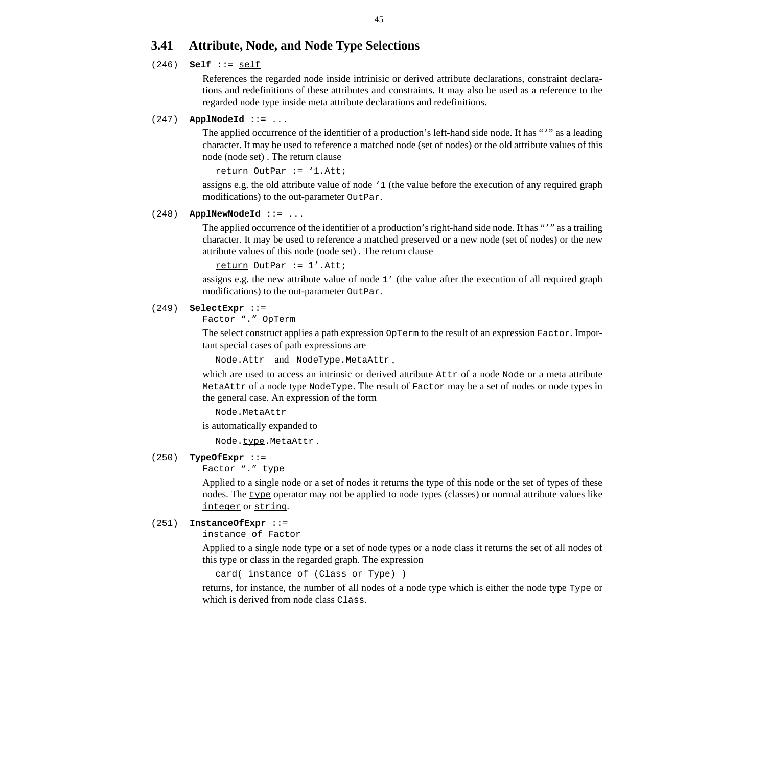## 3.41 Attribute, Node, and Node Type Selections

(246) **Self** ::= <u>self</u>

References the regarded node inside intrinisic or derived attribute declarations, constraint declarations and redefinitions of these attributes and constraints. It may also be used as a reference to the regarded node type inside meta attribute declarations and redefinitions.

(247) **ApplNodeId** ::= ...

The applied occurrence of the identifier of a production's left-hand side node. It has "`‘`" as a leading character. It may be used to reference a matched node (set of nodes) or the old attribute values of this node (node set) . The return clause

```
return OutPar := ‘1.Att;
```

assigns e.g. the old attribute value of node `‘1` (the value before the execution of any required graph modifications) to the out-parameter `OutPar`.

(248) **ApplNewNodeId** ::= ...

The applied occurrence of the identifier of a production's right-hand side node. It has "`’`" as a trailing character. It may be used to reference a matched preserved or a new node (set of nodes) or the new attribute values of this node (node set) . The return clause

```
return OutPar := 1’.Att;
```

assigns e.g. the new attribute value of node `1’` (the value after the execution of all required graph modifications) to the out-parameter `OutPar`.

(249) **SelectExpr** ::=
`Factor "." OpTerm`

The select construct applies a path expression `OpTerm` to the result of an expression `Factor`. Important special cases of path expressions are

`Node.Attr` and `NodeType.MetaAttr` ,

which are used to access an intrinsic or derived attribute `Attr` of a node `Node` or a meta attribute `MetaAttr` of a node type `NodeType`. The result of `Factor` may be a set of nodes or node types in the general case. An expression of the form

```
Node.MetaAttr
```

is automatically expanded to

`Node.`<u>`type`</u>`.MetaAttr` .

(250) **TypeOfExpr** ::=
`Factor "."` <u>`type`</u>

Applied to a single node or a set of nodes it returns the type of this node or the set of types of these nodes. The <u>`type`</u> operator may not be applied to node types (classes) or normal attribute values like <u>`integer`</u> or <u>`string`</u>.

(251) **InstanceOfExpr** ::=
<u>`instance of`</u> `Factor`

Applied to a single node type or a set of node types or a node class it returns the set of all nodes of this type or class in the regarded graph. The expression

```
card( instance of (Class or Type) )
```

returns, for instance, the number of all nodes of a node type which is either the node type `Type` or which is derived from node class `Class`.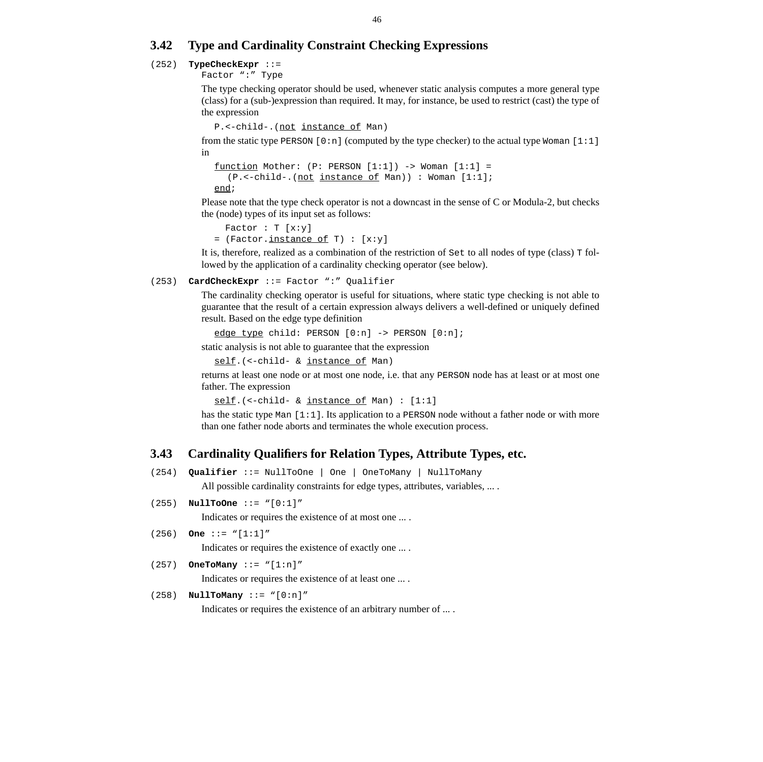## 3.42 Type and Cardinality Constraint Checking Expressions

(252) **TypeCheckExpr** ::=
Factor ":" Type

The type checking operator should be used, whenever static analysis computes a more general type (class) for a (sub-)expression than required. It may, for instance, be used to restrict (cast) the type of the expression

```
P.<-child-.(not instance of Man)
```

from the static type `PERSON [0:n]` (computed by the type checker) to the actual type `Woman [1:1]` in

```
function Mother: (P: PERSON [1:1]) -> Woman [1:1] =
  (P.<-child-.(not instance of Man)) : Woman [1:1];
end;
```

Please note that the type check operator is not a downcast in the sense of C or Modula-2, but checks the (node) types of its input set as follows:

```
  Factor : T [x:y]
= (Factor.instance of T) : [x:y]
```

It is, therefore, realized as a combination of the restriction of `Set` to all nodes of type (class) `T` followed by the application of a cardinality checking operator (see below).

(253) **CardCheckExpr** ::= Factor ":" Qualifier

The cardinality checking operator is useful for situations, where static type checking is not able to guarantee that the result of a certain expression always delivers a well-defined or uniquely defined result. Based on the edge type definition

```
edge type child: PERSON [0:n] -> PERSON [0:n];
```

static analysis is not able to guarantee that the expression

```
self.(<-child- & instance of Man)
```

returns at least one node or at most one node, i.e. that any `PERSON` node has at least or at most one father. The expression

```
self.(<-child- & instance of Man) : [1:1]
```

has the static type `Man [1:1]`. Its application to a `PERSON` node without a father node or with more than one father node aborts and terminates the whole execution process.

## 3.43 Cardinality Qualifiers for Relation Types, Attribute Types, etc.

(254) **Qualifier** ::= NullToOne | One | OneToMany | NullToMany

All possible cardinality constraints for edge types, attributes, variables, ... .

(255) **NullToOne** ::= "[0:1]"

Indicates or requires the existence of at most one ... .

(256) **One** ::= "[1:1]"

Indicates or requires the existence of exactly one ... .

(257) **OneToMany** ::= "[1:n]"

Indicates or requires the existence of at least one ... .

(258) **NullToMany** ::= "[0:n]"

Indicates or requires the existence of an arbitrary number of ... .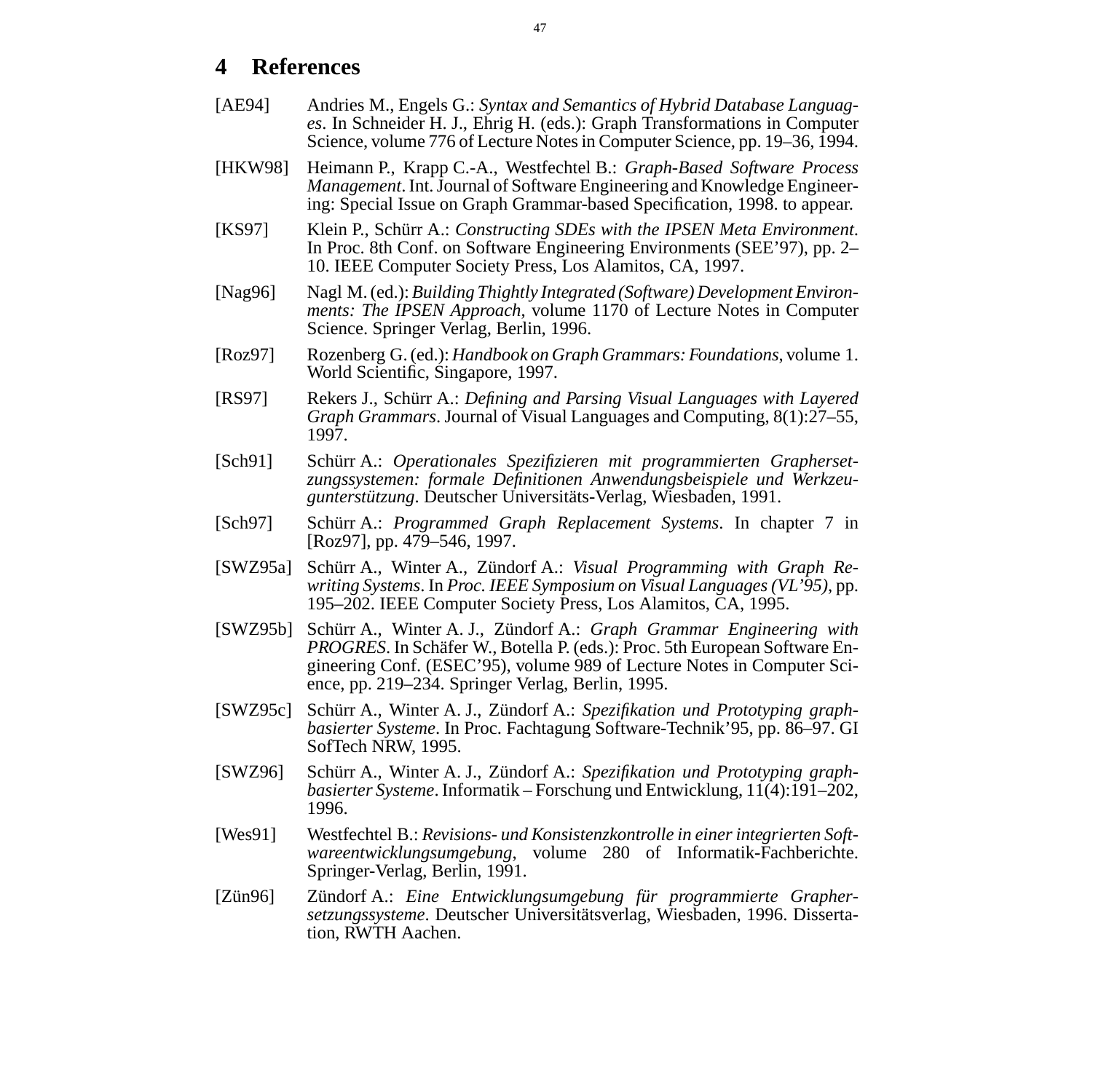# 4 References

[AE94] Andries M., Engels G.: *Syntax and Semantics of Hybrid Database Languages*. In Schneider H. J., Ehrig H. (eds.): Graph Transformations in Computer Science, volume 776 of Lecture Notes in Computer Science, pp. 19–36, 1994.

[HKW98] Heimann P., Krapp C.-A., Westfechtel B.: *Graph-Based Software Process Management*. Int. Journal of Software Engineering and Knowledge Engineering: Special Issue on Graph Grammar-based Specification, 1998. to appear.

[KS97] Klein P., Schürr A.: *Constructing SDEs with the IPSEN Meta Environment*. In Proc. 8th Conf. on Software Engineering Environments (SEE'97), pp. 2–10. IEEE Computer Society Press, Los Alamitos, CA, 1997.

[Nag96] Nagl M. (ed.): *Building Thightly Integrated (Software) Development Environments: The IPSEN Approach*, volume 1170 of Lecture Notes in Computer Science. Springer Verlag, Berlin, 1996.

[Roz97] Rozenberg G. (ed.): *Handbook on Graph Grammars: Foundations*, volume 1. World Scientific, Singapore, 1997.

[RS97] Rekers J., Schürr A.: *Defining and Parsing Visual Languages with Layered Graph Grammars*. Journal of Visual Languages and Computing, 8(1):27–55, 1997.

[Sch91] Schürr A.: *Operationales Spezifizieren mit programmierten Graphersetzungssystemen: formale Definitionen Anwendungsbeispiele und Werkzeugunterstützung*. Deutscher Universitäts-Verlag, Wiesbaden, 1991.

[Sch97] Schürr A.: *Programmed Graph Replacement Systems*. In chapter 7 in [Roz97], pp. 479–546, 1997.

[SWZ95a] Schürr A., Winter A., Zündorf A.: *Visual Programming with Graph Rewriting Systems*. In *Proc. IEEE Symposium on Visual Languages (VL'95)*, pp. 195–202. IEEE Computer Society Press, Los Alamitos, CA, 1995.

[SWZ95b] Schürr A., Winter A. J., Zündorf A.: *Graph Grammar Engineering with PROGRES*. In Schäfer W., Botella P. (eds.): Proc. 5th European Software Engineering Conf. (ESEC'95), volume 989 of Lecture Notes in Computer Science, pp. 219–234. Springer Verlag, Berlin, 1995.

[SWZ95c] Schürr A., Winter A. J., Zündorf A.: *Spezifikation und Prototyping graphbasierter Systeme*. In Proc. Fachtagung Software-Technik'95, pp. 86–97. GI SofTech NRW, 1995.

[SWZ96] Schürr A., Winter A. J., Zündorf A.: *Spezifikation und Prototyping graphbasierter Systeme*. Informatik – Forschung und Entwicklung, 11(4):191–202, 1996.

[Wes91] Westfechtel B.: *Revisions- und Konsistenzkontrolle in einer integrierten Softwareentwicklungsumgebung*, volume 280 of Informatik-Fachberichte. Springer-Verlag, Berlin, 1991.

[Zün96] Zündorf A.: *Eine Entwicklungsumgebung für programmierte Graphersetzungssysteme*. Deutscher Universitätsverlag, Wiesbaden, 1996. Dissertation, RWTH Aachen.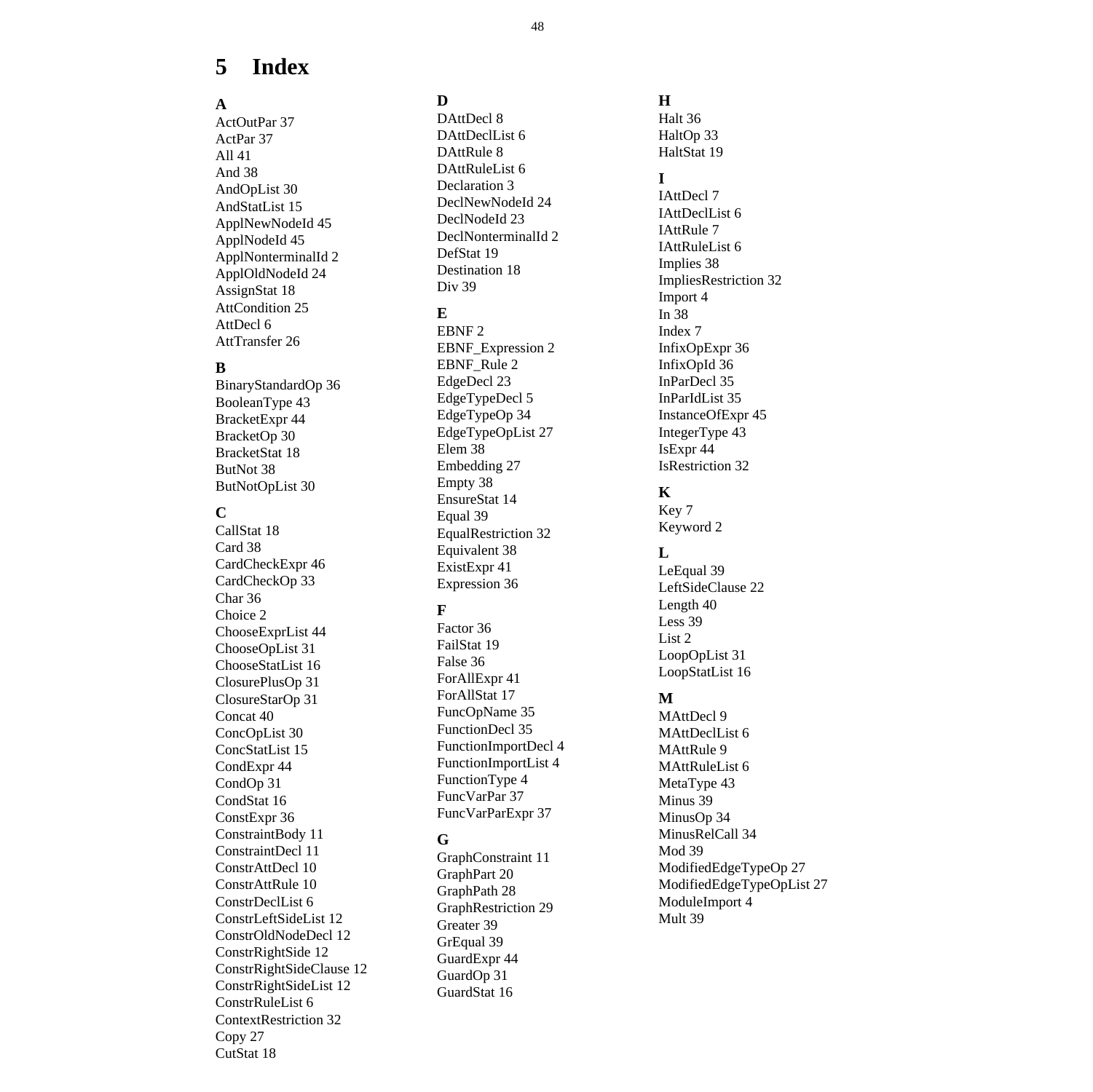# 5 Index

**A**

ActOutPar 37
ActPar 37
All 41
And 38
AndOpList 30
AndStatList 15
ApplNewNodeId 45
ApplNodeId 45
ApplNonterminalId 2
ApplOldNodeId 24
AssignStat 18
AttCondition 25
AttDecl 6
AttTransfer 26

**B**

BinaryStandardOp 36
BooleanType 43
BracketExpr 44
BracketOp 30
BracketStat 18
ButNot 38
ButNotOpList 30

**C**

CallStat 18
Card 38
CardCheckExpr 46
CardCheckOp 33
Char 36
Choice 2
ChooseExprList 44
ChooseOpList 31
ChooseStatList 16
ClosurePlusOp 31
ClosureStarOp 31
Concat 40
ConcOpList 30
ConcStatList 15
CondExpr 44
CondOp 31
CondStat 16
ConstExpr 36
ConstraintBody 11
ConstraintDecl 11
ConstrAttDecl 10
ConstrAttRule 10
ConstrDeclList 6
ConstrLeftSideList 12
ConstrOldNodeDecl 12
ConstrRightSide 12
ConstrRightSideClause 12
ConstrRightSideList 12
ConstrRuleList 6
ContextRestriction 32
Copy 27
CutStat 18

**D**

DAttDecl 8
DAttDeclList 6
DAttRule 8
DAttRuleList 6
Declaration 3
DeclNewNodeId 24
DeclNodeId 23
DeclNonterminalId 2
DefStat 19
Destination 18
Div 39

**E**

EBNF 2
EBNF_Expression 2
EBNF_Rule 2
EdgeDecl 23
EdgeTypeDecl 5
EdgeTypeOp 34
EdgeTypeOpList 27
Elem 38
Embedding 27
Empty 38
EnsureStat 14
Equal 39
EqualRestriction 32
Equivalent 38
ExistExpr 41
Expression 36

**F**

Factor 36
FailStat 19
False 36
ForAllExpr 41
ForAllStat 17
FuncOpName 35
FunctionDecl 35
FunctionImportDecl 4
FunctionImportList 4
FunctionType 4
FuncVarPar 37
FuncVarParExpr 37

**G**

GraphConstraint 11
GraphPart 20
GraphPath 28
GraphRestriction 29
Greater 39
GrEqual 39
GuardExpr 44
GuardOp 31
GuardStat 16

**H**

Halt 36
HaltOp 33
HaltStat 19

**I**

IAttDecl 7
IAttDeclList 6
IAttRule 7
IAttRuleList 6
Implies 38
ImpliesRestriction 32
Import 4
In 38
Index 7
InfixOpExpr 36
InfixOpId 36
InParDecl 35
InParIdList 35
InstanceOfExpr 45
IntegerType 43
IsExpr 44
IsRestriction 32

**K**

Key 7
Keyword 2

**L**

LeEqual 39
LeftSideClause 22
Length 40
Less 39
List 2
LoopOpList 31
LoopStatList 16

**M**

MAttDecl 9
MAttDeclList 6
MAttRule 9
MAttRuleList 6
MetaType 43
Minus 39
MinusOp 34
MinusRelCall 34
Mod 39
ModifiedEdgeTypeOp 27
ModifiedEdgeTypeOpList 27
ModuleImport 4
Mult 39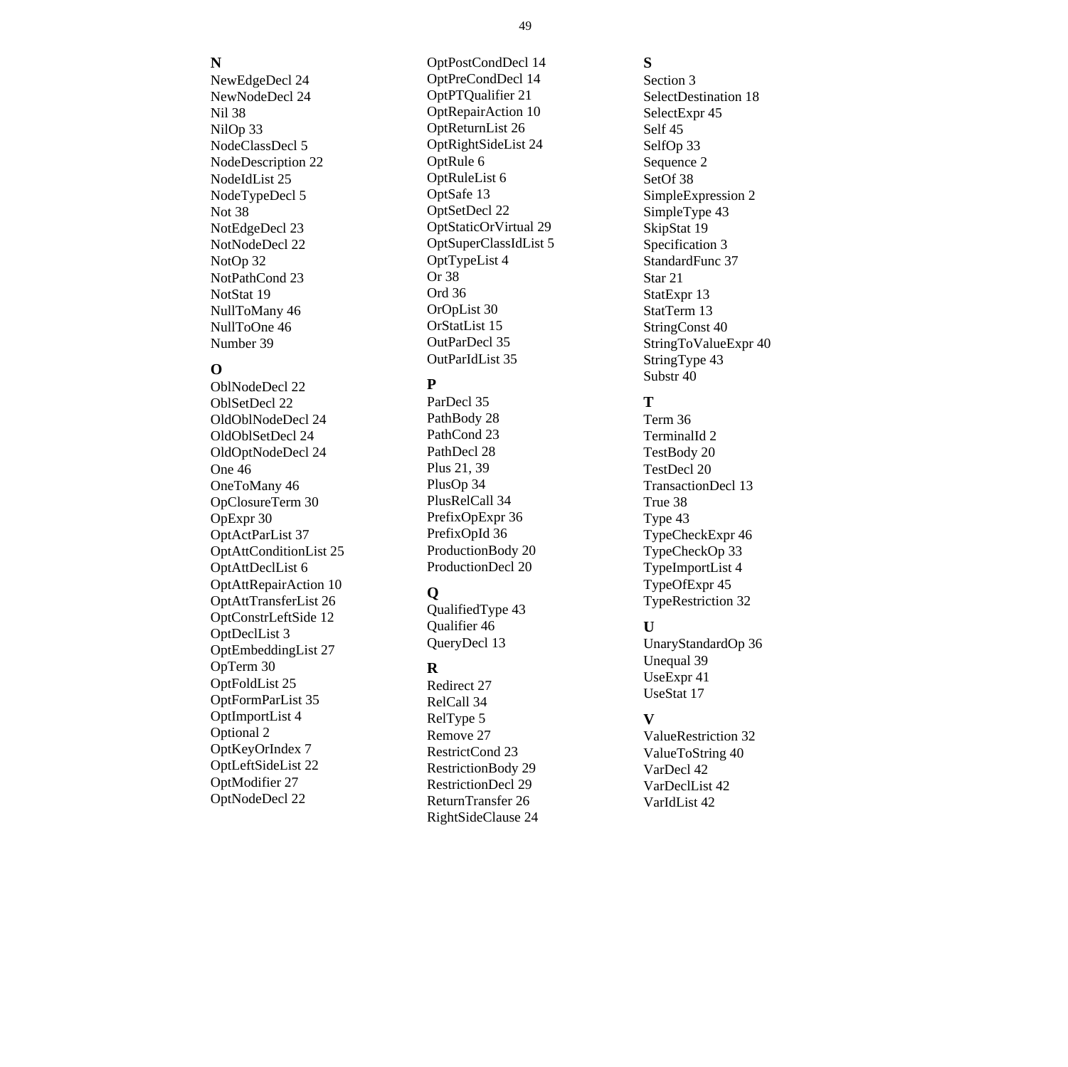**N**

NewEdgeDecl 24
NewNodeDecl 24
Nil 38
NilOp 33
NodeClassDecl 5
NodeDescription 22
NodeIdList 25
NodeTypeDecl 5
Not 38
NotEdgeDecl 23
NotNodeDecl 22
NotOp 32
NotPathCond 23
NotStat 19
NullToMany 46
NullToOne 46
Number 39

**O**

OblNodeDecl 22
OblSetDecl 22
OldOblNodeDecl 24
OldOblSetDecl 24
OldOptNodeDecl 24
One 46
OneToMany 46
OpClosureTerm 30
OpExpr 30
OptActParList 37
OptAttConditionList 25
OptAttDeclList 6
OptAttRepairAction 10
OptAttTransferList 26
OptConstrLeftSide 12
OptDeclList 3
OptEmbeddingList 27
OpTerm 30
OptFoldList 25
OptFormParList 35
OptImportList 4
Optional 2
OptKeyOrIndex 7
OptLeftSideList 22
OptModifier 27
OptNodeDecl 22
OptPostCondDecl 14
OptPreCondDecl 14
OptPTQualifier 21
OptRepairAction 10
OptReturnList 26
OptRightSideList 24
OptRule 6
OptRuleList 6
OptSafe 13
OptSetDecl 22
OptStaticOrVirtual 29
OptSuperClassIdList 5
OptTypeList 4
Or 38
Ord 36
OrOpList 30
OrStatList 15
OutParDecl 35
OutParIdList 35

**P**

ParDecl 35
PathBody 28
PathCond 23
PathDecl 28
Plus 21, 39
PlusOp 34
PlusRelCall 34
PrefixOpExpr 36
PrefixOpId 36
ProductionBody 20
ProductionDecl 20

**Q**

QualifiedType 43
Qualifier 46
QueryDecl 13

**R**

Redirect 27
RelCall 34
RelType 5
Remove 27
RestrictCond 23
RestrictionBody 29
RestrictionDecl 29
ReturnTransfer 26
RightSideClause 24

**S**

Section 3
SelectDestination 18
SelectExpr 45
Self 45
SelfOp 33
Sequence 2
SetOf 38
SimpleExpression 2
SimpleType 43
SkipStat 19
Specification 3
StandardFunc 37
Star 21
StatExpr 13
StatTerm 13
StringConst 40
StringToValueExpr 40
StringType 43
Substr 40

**T**

Term 36
TerminalId 2
TestBody 20
TestDecl 20
TransactionDecl 13
True 38
Type 43
TypeCheckExpr 46
TypeCheckOp 33
TypeImportList 4
TypeOfExpr 45
TypeRestriction 32

**U**

UnaryStandardOp 36
Unequal 39
UseExpr 41
UseStat 17

**V**

ValueRestriction 32
ValueToString 40
VarDecl 42
VarDeclList 42
VarIdList 42